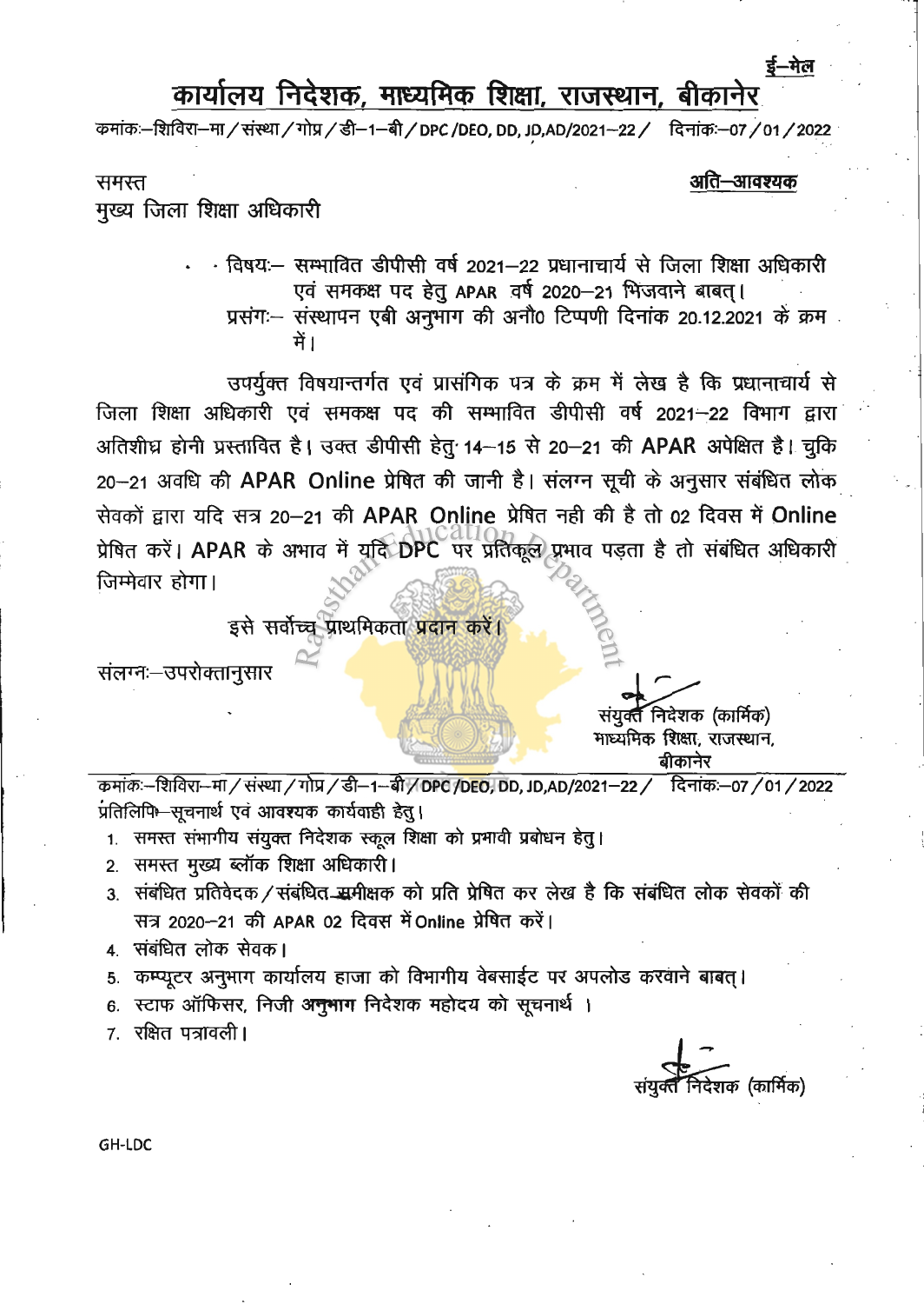ई–मेल

# कार्यालय निदेशक, माध्यमिक शिक्षा, राजस्थान, बीकानेर

क्रमांकः–शिविरा–मा/संस्था/गोप्र/डी–1–बी/DPC/DEO, DD, JD,AD/2021–22/ दिनांकः–07/01/2022

समस्त
मुख्य जिला शिक्षा अधिकारी

**अति–आवश्यक**

विषयः– सम्भावित डीपीसी वर्ष 2021–22 प्रधानाचार्य से जिला शिक्षा अधिकारी एवं समकक्ष पद हेतु APAR वर्ष 2020–21 भिजवाने बाबत्।

प्रसंगः– संस्थापन एबी अनुभाग की अनौ0 टिप्पणी दिनांक 20.12.2021 के क्रम में।

उपर्युक्त विषयान्तर्गत एवं प्रासंगिक पत्र के क्रम में लेख है कि प्रधानाचार्य से जिला शिक्षा अधिकारी एवं समकक्ष पद की सम्भावित डीपीसी वर्ष 2021–22 विभाग द्वारा अतिशीघ्र होनी प्रस्तावित है। उक्त डीपीसी हेतु 14–15 से 20–21 की APAR अपेक्षित है। चुकि 20–21 अवधि की APAR Online प्रेषित की जानी है। संलग्न सूची के अनुसार संबंधित लोक सेवकों द्वारा यदि सत्र 20–21 की APAR Online प्रेषित नही की है तो 02 दिवस में Online प्रेषित करें। APAR के अभाव में यदि DPC पर प्रतिकूल प्रभाव पड़ता है तो संबंधित अधिकारी जिम्मेवार होगा।

इसे सर्वोच्च प्राथमिकता प्रदान करें।

संलग्नः–उपरोक्तानुसार

संयुक्त निदेशक (कार्मिक)
माध्यमिक शिक्षा, राजस्थान,
बीकानेर

क्रमांकः–शिविरा–मा/संस्था/गोप्र/डी–1–बी/DPC/DEO, DD, JD,AD/2021–22/ दिनांकः–07/01/2022

प्रतिलिपि–सूचनार्थ एवं आवश्यक कार्यवाही हेतु।

1. समस्त संभागीय संयुक्त निदेशक स्कूल शिक्षा को प्रभावी प्रबोधन हेतु।
2. समस्त मुख्य ब्लॉक शिक्षा अधिकारी।
3. संबंधित प्रतिवेदक/संबंधित समीक्षक को प्रति प्रेषित कर लेख है कि संबंधित लोक सेवकों की सत्र 2020–21 की APAR 02 दिवस में Online प्रेषित करें।
4. संबंधित लोक सेवक।
5. कम्प्यूटर अनुभाग कार्यालय हाजा को विभागीय वेबसाईट पर अपलोड करवाने बाबत्।
6. स्टाफ ऑफिसर, निजी अनुभाग निदेशक महोदय को सूचनार्थ ।
7. रक्षित पत्रावली।

संयुक्त निदेशक (कार्मिक)

GH-LDC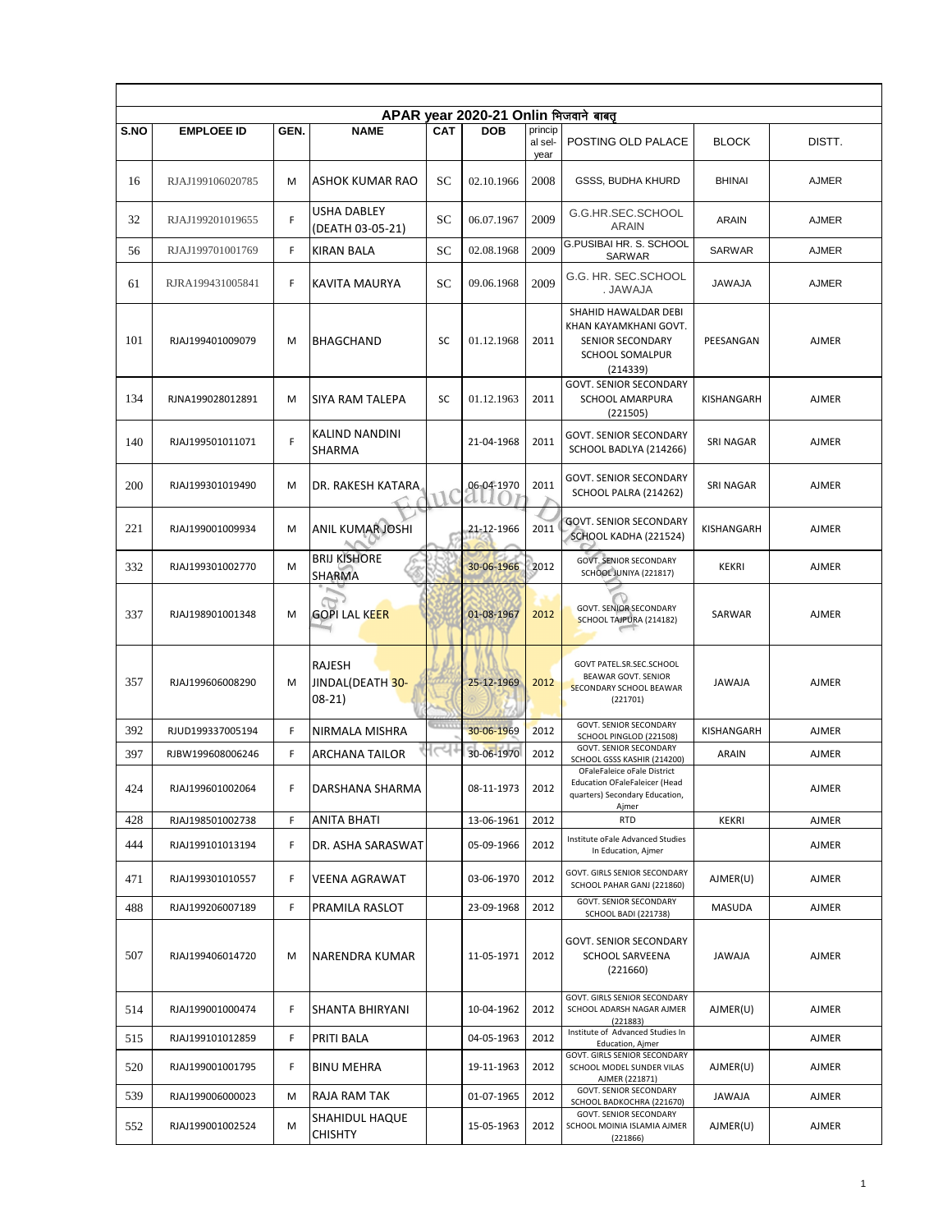| APAR year 2020-21 Onlin भिजवाने बाबत् | | | | | | | | | |
|---|---|---|---|---|---|---|---|---|---|
| S.NO | EMPLOEE ID | GEN. | NAME | CAT | DOB | princip al sel-year | POSTING OLD PALACE | BLOCK | DISTT. |
| 16 | RJAJ199106020785 | M | ASHOK KUMAR RAO | SC | 02.10.1966 | 2008 | GSSS, BUDHA KHURD | BHINAI | AJMER |
| 32 | RJAJ199201019655 | F | USHA DABLEY (DEATH 03-05-21) | SC | 06.07.1967 | 2009 | G.G.HR.SEC.SCHOOL ARAIN | ARAIN | AJMER |
| 56 | RJAJ199701001769 | F | KIRAN BALA | SC | 02.08.1968 | 2009 | G.PUSIBAI HR. S. SCHOOL SARWAR | SARWAR | AJMER |
| 61 | RJRA199431005841 | F | KAVITA MAURYA | SC | 09.06.1968 | 2009 | G.G. HR. SEC.SCHOOL . JAWAJA | JAWAJA | AJMER |
| 101 | RJAJ199401009079 | M | BHAGCHAND | SC | 01.12.1968 | 2011 | SHAHID HAWALDAR DEBI KHAN KAYAMKHANI GOVT. SENIOR SECONDARY SCHOOL SOMALPUR (214339) | PEESANGAN | AJMER |
| 134 | RJNA199028012891 | M | SIYA RAM TALEPA | SC | 01.12.1963 | 2011 | GOVT. SENIOR SECONDARY SCHOOL AMARPURA (221505) | KISHANGARH | AJMER |
| 140 | RJAJ199501011071 | F | KALIND NANDINI SHARMA | | 21-04-1968 | 2011 | GOVT. SENIOR SECONDARY SCHOOL BADLYA (214266) | SRI NAGAR | AJMER |
| 200 | RJAJ199301019490 | M | DR. RAKESH KATARA | | 06-04-1970 | 2011 | GOVT. SENIOR SECONDARY SCHOOL PALRA (214262) | SRI NAGAR | AJMER |
| 221 | RJAJ199001009934 | M | ANIL KUMAR JOSHI | | 21-12-1966 | 2011 | GOVT. SENIOR SECONDARY SCHOOL KADHA (221524) | KISHANGARH | AJMER |
| 332 | RJAJ199301002770 | M | BRIJ KISHORE SHARMA | | 30-06-1966 | 2012 | GOVT. SENIOR SECONDARY SCHOOL JUNIYA (221817) | KEKRI | AJMER |
| 337 | RJAJ198901001348 | M | GOPI LAL KEER | | 01-08-1967 | 2012 | GOVT. SENIOR SECONDARY SCHOOL TAJPURA (214182) | SARWAR | AJMER |
| 357 | RJAJ199606008290 | M | RAJESH JINDAL(DEATH 30-08-21) | | 25-12-1969 | 2012 | GOVT PATEL.SR.SEC.SCHOOL BEAWAR GOVT. SENIOR SECONDARY SCHOOL BEAWAR (221701) | JAWAJA | AJMER |
| 392 | RJUD199337005194 | F | NIRMALA MISHRA | | 30-06-1969 | 2012 | GOVT. SENIOR SECONDARY SCHOOL PINGLOD (221508) | KISHANGARH | AJMER |
| 397 | RJBW199608006246 | F | ARCHANA TAILOR | | 30-06-1970 | 2012 | GOVT. SENIOR SECONDARY SCHOOL GSSS KASHIR (214200) | ARAIN | AJMER |
| 424 | RJAJ199601002064 | F | DARSHANA SHARMA | | 08-11-1973 | 2012 | OFaleFaleice oFale District Education OFaleFaleicer (Head quarters) Secondary Education, Ajmer | | AJMER |
| 428 | RJAJ198501002738 | F | ANITA BHATI | | 13-06-1961 | 2012 | RTD | KEKRI | AJMER |
| 444 | RJAJ199101013194 | F | DR. ASHA SARASWAT | | 05-09-1966 | 2012 | Institute oFale Advanced Studies In Education, Ajmer | | AJMER |
| 471 | RJAJ199301010557 | F | VEENA AGRAWAT | | 03-06-1970 | 2012 | GOVT. GIRLS SENIOR SECONDARY SCHOOL PAHAR GANJ (221860) | AJMER(U) | AJMER |
| 488 | RJAJ199206007189 | F | PRAMILA RASLOT | | 23-09-1968 | 2012 | GOVT. SENIOR SECONDARY SCHOOL BADI (221738) | MASUDA | AJMER |
| 507 | RJAJ199406014720 | M | NARENDRA KUMAR | | 11-05-1971 | 2012 | GOVT. SENIOR SECONDARY SCHOOL SARVEENA (221660) | JAWAJA | AJMER |
| 514 | RJAJ199001000474 | F | SHANTA BHIRYANI | | 10-04-1962 | 2012 | GOVT. GIRLS SENIOR SECONDARY SCHOOL ADARSH NAGAR AJMER (221883) | AJMER(U) | AJMER |
| 515 | RJAJ199101012859 | F | PRITI BALA | | 04-05-1963 | 2012 | Institute of Advanced Studies In Education, Ajmer | | AJMER |
| 520 | RJAJ199001001795 | F | BINU MEHRA | | 19-11-1963 | 2012 | GOVT. GIRLS SENIOR SECONDARY SCHOOL MODEL SUNDER VILAS AJMER (221871) | AJMER(U) | AJMER |
| 539 | RJAJ199006000023 | M | RAJA RAM TAK | | 01-07-1965 | 2012 | GOVT. SENIOR SECONDARY SCHOOL BADKOCHRA (221670) | JAWAJA | AJMER |
| 552 | RJAJ199001002524 | M | SHAHIDUL HAQUE CHISHTY | | 15-05-1963 | 2012 | GOVT. SENIOR SECONDARY SCHOOL MOINIA ISLAMIA AJMER (221866) | AJMER(U) | AJMER |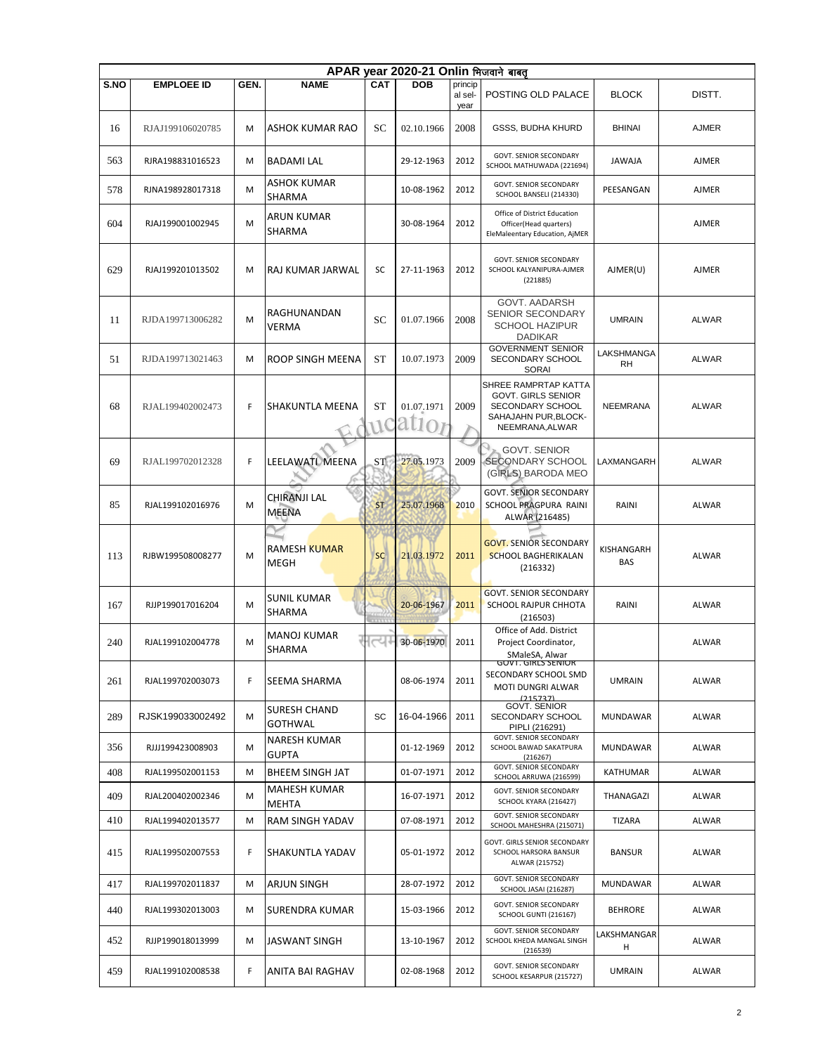| APAR year 2020-21 Onlin भिजवाने बाबत् | | | | | | | | | |
|---|---|---|---|---|---|---|---|---|---|
| S.NO | EMPLOEE ID | GEN. | NAME | CAT | DOB | principal sel-year | POSTING OLD PALACE | BLOCK | DISTT. |
| 16 | RJAJ199106020785 | M | ASHOK KUMAR RAO | SC | 02.10.1966 | 2008 | GSSS, BUDHA KHURD | BHINAI | AJMER |
| 563 | RJRA198831016523 | M | BADAMI LAL | | 29-12-1963 | 2012 | GOVT. SENIOR SECONDARY SCHOOL MATHUWADA (221694) | JAWAJA | AJMER |
| 578 | RJNA198928017318 | M | ASHOK KUMAR SHARMA | | 10-08-1962 | 2012 | GOVT. SENIOR SECONDARY SCHOOL BANSELI (214330) | PEESANGAN | AJMER |
| 604 | RJAJ199001002945 | M | ARUN KUMAR SHARMA | | 30-08-1964 | 2012 | Office of District Education Officer(Head quarters) EleMaleentary Education, AjMER | | AJMER |
| 629 | RJAJ199201013502 | M | RAJ KUMAR JARWAL | SC | 27-11-1963 | 2012 | GOVT. SENIOR SECONDARY SCHOOL KALYANIPURA-AJMER (221885) | AJMER(U) | AJMER |
| 11 | RJDA199713006282 | M | RAGHUNANDAN VERMA | SC | 01.07.1966 | 2008 | GOVT. AADARSH SENIOR SECONDARY SCHOOL HAZIPUR DADIKAR | UMRAIN | ALWAR |
| 51 | RJDA199713021463 | M | ROOP SINGH MEENA | ST | 10.07.1973 | 2009 | GOVERNMENT SENIOR SECONDARY SCHOOL SORAI | LAKSHMANGARH | ALWAR |
| 68 | RJAL199402002473 | F | SHAKUNTLA MEENA | ST | 01.07.1971 | 2009 | SHREE RAMPRTAP KATTA GOVT. GIRLS SENIOR SECONDARY SCHOOL SAHAJAHN PUR,BLOCK-NEEMRANA,ALWAR | NEEMRANA | ALWAR |
| 69 | RJAL199702012328 | F | LEELAWATI MEENA | ST | 27.05.1973 | 2009 | GOVT. SENIOR SECONDARY SCHOOL (GIRLS) BARODA MEO | LAXMANGARH | ALWAR |
| 85 | RJAL199102016976 | M | CHIRANJI LAL MEENA | ST | 25.07.1968 | 2010 | GOVT. SENIOR SECONDARY SCHOOL PRAGPURA RAINI ALWAR (216485) | RAINI | ALWAR |
| 113 | RJBW199508008277 | M | RAMESH KUMAR MEGH | SC | 21.03.1972 | 2011 | GOVT. SENIOR SECONDARY SCHOOL BAGHERIKALAN (216332) | KISHANGARH BAS | ALWAR |
| 167 | RJJP199017016204 | M | SUNIL KUMAR SHARMA | | 20-06-1967 | 2011 | GOVT. SENIOR SECONDARY SCHOOL RAJPUR CHHOTA (216503) | RAINI | ALWAR |
| 240 | RJAL199102004778 | M | MANOJ KUMAR SHARMA | | 30-06-1970 | 2011 | Office of Add. District Project Coordinator, SMaleSA, Alwar | | ALWAR |
| 261 | RJAL199702003073 | F | SEEMA SHARMA | | 08-06-1974 | 2011 | GOVT. GIRLS SENIOR SECONDARY SCHOOL SMD MOTI DUNGRI ALWAR (215737) | UMRAIN | ALWAR |
| 289 | RJSK199033002492 | M | SURESH CHAND GOTHWAL | SC | 16-04-1966 | 2011 | GOVT. SENIOR SECONDARY SCHOOL PIPLI (216291) | MUNDAWAR | ALWAR |
| 356 | RJJJ199423008903 | M | NARESH KUMAR GUPTA | | 01-12-1969 | 2012 | GOVT. SENIOR SECONDARY SCHOOL BAWAD SAKATPURA (216267) | MUNDAWAR | ALWAR |
| 408 | RJAL199502001153 | M | BHEEM SINGH JAT | | 01-07-1971 | 2012 | GOVT. SENIOR SECONDARY SCHOOL ARRUWA (216599) | KATHUMAR | ALWAR |
| 409 | RJAL200402002346 | M | MAHESH KUMAR MEHTA | | 16-07-1971 | 2012 | GOVT. SENIOR SECONDARY SCHOOL KYARA (216427) | THANAGAZI | ALWAR |
| 410 | RJAL199402013577 | M | RAM SINGH YADAV | | 07-08-1971 | 2012 | GOVT. SENIOR SECONDARY SCHOOL MAHESHRA (215071) | TIZARA | ALWAR |
| 415 | RJAL199502007553 | F | SHAKUNTLA YADAV | | 05-01-1972 | 2012 | GOVT. GIRLS SENIOR SECONDARY SCHOOL HARSORA BANSUR ALWAR (215752) | BANSUR | ALWAR |
| 417 | RJAL199702011837 | M | ARJUN SINGH | | 28-07-1972 | 2012 | GOVT. SENIOR SECONDARY SCHOOL JASAI (216287) | MUNDAWAR | ALWAR |
| 440 | RJAL199302013003 | M | SURENDRA KUMAR | | 15-03-1966 | 2012 | GOVT. SENIOR SECONDARY SCHOOL GUNTI (216167) | BEHRORE | ALWAR |
| 452 | RJJP199018013999 | M | JASWANT SINGH | | 13-10-1967 | 2012 | GOVT. SENIOR SECONDARY SCHOOL KHEDA MANGAL SINGH (216539) | LAKSHMANGARH | ALWAR |
| 459 | RJAL199102008538 | F | ANITA BAI RAGHAV | | 02-08-1968 | 2012 | GOVT. SENIOR SECONDARY SCHOOL KESARPUR (215727) | UMRAIN | ALWAR |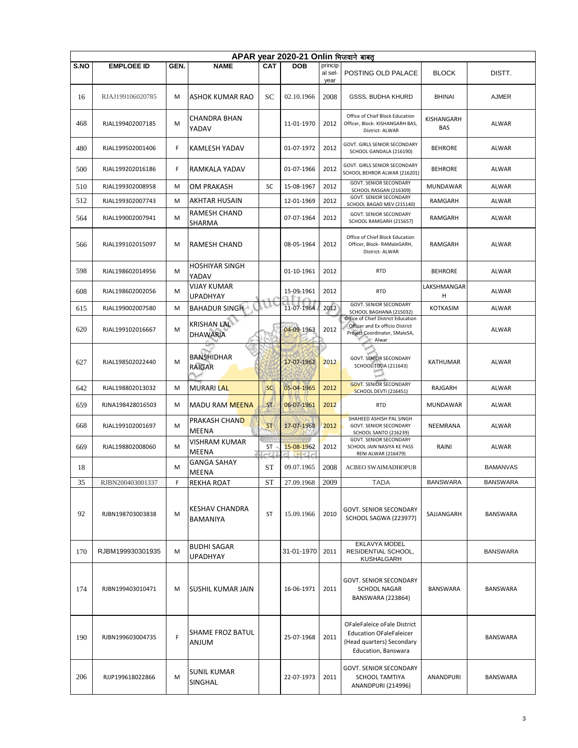| APAR year 2020-21 Onlin भिजवाने बाबत | | | | | | | | | |
|---|---|---|---|---|---|---|---|---|---|
| S.NO | EMPLOEE ID | GEN. | NAME | CAT | DOB | principal sel-year | POSTING OLD PALACE | BLOCK | DISTT. |
| 16 | RJAJ199106020785 | M | ASHOK KUMAR RAO | SC | 02.10.1966 | 2008 | GSSS, BUDHA KHURD | BHINAI | AJMER |
| 468 | RJAL199402007185 | M | CHANDRA BHAN YADAV | | 11-01-1970 | 2012 | Office of Chief Block Education Officer, Block- KISHANGARH BAS, District- ALWAR | KISHANGARH BAS | ALWAR |
| 480 | RJAL199502001406 | F | KAMLESH YADAV | | 01-07-1972 | 2012 | GOVT. GIRLS SENIOR SECONDARY SCHOOL GANDALA (216190) | BEHRORE | ALWAR |
| 500 | RJAL199202016186 | F | RAMKALA YADAV | | 01-07-1966 | 2012 | GOVT. GIRLS SENIOR SECONDARY SCHOOL BEHROR ALWAR (216201) | BEHRORE | ALWAR |
| 510 | RJAL199302008958 | M | OM PRAKASH | SC | 15-08-1967 | 2012 | GOVT. SENIOR SECONDARY SCHOOL RASGAN (216309) | MUNDAWAR | ALWAR |
| 512 | RJAL199302007743 | M | AKHTAR HUSAIN | | 12-01-1969 | 2012 | GOVT. SENIOR SECONDARY SCHOOL BAGAD MEV (215140) | RAMGARH | ALWAR |
| 564 | RJAL199002007941 | M | RAMESH CHAND SHARMA | | 07-07-1964 | 2012 | GOVT. SENIOR SECONDARY SCHOOL RAMGARH (215657) | RAMGARH | ALWAR |
| 566 | RJAL199102015097 | M | RAMESH CHAND | | 08-05-1964 | 2012 | Office of Chief Block Education Officer, Block- RAMaleGARH, District- ALWAR | RAMGARH | ALWAR |
| 598 | RJAL198602014956 | M | HOSHIYAR SINGH YADAV | | 01-10-1961 | 2012 | RTD | BEHRORE | ALWAR |
| 608 | RJAL198602002056 | M | VIJAY KUMAR UPADHYAY | | 15-09-1961 | 2012 | RTD | LAKSHMANGARH | ALWAR |
| 615 | RJAL199002007580 | M | BAHADUR SINGH | | 11-07-1964 | 2012 | GOVT. SENIOR SECONDARY SCHOOL BAGHANA (215032) | KOTKASIM | ALWAR |
| 620 | RJAL199102016667 | M | KRISHAN LAL DHAWARIA | | 04-09-1963 | 2012 | Office of Chief District Education Officer and Ex officio District Project Coordinator, SMaleSA, Alwar | | ALWAR |
| 627 | RJAL198502022440 | M | BANSHIDHAR RAIGAR | | 17-07-1962 | 2012 | GOVT. SENIOR SECONDARY SCHOOL TODA (211643) | KATHUMAR | ALWAR |
| 642 | RJAL198802013032 | M | MURARI LAL | SC | 05-04-1965 | 2012 | GOVT. SENIOR SECONDARY SCHOOL DEVTI (216451) | RAJGARH | ALWAR |
| 659 | RJNA198428016503 | M | MADU RAM MEENA | ST | 06-07-1961 | 2012 | RTD | MUNDAWAR | ALWAR |
| 668 | RJAL199102001697 | M | PRAKASH CHAND MEENA | ST | 17-07-1968 | 2012 | SHAHEED ASHISH PAL SINGH GOVT. SENIOR SECONDARY SCHOOL SANTO (216239) | NEEMRANA | ALWAR |
| 669 | RJAL198802008060 | M | VISHRAM KUMAR MEENA | ST | 15-08-1962 | 2012 | GOVT. SENIOR SECONDARY SCHOOL JAIN NASIYA KE PASS RENI ALWAR (216479) | RAINI | ALWAR |
| 18 | | M | GANGA SAHAY MEENA | ST | 09.07.1965 | 2008 | ACBEO SWAIMADHOPUR | | BAMANVAS |
| 35 | RJBN200403001337 | F | REKHA ROAT | ST | 27.09.1968 | 2009 | TADA | BANSWARA | BANSWARA |
| 92 | RJBN198703003838 | M | KESHAV CHANDRA BAMANIYA | ST | 15.09.1966 | 2010 | GOVT. SENIOR SECONDARY SCHOOL SAGWA (223977) | SAJJANGARH | BANSWARA |
| 170 | RJBM199930301935 | M | BUDHI SAGAR UPADHYAY | | 31-01-1970 | 2011 | EKLAVYA MODEL RESIDENTIAL SCHOOL, KUSHALGARH | | BANSWARA |
| 174 | RJBN199403010471 | M | SUSHIL KUMAR JAIN | | 16-06-1971 | 2011 | GOVT. SENIOR SECONDARY SCHOOL NAGAR BANSWARA (223864) | BANSWARA | BANSWARA |
| 190 | RJBN199603004735 | F | SHAME FROZ BATUL ANJUM | | 25-07-1968 | 2011 | OFaleFaleice oFale District Education OFaleFaleicer (Head quarters) Secondary Education, Banswara | | BANSWARA |
| 206 | RJJP199618022866 | M | SUNIL KUMAR SINGHAL | | 22-07-1973 | 2011 | GOVT. SENIOR SECONDARY SCHOOL TAMTIYA ANANDPURI (214996) | ANANDPURI | BANSWARA |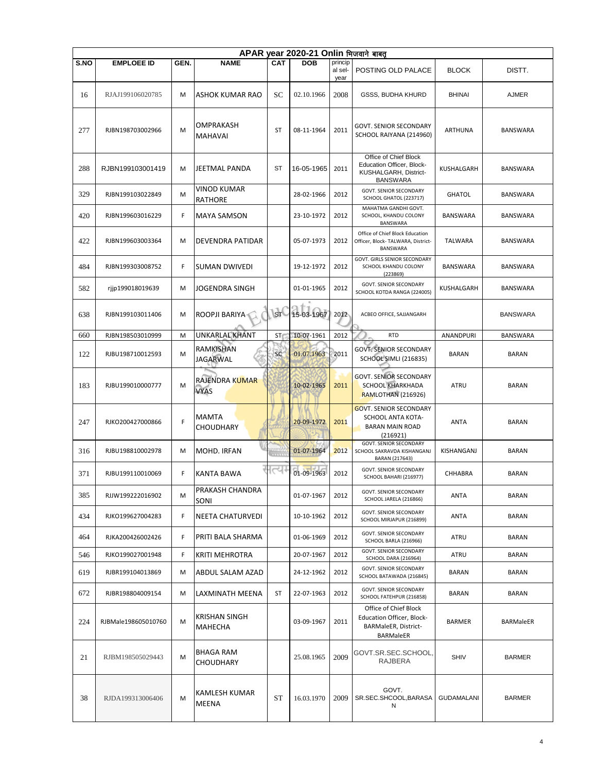| APAR year 2020-21 Onlin भिजवाने बाबत् | | | | | | | | | |
|---|---|---|---|---|---|---|---|---|---|
| S.NO | EMPLOEE ID | GEN. | NAME | CAT | DOB | principal sel-year | POSTING OLD PALACE | BLOCK | DISTT. |
| 16 | RJAJ199106020785 | M | ASHOK KUMAR RAO | SC | 02.10.1966 | 2008 | GSSS, BUDHA KHURD | BHINAI | AJMER |
| 277 | RJBN198703002966 | M | OMPRAKASH MAHAVAI | ST | 08-11-1964 | 2011 | GOVT. SENIOR SECONDARY SCHOOL RAIYANA (214960) | ARTHUNA | BANSWARA |
| 288 | RJBN199103001419 | M | JEETMAL PANDA | ST | 16-05-1965 | 2011 | Office of Chief Block Education Officer, Block- KUSHALGARH, District- BANSWARA | KUSHALGARH | BANSWARA |
| 329 | RJBN199103022849 | M | VINOD KUMAR RATHORE | | 28-02-1966 | 2012 | GOVT. SENIOR SECONDARY SCHOOL GHATOL (223717) | GHATOL | BANSWARA |
| 420 | RJBN199603016229 | F | MAYA SAMSON | | 23-10-1972 | 2012 | MAHATMA GANDHI GOVT. SCHOOL, KHANDU COLONY BANSWARA | BANSWARA | BANSWARA |
| 422 | RJBN199603003364 | M | DEVENDRA PATIDAR | | 05-07-1973 | 2012 | Office of Chief Block Education Officer, Block- TALWARA, District- BANSWARA | TALWARA | BANSWARA |
| 484 | RJBN199303008752 | F | SUMAN DWIVEDI | | 19-12-1972 | 2012 | GOVT. GIRLS SENIOR SECONDARY SCHOOL KHANDU COLONY (223869) | BANSWARA | BANSWARA |
| 582 | rjjp199018019639 | M | JOGENDRA SINGH | | 01-01-1965 | 2012 | GOVT. SENIOR SECONDARY SCHOOL KOTDA RANGA (224005) | KUSHALGARH | BANSWARA |
| 638 | RJBN199103011406 | M | ROOPJI BARIYA | ST | 15-03-1967 | 2012 | ACBEO OFFICE, SAJJANGARH | | BANSWARA |
| 660 | RJBN198503010999 | M | UNKARLAL KHANT | ST | 10-07-1961 | 2012 | RTD | ANANDPURI | BANSWARA |
| 122 | RJBU198710012593 | M | RAMKISHAN JAGARWAL | SC | 01.07.1963 | 2011 | GOVT. SENIOR SECONDARY SCHOOL SIMLI (216835) | BARAN | BARAN |
| 183 | RJBU199010000777 | M | RAJENDRA KUMAR VYAS | | 10-02-1965 | 2011 | GOVT. SENIOR SECONDARY SCHOOL KHARKHADA RAMLOTHAN (216926) | ATRU | BARAN |
| 247 | RJKO200427000866 | F | MAMTA CHOUDHARY | | 20-09-1972 | 2011 | GOVT. SENIOR SECONDARY SCHOOL ANTA KOTA-BARAN MAIN ROAD (216921) | ANTA | BARAN |
| 316 | RJBU198810002978 | M | MOHD. IRFAN | | 01-07-1964 | 2012 | GOVT. SENIOR SECONDARY SCHOOL SAKRAVDA KISHANGANJ BARAN (217643) | KISHANGANJ | BARAN |
| 371 | RJBU199110010069 | F | KANTA BAWA | | 01-09-1963 | 2012 | GOVT. SENIOR SECONDARY SCHOOL BAHARI (216977) | CHHABRA | BARAN |
| 385 | RJJW199222016902 | M | PRAKASH CHANDRA SONI | | 01-07-1967 | 2012 | GOVT. SENIOR SECONDARY SCHOOL JARELA (216866) | ANTA | BARAN |
| 434 | RJKO199627004283 | F | NEETA CHATURVEDI | | 10-10-1962 | 2012 | GOVT. SENIOR SECONDARY SCHOOL MIRJAPUR (216899) | ANTA | BARAN |
| 464 | RJKA200426002426 | F | PRITI BALA SHARMA | | 01-06-1969 | 2012 | GOVT. SENIOR SECONDARY SCHOOL BARLA (216966) | ATRU | BARAN |
| 546 | RJKO199027001948 | F | KRITI MEHROTRA | | 20-07-1967 | 2012 | GOVT. SENIOR SECONDARY SCHOOL DARA (216964) | ATRU | BARAN |
| 619 | RJBR199104013869 | M | ABDUL SALAM AZAD | | 24-12-1962 | 2012 | GOVT. SENIOR SECONDARY SCHOOL BATAWADA (216845) | BARAN | BARAN |
| 672 | RJBR198804009154 | M | LAXMINATH MEENA | ST | 22-07-1963 | 2012 | GOVT. SENIOR SECONDARY SCHOOL FATEHPUR (216858) | BARAN | BARAN |
| 224 | RJBMale198605010760 | M | KRISHAN SINGH MAHECHA | | 03-09-1967 | 2011 | Office of Chief Block Education Officer, Block- BARMaleER, District- BARMaleER | BARMER | BARMaleER |
| 21 | RJBM198505029443 | M | BHAGA RAM CHOUDHARY | | 25.08.1965 | 2009 | GOVT.SR.SEC.SCHOOL, RAJBERA | SHIV | BARMER |
| 38 | RJDA199313006406 | M | KAMLESH KUMAR MEENA | ST | 16.03.1970 | 2009 | GOVT. SR.SEC.SHCOOL,BARASAN | GUDAMALANI | BARMER |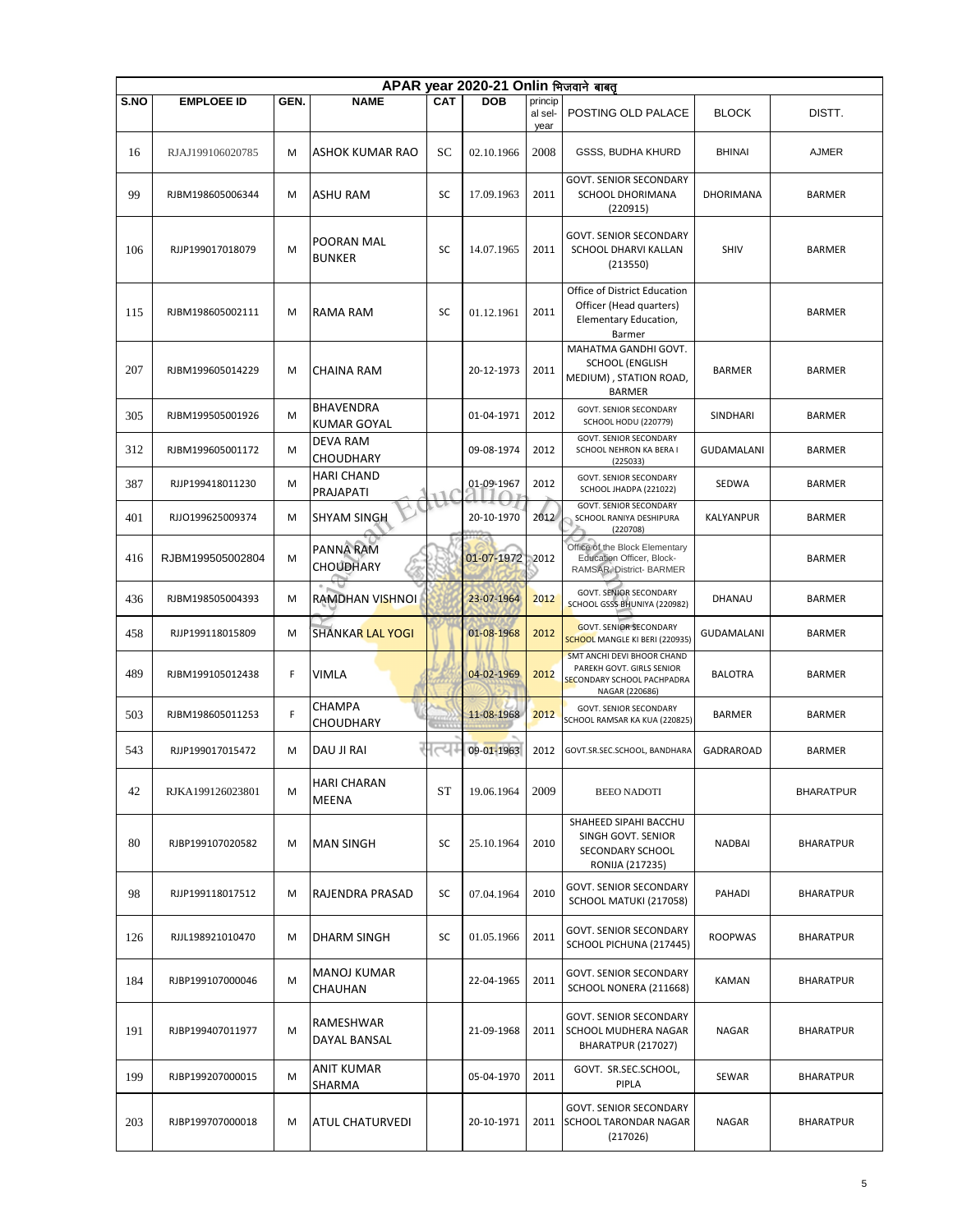| APAR year 2020-21 Onlin भिजवाने बाबत् | | | | | | | | | |
|---|---|---|---|---|---|---|---|---|---|
| S.NO | EMPLOEE ID | GEN. | NAME | CAT | DOB | principal sel-year | POSTING OLD PALACE | BLOCK | DISTT. |
| 16 | RJAJ199106020785 | M | ASHOK KUMAR RAO | SC | 02.10.1966 | 2008 | GSSS, BUDHA KHURD | BHINAI | AJMER |
| 99 | RJBM198605006344 | M | ASHU RAM | SC | 17.09.1963 | 2011 | GOVT. SENIOR SECONDARY SCHOOL DHORIMANA (220915) | DHORIMANA | BARMER |
| 106 | RJJP199017018079 | M | POORAN MAL BUNKER | SC | 14.07.1965 | 2011 | GOVT. SENIOR SECONDARY SCHOOL DHARVI KALLAN (213550) | SHIV | BARMER |
| 115 | RJBM198605002111 | M | RAMA RAM | SC | 01.12.1961 | 2011 | Office of District Education Officer (Head quarters) Elementary Education, Barmer | | BARMER |
| 207 | RJBM199605014229 | M | CHAINA RAM | | 20-12-1973 | 2011 | MAHATMA GANDHI GOVT. SCHOOL (ENGLISH MEDIUM) , STATION ROAD, BARMER | BARMER | BARMER |
| 305 | RJBM199505001926 | M | BHAVENDRA KUMAR GOYAL | | 01-04-1971 | 2012 | GOVT. SENIOR SECONDARY SCHOOL HODU (220779) | SINDHARI | BARMER |
| 312 | RJBM199605001172 | M | DEVA RAM CHOUDHARY | | 09-08-1974 | 2012 | GOVT. SENIOR SECONDARY SCHOOL NEHRON KA BERA I (225033) | GUDAMALANI | BARMER |
| 387 | RJJP199418011230 | M | HARI CHAND PRAJAPATI | | 01-09-1967 | 2012 | GOVT. SENIOR SECONDARY SCHOOL JHADPA (221022) | SEDWA | BARMER |
| 401 | RJJO199625009374 | M | SHYAM SINGH | | 20-10-1970 | 2012 | GOVT. SENIOR SECONDARY SCHOOL RANIYA DESHIPURA (220708) | KALYANPUR | BARMER |
| 416 | RJBM199505002804 | M | PANNA RAM CHOUDHARY | | 01-07-1972 | 2012 | Office of the Block Elementary Education Officer, Block-RAMSAR, District- BARMER | | BARMER |
| 436 | RJBM198505004393 | M | RAMDHAN VISHNOI | | 23-07-1964 | 2012 | GOVT. SENIOR SECONDARY SCHOOL GSSS BHUNIYA (220982) | DHANAU | BARMER |
| 458 | RJJP199118015809 | M | SHANKAR LAL YOGI | | 01-08-1968 | 2012 | GOVT. SENIOR SECONDARY SCHOOL MANGLE KI BERI (220935) | GUDAMALANI | BARMER |
| 489 | RJBM199105012438 | F | VIMLA | | 04-02-1969 | 2012 | SMT ANCHI DEVI BHOOR CHAND PAREKH GOVT. GIRLS SENIOR SECONDARY SCHOOL PACHPADRA NAGAR (220686) | BALOTRA | BARMER |
| 503 | RJBM198605011253 | F | CHAMPA CHOUDHARY | | 11-08-1968 | 2012 | GOVT. SENIOR SECONDARY SCHOOL RAMSAR KA KUA (220825) | BARMER | BARMER |
| 543 | RJJP199017015472 | M | DAU JI RAI | | 09-01-1963 | 2012 | GOVT.SR.SEC.SCHOOL, BANDHARA | GADRAROAD | BARMER |
| 42 | RJKA199126023801 | M | HARI CHARAN MEENA | ST | 19.06.1964 | 2009 | BEEO NADOTI | | BHARATPUR |
| 80 | RJBP199107020582 | M | MAN SINGH | SC | 25.10.1964 | 2010 | SHAHEED SIPAHI BACCHU SINGH GOVT. SENIOR SECONDARY SCHOOL RONIJA (217235) | NADBAI | BHARATPUR |
| 98 | RJJP199118017512 | M | RAJENDRA PRASAD | SC | 07.04.1964 | 2010 | GOVT. SENIOR SECONDARY SCHOOL MATUKI (217058) | PAHADI | BHARATPUR |
| 126 | RJJL198921010470 | M | DHARM SINGH | SC | 01.05.1966 | 2011 | GOVT. SENIOR SECONDARY SCHOOL PICHUNA (217445) | ROOPWAS | BHARATPUR |
| 184 | RJBP199107000046 | M | MANOJ KUMAR CHAUHAN | | 22-04-1965 | 2011 | GOVT. SENIOR SECONDARY SCHOOL NONERA (211668) | KAMAN | BHARATPUR |
| 191 | RJBP199407011977 | M | RAMESHWAR DAYAL BANSAL | | 21-09-1968 | 2011 | GOVT. SENIOR SECONDARY SCHOOL MUDHERA NAGAR BHARATPUR (217027) | NAGAR | BHARATPUR |
| 199 | RJBP199207000015 | M | ANIT KUMAR SHARMA | | 05-04-1970 | 2011 | GOVT. SR.SEC.SCHOOL, PIPLA | SEWAR | BHARATPUR |
| 203 | RJBP199707000018 | M | ATUL CHATURVEDI | | 20-10-1971 | 2011 | GOVT. SENIOR SECONDARY SCHOOL TARONDAR NAGAR (217026) | NAGAR | BHARATPUR |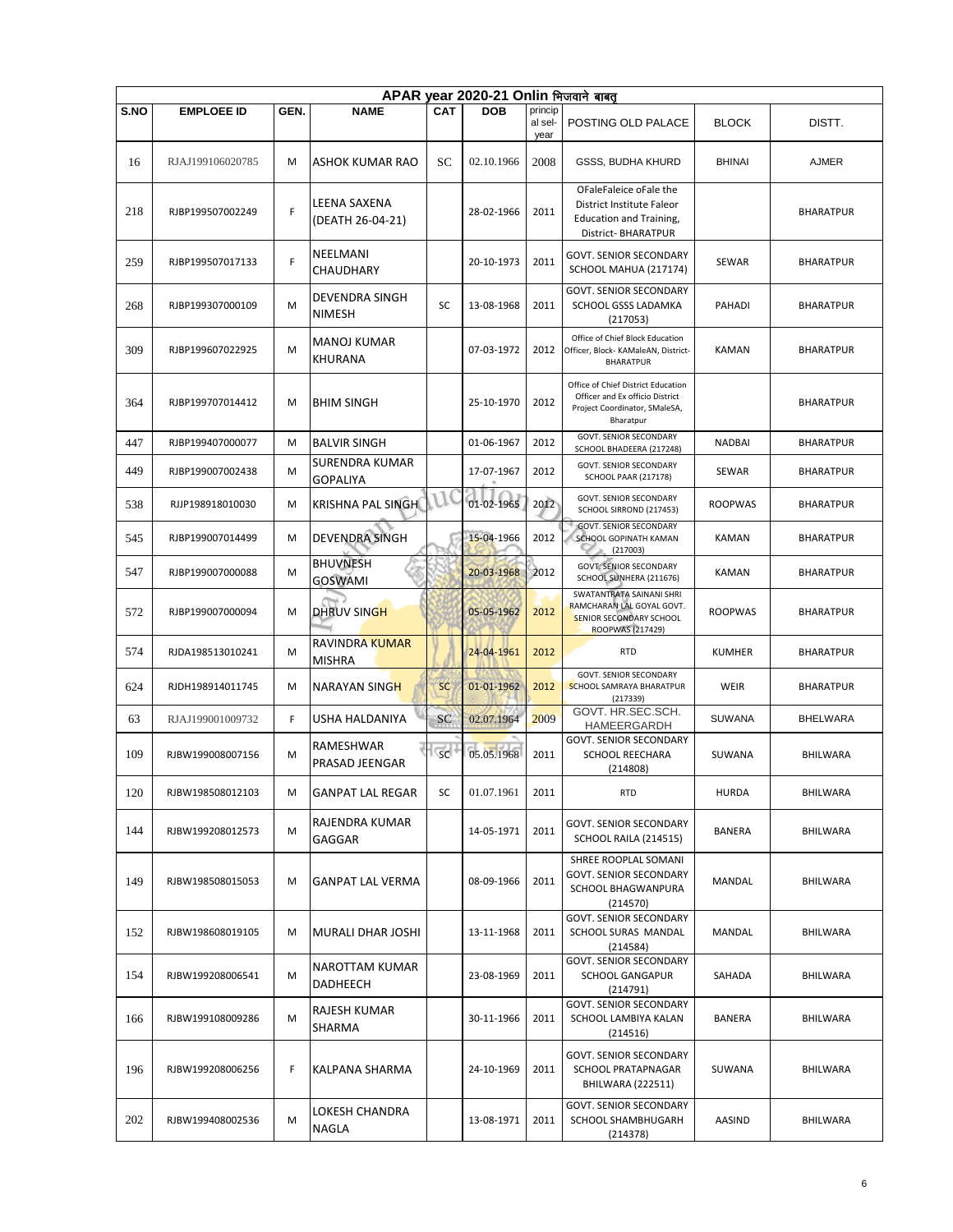| APAR year 2020-21 Onlin भिजवाने बाबत् | | | | | | | | | |
|---|---|---|---|---|---|---|---|---|---|
| S.NO | EMPLOEE ID | GEN. | NAME | CAT | DOB | princip al sel-year | POSTING OLD PALACE | BLOCK | DISTT. |
| 16 | RJAJ199106020785 | M | ASHOK KUMAR RAO | SC | 02.10.1966 | 2008 | GSSS, BUDHA KHURD | BHINAI | AJMER |
| 218 | RJBP199507002249 | F | LEENA SAXENA (DEATH 26-04-21) | | 28-02-1966 | 2011 | OFaleFaleice oFale the District Institute Faleor Education and Training, District- BHARATPUR | | BHARATPUR |
| 259 | RJBP199507017133 | F | NEELMANI CHAUDHARY | | 20-10-1973 | 2011 | GOVT. SENIOR SECONDARY SCHOOL MAHUA (217174) | SEWAR | BHARATPUR |
| 268 | RJBP199307000109 | M | DEVENDRA SINGH NIMESH | SC | 13-08-1968 | 2011 | GOVT. SENIOR SECONDARY SCHOOL GSSS LADAMKA (217053) | PAHADI | BHARATPUR |
| 309 | RJBP199607022925 | M | MANOJ KUMAR KHURANA | | 07-03-1972 | 2012 | Office of Chief Block Education Officer, Block- KAMaleAN, District- BHARATPUR | KAMAN | BHARATPUR |
| 364 | RJBP199707014412 | M | BHIM SINGH | | 25-10-1970 | 2012 | Office of Chief District Education Officer and Ex officio District Project Coordinator, SMaleSA, Bharatpur | | BHARATPUR |
| 447 | RJBP199407000077 | M | BALVIR SINGH | | 01-06-1967 | 2012 | GOVT. SENIOR SECONDARY SCHOOL BHADEERA (217248) | NADBAI | BHARATPUR |
| 449 | RJBP199007002438 | M | SURENDRA KUMAR GOPALIYA | | 17-07-1967 | 2012 | GOVT. SENIOR SECONDARY SCHOOL PAAR (217178) | SEWAR | BHARATPUR |
| 538 | RJJP198918010030 | M | KRISHNA PAL SINGH | | 01-02-1965 | 2012 | GOVT. SENIOR SECONDARY SCHOOL SIRROND (217453) | ROOPWAS | BHARATPUR |
| 545 | RJBP199007014499 | M | DEVENDRA SINGH | | 15-04-1966 | 2012 | GOVT. SENIOR SECONDARY SCHOOL GOPINATH KAMAN (217003) | KAMAN | BHARATPUR |
| 547 | RJBP199007000088 | M | BHUVNESH GOSWAMI | | 20-03-1968 | 2012 | GOVT. SENIOR SECONDARY SCHOOL SUNHERA (211676) | KAMAN | BHARATPUR |
| 572 | RJBP199007000094 | M | DHRUV SINGH | | 05-05-1962 | 2012 | SWATANTRATA SAINANI SHRI RAMCHARAN LAL GOYAL GOVT. SENIOR SECONDARY SCHOOL ROOPWAS (217429) | ROOPWAS | BHARATPUR |
| 574 | RJDA198513010241 | M | RAVINDRA KUMAR MISHRA | | 24-04-1961 | 2012 | RTD | KUMHER | BHARATPUR |
| 624 | RJDH198914011745 | M | NARAYAN SINGH | SC | 01-01-1962 | 2012 | GOVT. SENIOR SECONDARY SCHOOL SAMRAYA BHARATPUR (217339) | WEIR | BHARATPUR |
| 63 | RJAJ199001009732 | F | USHA HALDANIYA | SC | 02.07.1964 | 2009 | GOVT. HR.SEC.SCH. HAMEERGARDH | SUWANA | BHELWARA |
| 109 | RJBW199008007156 | M | RAMESHWAR PRASAD JEENGAR | SC | 05.05.1968 | 2011 | GOVT. SENIOR SECONDARY SCHOOL REECHARA (214808) | SUWANA | BHILWARA |
| 120 | RJBW198508012103 | M | GANPAT LAL REGAR | SC | 01.07.1961 | 2011 | RTD | HURDA | BHILWARA |
| 144 | RJBW199208012573 | M | RAJENDRA KUMAR GAGGAR | | 14-05-1971 | 2011 | GOVT. SENIOR SECONDARY SCHOOL RAILA (214515) | BANERA | BHILWARA |
| 149 | RJBW198508015053 | M | GANPAT LAL VERMA | | 08-09-1966 | 2011 | SHREE ROOPLAL SOMANI GOVT. SENIOR SECONDARY SCHOOL BHAGWANPURA (214570) | MANDAL | BHILWARA |
| 152 | RJBW198608019105 | M | MURALI DHAR JOSHI | | 13-11-1968 | 2011 | GOVT. SENIOR SECONDARY SCHOOL SURAS MANDAL (214584) | MANDAL | BHILWARA |
| 154 | RJBW199208006541 | M | NAROTTAM KUMAR DADHEECH | | 23-08-1969 | 2011 | GOVT. SENIOR SECONDARY SCHOOL GANGAPUR (214791) | SAHADA | BHILWARA |
| 166 | RJBW199108009286 | M | RAJESH KUMAR SHARMA | | 30-11-1966 | 2011 | GOVT. SENIOR SECONDARY SCHOOL LAMBIYA KALAN (214516) | BANERA | BHILWARA |
| 196 | RJBW199208006256 | F | KALPANA SHARMA | | 24-10-1969 | 2011 | GOVT. SENIOR SECONDARY SCHOOL PRATAPNAGAR BHILWARA (222511) | SUWANA | BHILWARA |
| 202 | RJBW199408002536 | M | LOKESH CHANDRA NAGLA | | 13-08-1971 | 2011 | GOVT. SENIOR SECONDARY SCHOOL SHAMBHUGARH (214378) | AASIND | BHILWARA |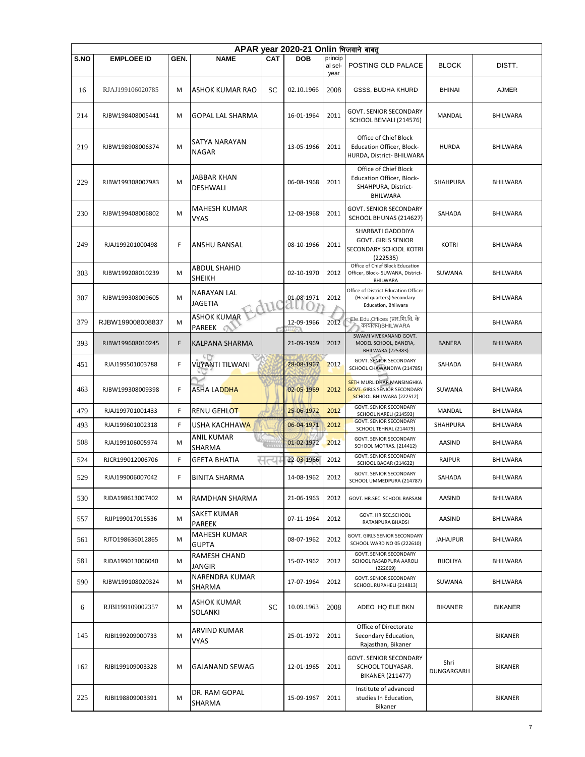| APAR year 2020-21 Onlin भिजवाने बाबत् | | | | | | | | | |
|---|---|---|---|---|---|---|---|---|---|
| S.NO | EMPLOEE ID | GEN. | NAME | CAT | DOB | principal sel-year | POSTING OLD PALACE | BLOCK | DISTT. |
| 16 | RJAJ199106020785 | M | ASHOK KUMAR RAO | SC | 02.10.1966 | 2008 | GSSS, BUDHA KHURD | BHINAI | AJMER |
| 214 | RJBW198408005441 | M | GOPAL LAL SHARMA | | 16-01-1964 | 2011 | GOVT. SENIOR SECONDARY SCHOOL BEMALI (214576) | MANDAL | BHILWARA |
| 219 | RJBW198908006374 | M | SATYA NARAYAN NAGAR | | 13-05-1966 | 2011 | Office of Chief Block Education Officer, Block-HURDA, District- BHILWARA | HURDA | BHILWARA |
| 229 | RJBW199308007983 | M | JABBAR KHAN DESHWALI | | 06-08-1968 | 2011 | Office of Chief Block Education Officer, Block-SHAHPURA, District-BHILWARA | SHAHPURA | BHILWARA |
| 230 | RJBW199408006802 | M | MAHESH KUMAR VYAS | | 12-08-1968 | 2011 | GOVT. SENIOR SECONDARY SCHOOL BHUNAS (214627) | SAHADA | BHILWARA |
| 249 | RJAJ199201000498 | F | ANSHU BANSAL | | 08-10-1966 | 2011 | SHARBATI GADODIYA GOVT. GIRLS SENIOR SECONDARY SCHOOL KOTRI (222535) | KOTRI | BHILWARA |
| 303 | RJBW199208010239 | M | ABDUL SHAHID SHEIKH | | 02-10-1970 | 2012 | Office of Chief Block Education Officer, Block- SUWANA, District-BHILWARA | SUWANA | BHILWARA |
| 307 | RJBW199308009605 | M | NARAYAN LAL JAGETIA | | 01-08-1971 | 2012 | Office of District Education Officer (Head quarters) Secondary Education, Bhilwara | | BHILWARA |
| 379 | RJBW199008008837 | M | ASHOK KUMAR PAREEK | | 12-09-1966 | 2012 | Ele.Edu.Offices (प्रार.शि.वि. के कार्यालय)BHILWARA | | BHILWARA |
| 393 | RJBW199608010245 | F | KALPANA SHARMA | | 21-09-1969 | 2012 | SWAMI VIVEKANAND GOVT. MODEL SCHOOL, BANERA, BHILWARA (225383) | BANERA | BHILWARA |
| 451 | RJAJ199501003788 | F | VIJYANTI TILWANI | | 28-08-1967 | 2012 | GOVT. SENIOR SECONDARY SCHOOL CHAWANDIYA (214785) | SAHADA | BHILWARA |
| 463 | RJBW199308009398 | F | ASHA LADDHA | | 02-05-1969 | 2012 | SETH MURLIDHAR MANSINGHKA GOVT. GIRLS SENIOR SECONDARY SCHOOL BHILWARA (222512) | SUWANA | BHILWARA |
| 479 | RJAJ199701001433 | F | RENU GEHLOT | | 25-06-1972 | 2012 | GOVT. SENIOR SECONDARY SCHOOL NARELI (214593) | MANDAL | BHILWARA |
| 493 | RJAJ199601002318 | F | USHA KACHHAWA | | 06-04-1971 | 2012 | GOVT. SENIOR SECONDARY SCHOOL TEHNAL (214479) | SHAHPURA | BHILWARA |
| 508 | RJAJ199106005974 | M | ANIL KUMAR SHARMA | | 01-02-1972 | 2012 | GOVT. SENIOR SECONDARY SCHOOL MOTRAS. (214412) | AASIND | BHILWARA |
| 524 | RJCR199012006706 | F | GEETA BHATIA | | 22-03-1966 | 2012 | GOVT. SENIOR SECONDARY SCHOOL BAGAR (214622) | RAIPUR | BHILWARA |
| 529 | RJAJ199006007042 | F | BINITA SHARMA | | 14-08-1962 | 2012 | GOVT. SENIOR SECONDARY SCHOOL UMMEDPURA (214787) | SAHADA | BHILWARA |
| 530 | RJDA198613007402 | M | RAMDHAN SHARMA | | 21-06-1963 | 2012 | GOVT. HR.SEC. SCHOOL BARSANI | AASIND | BHILWARA |
| 557 | RJJP199017015536 | M | SAKET KUMAR PAREEK | | 07-11-1964 | 2012 | GOVT. HR.SEC.SCHOOL RATANPURA BHADSI | AASIND | BHILWARA |
| 561 | RJTO198636012865 | M | MAHESH KUMAR GUPTA | | 08-07-1962 | 2012 | GOVT. GIRLS SENIOR SECONDARY SCHOOL WARD NO 05 (222610) | JAHAJPUR | BHILWARA |
| 581 | RJDA199013006040 | M | RAMESH CHAND JANGIR | | 15-07-1962 | 2012 | GOVT. SENIOR SECONDARY SCHOOL RASADPURA AAROLI (222669) | BIJOLIYA | BHILWARA |
| 590 | RJBW199108020324 | M | NARENDRA KUMAR SHARMA | | 17-07-1964 | 2012 | GOVT. SENIOR SECONDARY SCHOOL RUPAHELI (214813) | SUWANA | BHILWARA |
| 6 | RJBI199109002357 | M | ASHOK KUMAR SOLANKI | SC | 10.09.1963 | 2008 | ADEO HQ ELE BKN | BIKANER | BIKANER |
| 145 | RJBI199209000733 | M | ARVIND KUMAR VYAS | | 25-01-1972 | 2011 | Office of Directorate Secondary Education, Rajasthan, Bikaner | | BIKANER |
| 162 | RJBI199109003328 | M | GAJANAND SEWAG | | 12-01-1965 | 2011 | GOVT. SENIOR SECONDARY SCHOOL TOLIYASAR. BIKANER (211477) | Shri DUNGARGARH | BIKANER |
| 225 | RJBI198809003391 | M | DR. RAM GOPAL SHARMA | | 15-09-1967 | 2011 | Institute of advanced studies In Education, Bikaner | | BIKANER |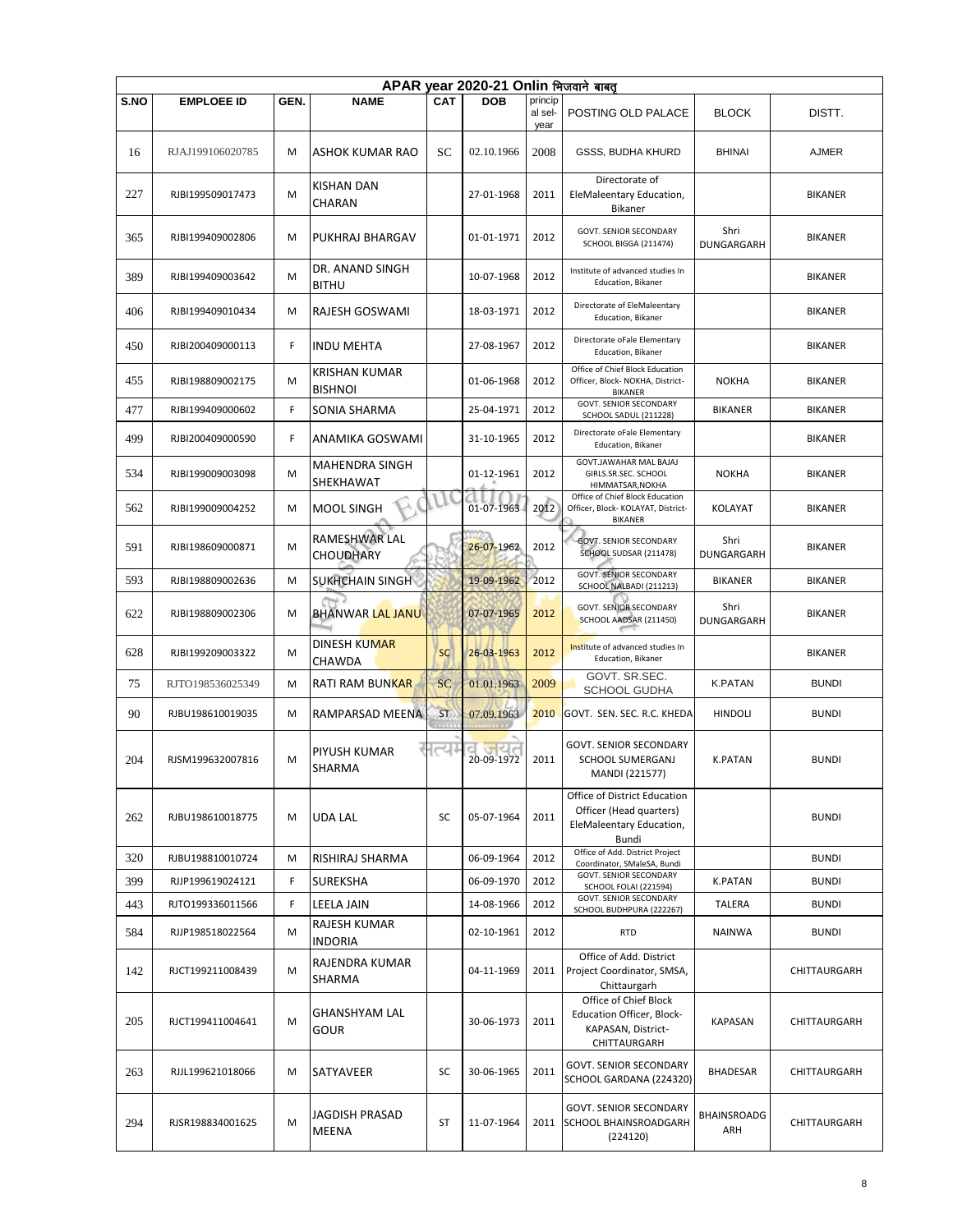| APAR year 2020-21 Onlin भिजवाने बाबत् | | | | | | | | | |
|---|---|---|---|---|---|---|---|---|---|
| S.NO | EMPLOEE ID | GEN. | NAME | CAT | DOB | princip al sel-year | POSTING OLD PALACE | BLOCK | DISTT. |
| 16 | RJAJ199106020785 | M | ASHOK KUMAR RAO | SC | 02.10.1966 | 2008 | GSSS, BUDHA KHURD | BHINAI | AJMER |
| 227 | RJBI199509017473 | M | KISHAN DAN CHARAN | | 27-01-1968 | 2011 | Directorate of EleMaleentary Education, Bikaner | | BIKANER |
| 365 | RJBI199409002806 | M | PUKHRAJ BHARGAV | | 01-01-1971 | 2012 | GOVT. SENIOR SECONDARY SCHOOL BIGGA (211474) | Shri DUNGARGARH | BIKANER |
| 389 | RJBI199409003642 | M | DR. ANAND SINGH BITHU | | 10-07-1968 | 2012 | Institute of advanced studies In Education, Bikaner | | BIKANER |
| 406 | RJBI199409010434 | M | RAJESH GOSWAMI | | 18-03-1971 | 2012 | Directorate of EleMaleentary Education, Bikaner | | BIKANER |
| 450 | RJBI200409000113 | F | INDU MEHTA | | 27-08-1967 | 2012 | Directorate oFale Elementary Education, Bikaner | | BIKANER |
| 455 | RJBI198809002175 | M | KRISHAN KUMAR BISHNOI | | 01-06-1968 | 2012 | Office of Chief Block Education Officer, Block- NOKHA, District- BIKANER | NOKHA | BIKANER |
| 477 | RJBI199409000602 | F | SONIA SHARMA | | 25-04-1971 | 2012 | GOVT. SENIOR SECONDARY SCHOOL SADUL (211228) | BIKANER | BIKANER |
| 499 | RJBI200409000590 | F | ANAMIKA GOSWAMI | | 31-10-1965 | 2012 | Directorate oFale Elementary Education, Bikaner | | BIKANER |
| 534 | RJBI199009003098 | M | MAHENDRA SINGH SHEKHAWAT | | 01-12-1961 | 2012 | GOVT.JAWAHAR MAL BAJAJ GIRLS.SR.SEC. SCHOOL HIMMATSAR,NOKHA | NOKHA | BIKANER |
| 562 | RJBI199009004252 | M | MOOL SINGH | | 01-07-1963 | 2012 | Office of Chief Block Education Officer, Block- KOLAYAT, District- BIKANER | KOLAYAT | BIKANER |
| 591 | RJBI198609000871 | M | RAMESHWAR LAL CHOUDHARY | | 26-07-1962 | 2012 | GOVT. SENIOR SECONDARY SCHOOL SUDSAR (211478) | Shri DUNGARGARH | BIKANER |
| 593 | RJBI198809002636 | M | SUKHCHAIN SINGH | | 19-09-1962 | 2012 | GOVT. SENIOR SECONDARY SCHOOL NALBADI (211213) | BIKANER | BIKANER |
| 622 | RJBI198809002306 | M | BHANWAR LAL JANU | | 07-07-1965 | 2012 | GOVT. SENIOR SECONDARY SCHOOL AADSAR (211450) | Shri DUNGARGARH | BIKANER |
| 628 | RJBI199209003322 | M | DINESH KUMAR CHAWDA | SC | 26-03-1963 | 2012 | Institute of advanced studies In Education, Bikaner | | BIKANER |
| 75 | RJTO198536025349 | M | RATI RAM BUNKAR | SC | 01.01.1963 | 2009 | GOVT. SR.SEC. SCHOOL GUDHA | K.PATAN | BUNDI |
| 90 | RJBU198610019035 | M | RAMPARSAD MEENA | ST | 07.09.1963 | 2010 | GOVT. SEN. SEC. R.C. KHEDA | HINDOLI | BUNDI |
| 204 | RJSM199632007816 | M | PIYUSH KUMAR SHARMA | | 20-09-1972 | 2011 | GOVT. SENIOR SECONDARY SCHOOL SUMERGANJ MANDI (221577) | K.PATAN | BUNDI |
| 262 | RJBU198610018775 | M | UDA LAL | SC | 05-07-1964 | 2011 | Office of District Education Officer (Head quarters) EleMaleentary Education, Bundi | | BUNDI |
| 320 | RJBU198810010724 | M | RISHIRAJ SHARMA | | 06-09-1964 | 2012 | Office of Add. District Project Coordinator, SMaleSA, Bundi | | BUNDI |
| 399 | RJJP199619024121 | F | SUREKSHA | | 06-09-1970 | 2012 | GOVT. SENIOR SECONDARY SCHOOL FOLAI (221594) | K.PATAN | BUNDI |
| 443 | RJTO199336011566 | F | LEELA JAIN | | 14-08-1966 | 2012 | GOVT. SENIOR SECONDARY SCHOOL BUDHPURA (222267) | TALERA | BUNDI |
| 584 | RJJP198518022564 | M | RAJESH KUMAR INDORIA | | 02-10-1961 | 2012 | RTD | NAINWA | BUNDI |
| 142 | RJCT199211008439 | M | RAJENDRA KUMAR SHARMA | | 04-11-1969 | 2011 | Office of Add. District Project Coordinator, SMSA, Chittaurgarh | | CHITTAURGARH |
| 205 | RJCT199411004641 | M | GHANSHYAM LAL GOUR | | 30-06-1973 | 2011 | Office of Chief Block Education Officer, Block- KAPASAN, District- CHITTAURGARH | KAPASAN | CHITTAURGARH |
| 263 | RJJL199621018066 | M | SATYAVEER | SC | 30-06-1965 | 2011 | GOVT. SENIOR SECONDARY SCHOOL GARDANA (224320) | BHADESAR | CHITTAURGARH |
| 294 | RJSR198834001625 | M | JAGDISH PRASAD MEENA | ST | 11-07-1964 | 2011 | GOVT. SENIOR SECONDARY SCHOOL BHAINSROADGARH (224120) | BHAINSROADG ARH | CHITTAURGARH |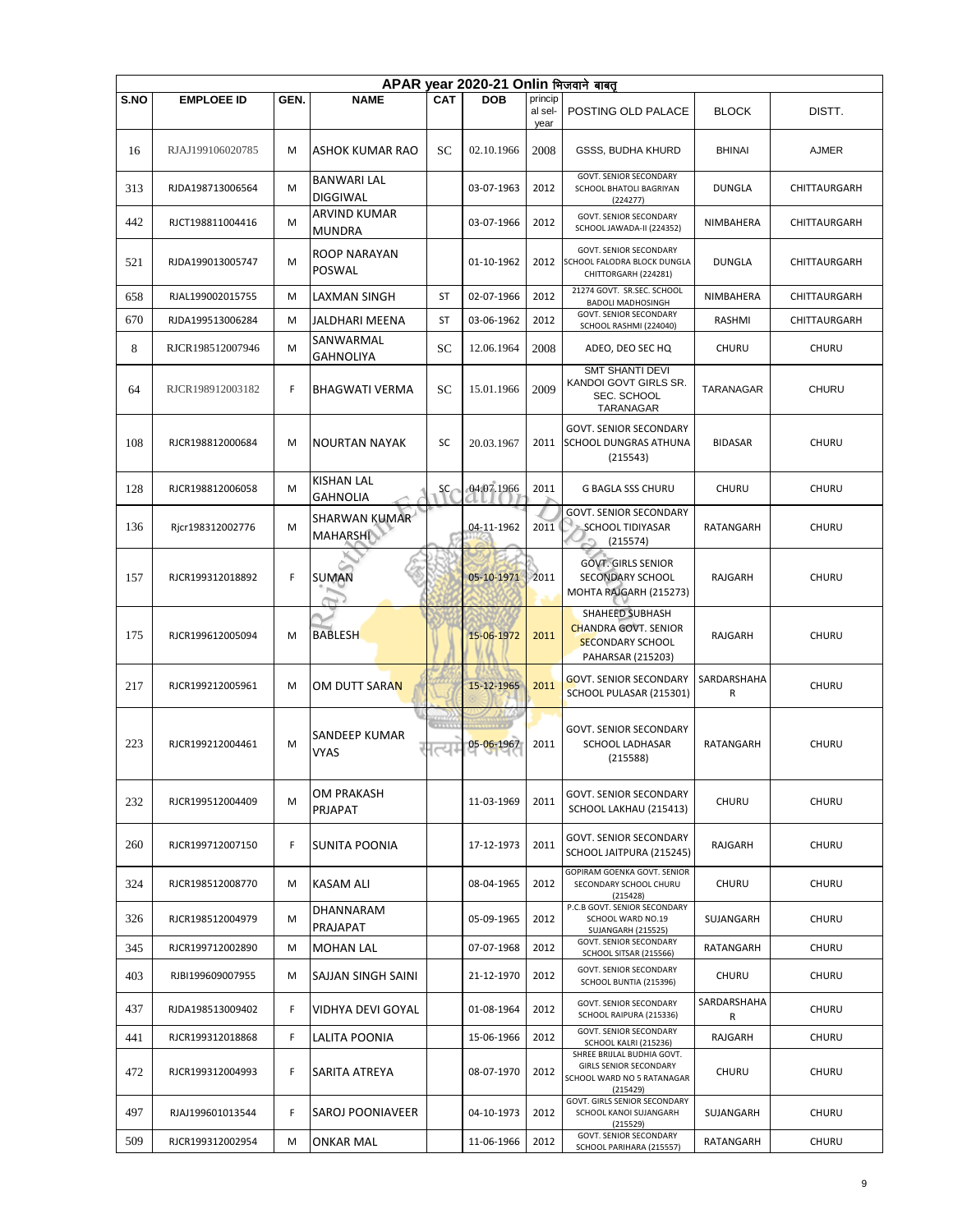| APAR year 2020-21 Onlin भिजवाने बाबत् | | | | | | | | | |
|---|---|---|---|---|---|---|---|---|---|
| S.NO | EMPLOEE ID | GEN. | NAME | CAT | DOB | princip al sel-year | POSTING OLD PALACE | BLOCK | DISTT. |
| 16 | RJAJ199106020785 | M | ASHOK KUMAR RAO | SC | 02.10.1966 | 2008 | GSSS, BUDHA KHURD | BHINAI | AJMER |
| 313 | RJDA198713006564 | M | BANWARI LAL DIGGIWAL | | 03-07-1963 | 2012 | GOVT. SENIOR SECONDARY SCHOOL BHATOLI BAGRIYAN (224277) | DUNGLA | CHITTAURGARH |
| 442 | RJCT198811004416 | M | ARVIND KUMAR MUNDRA | | 03-07-1966 | 2012 | GOVT. SENIOR SECONDARY SCHOOL JAWADA-II (224352) | NIMBAHERA | CHITTAURGARH |
| 521 | RJDA199013005747 | M | ROOP NARAYAN POSWAL | | 01-10-1962 | 2012 | GOVT. SENIOR SECONDARY SCHOOL FALODRA BLOCK DUNGLA CHITTORGARH (224281) | DUNGLA | CHITTAURGARH |
| 658 | RJAL199002015755 | M | LAXMAN SINGH | ST | 02-07-1966 | 2012 | 21274 GOVT. SR.SEC. SCHOOL BADOLI MADHOSINGH | NIMBAHERA | CHITTAURGARH |
| 670 | RJDA199513006284 | M | JALDHARI MEENA | ST | 03-06-1962 | 2012 | GOVT. SENIOR SECONDARY SCHOOL RASHMI (224040) | RASHMI | CHITTAURGARH |
| 8 | RJCR198512007946 | M | SANWARMAL GAHNOLIYA | SC | 12.06.1964 | 2008 | ADEO, DEO SEC HQ | CHURU | CHURU |
| 64 | RJCR198912003182 | F | BHAGWATI VERMA | SC | 15.01.1966 | 2009 | SMT SHANTI DEVI KANDOI GOVT GIRLS SR. SEC. SCHOOL TARANAGAR | TARANAGAR | CHURU |
| 108 | RJCR198812000684 | M | NOURTAN NAYAK | SC | 20.03.1967 | 2011 | GOVT. SENIOR SECONDARY SCHOOL DUNGRAS ATHUNA (215543) | BIDASAR | CHURU |
| 128 | RJCR198812006058 | M | KISHAN LAL GAHNOLIA | SC | 04.07.1966 | 2011 | G BAGLA SSS CHURU | CHURU | CHURU |
| 136 | Rjcr198312002776 | M | SHARWAN KUMAR MAHARSHI | | 04-11-1962 | 2011 | GOVT. SENIOR SECONDARY SCHOOL TIDIYASAR (215574) | RATANGARH | CHURU |
| 157 | RJCR199312018892 | F | SUMAN | | 05-10-1971 | 2011 | GOVT. GIRLS SENIOR SECONDARY SCHOOL MOHTA RAJGARH (215273) | RAJGARH | CHURU |
| 175 | RJCR199612005094 | M | BABLESH | | 15-06-1972 | 2011 | SHAHEED SUBHASH CHANDRA GOVT. SENIOR SECONDARY SCHOOL PAHARSAR (215203) | RAJGARH | CHURU |
| 217 | RJCR199212005961 | M | OM DUTT SARAN | | 15-12-1965 | 2011 | GOVT. SENIOR SECONDARY SCHOOL PULASAR (215301) | SARDARSHAHAR | CHURU |
| 223 | RJCR199212004461 | M | SANDEEP KUMAR VYAS | | 05-06-1967 | 2011 | GOVT. SENIOR SECONDARY SCHOOL LADHASAR (215588) | RATANGARH | CHURU |
| 232 | RJCR199512004409 | M | OM PRAKASH PRJAPAT | | 11-03-1969 | 2011 | GOVT. SENIOR SECONDARY SCHOOL LAKHAU (215413) | CHURU | CHURU |
| 260 | RJCR199712007150 | F | SUNITA POONIA | | 17-12-1973 | 2011 | GOVT. SENIOR SECONDARY SCHOOL JAITPURA (215245) | RAJGARH | CHURU |
| 324 | RJCR198512008770 | M | KASAM ALI | | 08-04-1965 | 2012 | GOPIRAM GOENKA GOVT. SENIOR SECONDARY SCHOOL CHURU (215428) | CHURU | CHURU |
| 326 | RJCR198512004979 | M | DHANNARAM PRAJAPAT | | 05-09-1965 | 2012 | P.C.B GOVT. SENIOR SECONDARY SCHOOL WARD NO.19 SUJANGARH (215525) | SUJANGARH | CHURU |
| 345 | RJCR199712002890 | M | MOHAN LAL | | 07-07-1968 | 2012 | GOVT. SENIOR SECONDARY SCHOOL SITSAR (215566) | RATANGARH | CHURU |
| 403 | RJBI199609007955 | M | SAJJAN SINGH SAINI | | 21-12-1970 | 2012 | GOVT. SENIOR SECONDARY SCHOOL BUNTIA (215396) | CHURU | CHURU |
| 437 | RJDA198513009402 | F | VIDHYA DEVI GOYAL | | 01-08-1964 | 2012 | GOVT. SENIOR SECONDARY SCHOOL RAIPURA (215336) | SARDARSHAHAR | CHURU |
| 441 | RJCR199312018868 | F | LALITA POONIA | | 15-06-1966 | 2012 | GOVT. SENIOR SECONDARY SCHOOL KALRI (215236) | RAJGARH | CHURU |
| 472 | RJCR199312004993 | F | SARITA ATREYA | | 08-07-1970 | 2012 | SHREE BRIJLAL BUDHIA GOVT. GIRLS SENIOR SECONDARY SCHOOL WARD NO 5 RATANAGAR (215429) | CHURU | CHURU |
| 497 | RJAJ199601013544 | F | SAROJ POONIAVEER | | 04-10-1973 | 2012 | GOVT. GIRLS SENIOR SECONDARY SCHOOL KANOI SUJANGARH (215529) | SUJANGARH | CHURU |
| 509 | RJCR199312002954 | M | ONKAR MAL | | 11-06-1966 | 2012 | GOVT. SENIOR SECONDARY SCHOOL PARIHARA (215557) | RATANGARH | CHURU |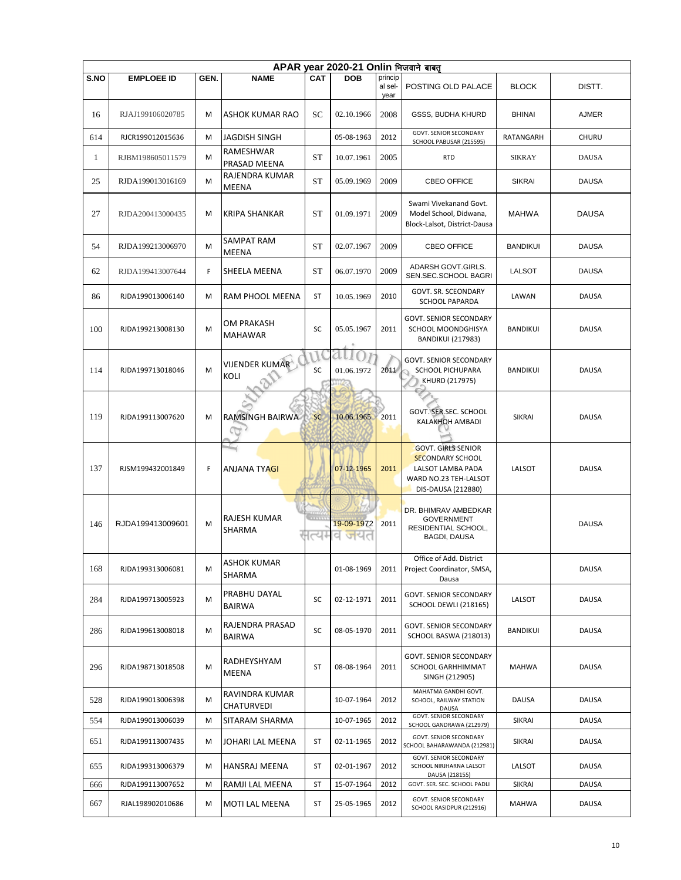| APAR year 2020-21 Onlin भिजवाने बाबत् | | | | | | | | | |
|---|---|---|---|---|---|---|---|---|---|
| S.NO | EMPLOEE ID | GEN. | NAME | CAT | DOB | principal sel-year | POSTING OLD PALACE | BLOCK | DISTT. |
| 16 | RJAJ199106020785 | M | ASHOK KUMAR RAO | SC | 02.10.1966 | 2008 | GSSS, BUDHA KHURD | BHINAI | AJMER |
| 614 | RJCR199012015636 | M | JAGDISH SINGH | | 05-08-1963 | 2012 | GOVT. SENIOR SECONDARY SCHOOL PABUSAR (215595) | RATANGARH | CHURU |
| 1 | RJBM198605011579 | M | RAMESHWAR PRASAD MEENA | ST | 10.07.1961 | 2005 | RTD | SIKRAY | DAUSA |
| 25 | RJDA199013016169 | M | RAJENDRA KUMAR MEENA | ST | 05.09.1969 | 2009 | CBEO OFFICE | SIKRAI | DAUSA |
| 27 | RJDA200413000435 | M | KRIPA SHANKAR | ST | 01.09.1971 | 2009 | Swami Vivekanand Govt. Model School, Didwana, Block-Lalsot, District-Dausa | MAHWA | DAUSA |
| 54 | RJDA199213006970 | M | SAMPAT RAM MEENA | ST | 02.07.1967 | 2009 | CBEO OFFICE | BANDIKUI | DAUSA |
| 62 | RJDA199413007644 | F | SHEELA MEENA | ST | 06.07.1970 | 2009 | ADARSH GOVT.GIRLS. SEN.SEC.SCHOOL BAGRI | LALSOT | DAUSA |
| 86 | RJDA199013006140 | M | RAM PHOOL MEENA | ST | 10.05.1969 | 2010 | GOVT. SR. SCEONDARY SCHOOL PAPARDA | LAWAN | DAUSA |
| 100 | RJDA199213008130 | M | OM PRAKASH MAHAWAR | SC | 05.05.1967 | 2011 | GOVT. SENIOR SECONDARY SCHOOL MOONDGHISYA BANDIKUI (217983) | BANDIKUI | DAUSA |
| 114 | RJDA199713018046 | M | VIJENDER KUMAR KOLI | SC | 01.06.1972 | 2011 | GOVT. SENIOR SECONDARY SCHOOL PICHUPARA KHURD (217975) | BANDIKUI | DAUSA |
| 119 | RJDA199113007620 | M | RAMSINGH BAIRWA | SC | 10.06.1965 | 2011 | GOVT. SER.SEC. SCHOOL KALAKHOH AMBADI | SIKRAI | DAUSA |
| 137 | RJSM199432001849 | F | ANJANA TYAGI | | 07-12-1965 | 2011 | GOVT. GIRLS SENIOR SECONDARY SCHOOL LALSOT LAMBA PADA WARD NO.23 TEH-LALSOT DIS-DAUSA (212880) | LALSOT | DAUSA |
| 146 | RJDA199413009601 | M | RAJESH KUMAR SHARMA | | 19-09-1972 | 2011 | DR. BHIMRAV AMBEDKAR GOVERNMENT RESIDENTIAL SCHOOL, BAGDI, DAUSA | | DAUSA |
| 168 | RJDA199313006081 | M | ASHOK KUMAR SHARMA | | 01-08-1969 | 2011 | Office of Add. District Project Coordinator, SMSA, Dausa | | DAUSA |
| 284 | RJDA199713005923 | M | PRABHU DAYAL BAIRWA | SC | 02-12-1971 | 2011 | GOVT. SENIOR SECONDARY SCHOOL DEWLI (218165) | LALSOT | DAUSA |
| 286 | RJDA199613008018 | M | RAJENDRA PRASAD BAIRWA | SC | 08-05-1970 | 2011 | GOVT. SENIOR SECONDARY SCHOOL BASWA (218013) | BANDIKUI | DAUSA |
| 296 | RJDA198713018508 | M | RADHEYSHYAM MEENA | ST | 08-08-1964 | 2011 | GOVT. SENIOR SECONDARY SCHOOL GARHHIMMAT SINGH (212905) | MAHWA | DAUSA |
| 528 | RJDA199013006398 | M | RAVINDRA KUMAR CHATURVEDI | | 10-07-1964 | 2012 | MAHATMA GANDHI GOVT. SCHOOL, RAILWAY STATION DAUSA | DAUSA | DAUSA |
| 554 | RJDA199013006039 | M | SITARAM SHARMA | | 10-07-1965 | 2012 | GOVT. SENIOR SECONDARY SCHOOL GANDRAWA (212979) | SIKRAI | DAUSA |
| 651 | RJDA199113007435 | M | JOHARI LAL MEENA | ST | 02-11-1965 | 2012 | GOVT. SENIOR SECONDARY SCHOOL BAHARAWANDA (212981) | SIKRAI | DAUSA |
| 655 | RJDA199313006379 | M | HANSRAJ MEENA | ST | 02-01-1967 | 2012 | GOVT. SENIOR SECONDARY SCHOOL NIRJHARNA LALSOT DAUSA (218155) | LALSOT | DAUSA |
| 666 | RJDA199113007652 | M | RAMJI LAL MEENA | ST | 15-07-1964 | 2012 | GOVT. SER. SEC. SCHOOL PADLI | SIKRAI | DAUSA |
| 667 | RJAL198902010686 | M | MOTI LAL MEENA | ST | 25-05-1965 | 2012 | GOVT. SENIOR SECONDARY SCHOOL RASIDPUR (212916) | MAHWA | DAUSA |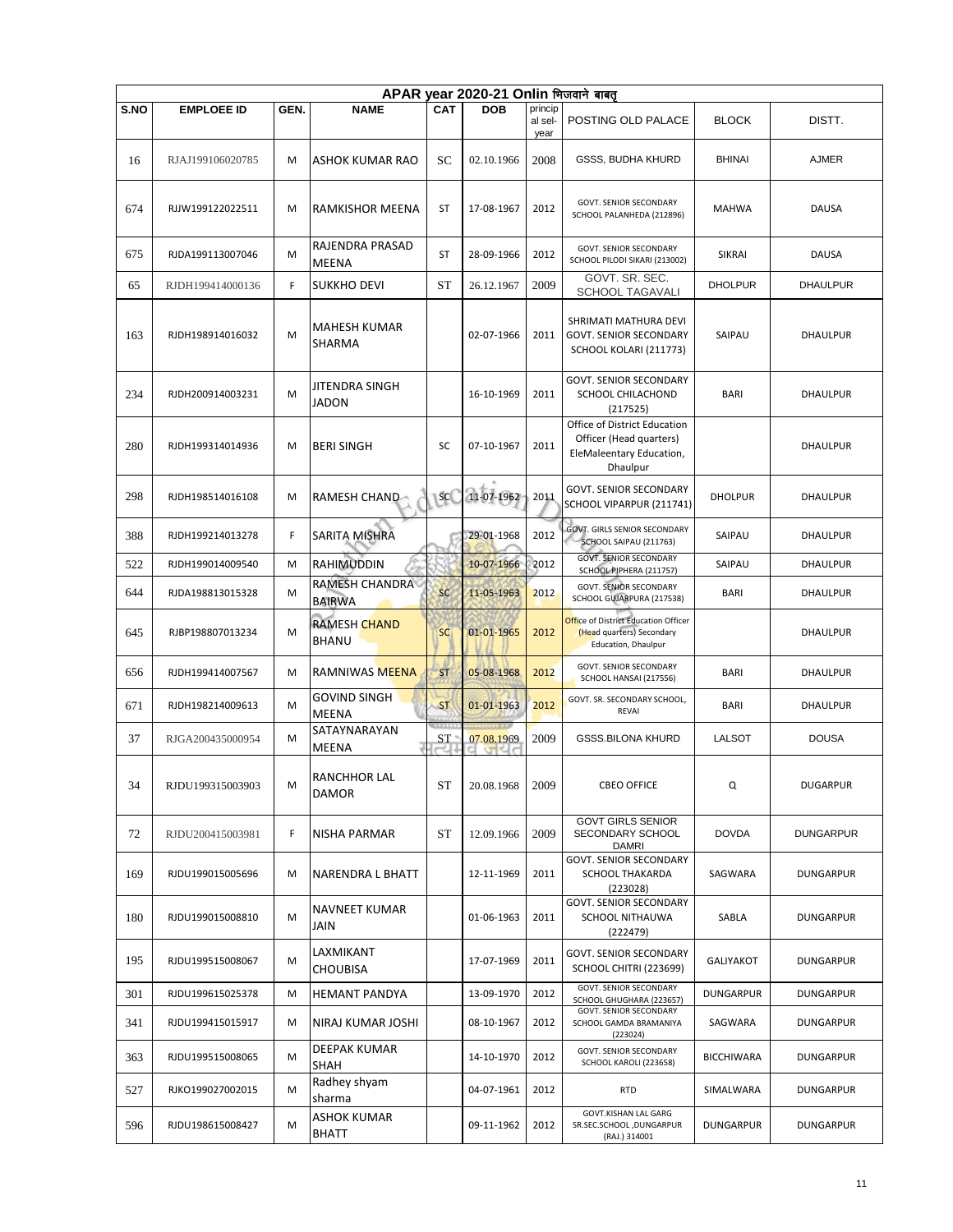| APAR year 2020-21 Onlin भिजवाने बाबत् | | | | | | | | | |
|---|---|---|---|---|---|---|---|---|---|
| S.NO | EMPLOEE ID | GEN. | NAME | CAT | DOB | principal sel-year | POSTING OLD PALACE | BLOCK | DISTT. |
| 16 | RJAJ199106020785 | M | ASHOK KUMAR RAO | SC | 02.10.1966 | 2008 | GSSS, BUDHA KHURD | BHINAI | AJMER |
| 674 | RJJW199122022511 | M | RAMKISHOR MEENA | ST | 17-08-1967 | 2012 | GOVT. SENIOR SECONDARY SCHOOL PALANHEDA (212896) | MAHWA | DAUSA |
| 675 | RJDA199113007046 | M | RAJENDRA PRASAD MEENA | ST | 28-09-1966 | 2012 | GOVT. SENIOR SECONDARY SCHOOL PILODI SIKARI (213002) | SIKRAI | DAUSA |
| 65 | RJDH199414000136 | F | SUKKHO DEVI | ST | 26.12.1967 | 2009 | GOVT. SR. SEC. SCHOOL TAGAVALI | DHOLPUR | DHAULPUR |
| 163 | RJDH198914016032 | M | MAHESH KUMAR SHARMA | | 02-07-1966 | 2011 | SHRIMATI MATHURA DEVI GOVT. SENIOR SECONDARY SCHOOL KOLARI (211773) | SAIPAU | DHAULPUR |
| 234 | RJDH200914003231 | M | JITENDRA SINGH JADON | | 16-10-1969 | 2011 | GOVT. SENIOR SECONDARY SCHOOL CHILACHOND (217525) | BARI | DHAULPUR |
| 280 | RJDH199314014936 | M | BERI SINGH | SC | 07-10-1967 | 2011 | Office of District Education Officer (Head quarters) EleMaleentary Education, Dhaulpur | | DHAULPUR |
| 298 | RJDH198514016108 | M | RAMESH CHAND | SC | 11-07-1962 | 2011 | GOVT. SENIOR SECONDARY SCHOOL VIPARPUR (211741) | DHOLPUR | DHAULPUR |
| 388 | RJDH199214013278 | F | SARITA MISHRA | | 29-01-1968 | 2012 | GOVT. GIRLS SENIOR SECONDARY SCHOOL SAIPAU (211763) | SAIPAU | DHAULPUR |
| 522 | RJDH199014009540 | M | RAHIMUDDIN | | 10-07-1966 | 2012 | GOVT. SENIOR SECONDARY SCHOOL PIPHERA (211757) | SAIPAU | DHAULPUR |
| 644 | RJDA198813015328 | M | RAMESH CHANDRA BAIRWA | SC | 11-05-1963 | 2012 | GOVT. SENIOR SECONDARY SCHOOL GUJARPURA (217538) | BARI | DHAULPUR |
| 645 | RJBP198807013234 | M | RAMESH CHAND BHANU | SC | 01-01-1965 | 2012 | Office of District Education Officer (Head quarters) Secondary Education, Dhaulpur | | DHAULPUR |
| 656 | RJDH199414007567 | M | RAMNIWAS MEENA | ST | 05-08-1968 | 2012 | GOVT. SENIOR SECONDARY SCHOOL HANSAI (217556) | BARI | DHAULPUR |
| 671 | RJDH198214009613 | M | GOVIND SINGH MEENA | ST | 01-01-1963 | 2012 | GOVT. SR. SECONDARY SCHOOL, REVAI | BARI | DHAULPUR |
| 37 | RJGA200435000954 | M | SATAYNARAYAN MEENA | ST | 07.08.1969 | 2009 | GSSS.BILONA KHURD | LALSOT | DOUSA |
| 34 | RJDU199315003903 | M | RANCHHOR LAL DAMOR | ST | 20.08.1968 | 2009 | CBEO OFFICE | Q | DUGARPUR |
| 72 | RJDU200415003981 | F | NISHA PARMAR | ST | 12.09.1966 | 2009 | GOVT GIRLS SENIOR SECONDARY SCHOOL DAMRI | DOVDA | DUNGARPUR |
| 169 | RJDU199015005696 | M | NARENDRA L BHATT | | 12-11-1969 | 2011 | GOVT. SENIOR SECONDARY SCHOOL THAKARDA (223028) | SAGWARA | DUNGARPUR |
| 180 | RJDU199015008810 | M | NAVNEET KUMAR JAIN | | 01-06-1963 | 2011 | GOVT. SENIOR SECONDARY SCHOOL NITHAUWA (222479) | SABLA | DUNGARPUR |
| 195 | RJDU199515008067 | M | LAXMIKANT CHOUBISA | | 17-07-1969 | 2011 | GOVT. SENIOR SECONDARY SCHOOL CHITRI (223699) | GALIYAKOT | DUNGARPUR |
| 301 | RJDU199615025378 | M | HEMANT PANDYA | | 13-09-1970 | 2012 | GOVT. SENIOR SECONDARY SCHOOL GHUGHARA (223657) | DUNGARPUR | DUNGARPUR |
| 341 | RJDU199415015917 | M | NIRAJ KUMAR JOSHI | | 08-10-1967 | 2012 | GOVT. SENIOR SECONDARY SCHOOL GAMDA BRAMANIYA (223024) | SAGWARA | DUNGARPUR |
| 363 | RJDU199515008065 | M | DEEPAK KUMAR SHAH | | 14-10-1970 | 2012 | GOVT. SENIOR SECONDARY SCHOOL KAROLI (223658) | BICCHIWARA | DUNGARPUR |
| 527 | RJKO199027002015 | M | Radhey shyam sharma | | 04-07-1961 | 2012 | RTD | SIMALWARA | DUNGARPUR |
| 596 | RJDU198615008427 | M | ASHOK KUMAR BHATT | | 09-11-1962 | 2012 | GOVT.KISHAN LAL GARG SR.SEC.SCHOOL ,DUNGARPUR (RAJ.) 314001 | DUNGARPUR | DUNGARPUR |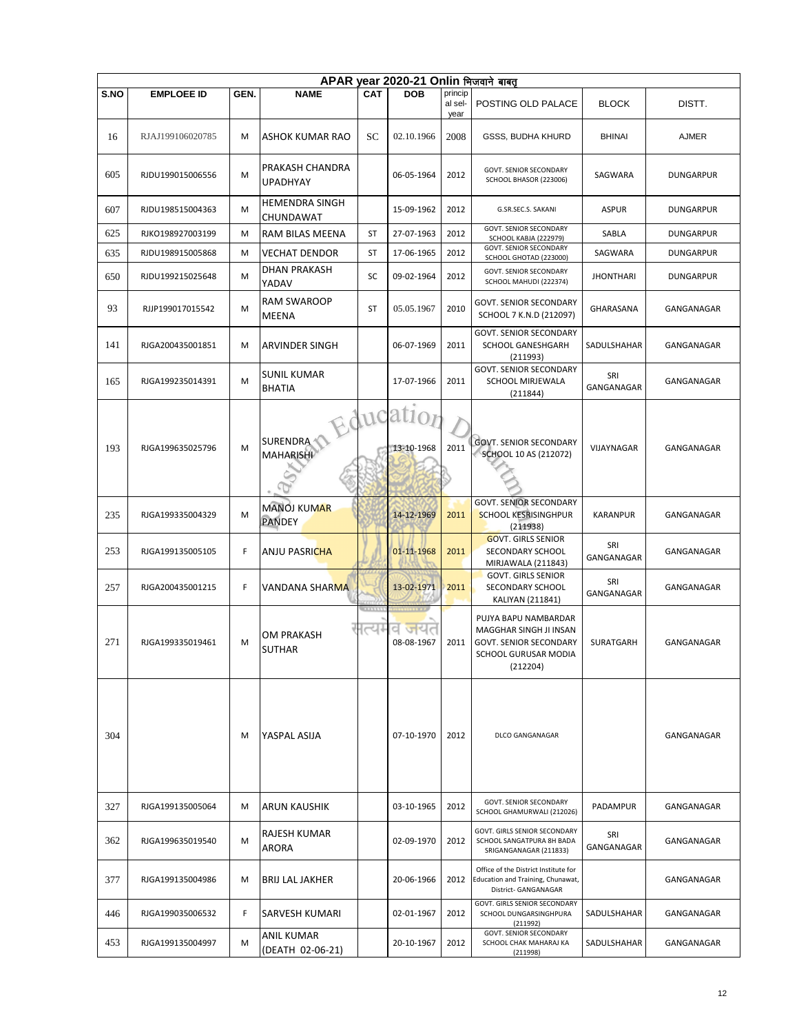| APAR year 2020-21 Onlin भिजवाने बाबत् | | | | | | | | | |
|---|---|---|---|---|---|---|---|---|---|
| S.NO | EMPLOEE ID | GEN. | NAME | CAT | DOB | principal sel-year | POSTING OLD PALACE | BLOCK | DISTT. |
| 16 | RJAJ199106020785 | M | ASHOK KUMAR RAO | SC | 02.10.1966 | 2008 | GSSS, BUDHA KHURD | BHINAI | AJMER |
| 605 | RJDU199015006556 | M | PRAKASH CHANDRA UPADHYAY | | 06-05-1964 | 2012 | GOVT. SENIOR SECONDARY SCHOOL BHASOR (223006) | SAGWARA | DUNGARPUR |
| 607 | RJDU198515004363 | M | HEMENDRA SINGH CHUNDAWAT | | 15-09-1962 | 2012 | G.SR.SEC.S. SAKANI | ASPUR | DUNGARPUR |
| 625 | RJKO198927003199 | M | RAM BILAS MEENA | ST | 27-07-1963 | 2012 | GOVT. SENIOR SECONDARY SCHOOL KABJA (222979) | SABLA | DUNGARPUR |
| 635 | RJDU198915005868 | M | VECHAT DENDOR | ST | 17-06-1965 | 2012 | GOVT. SENIOR SECONDARY SCHOOL GHOTAD (223000) | SAGWARA | DUNGARPUR |
| 650 | RJDU199215025648 | M | DHAN PRAKASH YADAV | SC | 09-02-1964 | 2012 | GOVT. SENIOR SECONDARY SCHOOL MAHUDI (222374) | JHONTHARI | DUNGARPUR |
| 93 | RJJP199017015542 | M | RAM SWAROOP MEENA | ST | 05.05.1967 | 2010 | GOVT. SENIOR SECONDARY SCHOOL 7 K.N.D (212097) | GHARASANA | GANGANAGAR |
| 141 | RJGA200435001851 | M | ARVINDER SINGH | | 06-07-1969 | 2011 | GOVT. SENIOR SECONDARY SCHOOL GANESHGARH (211993) | SADULSHAHAR | GANGANAGAR |
| 165 | RJGA199235014391 | M | SUNIL KUMAR BHATIA | | 17-07-1966 | 2011 | GOVT. SENIOR SECONDARY SCHOOL MIRJEWALA (211844) | SRI GANGANAGAR | GANGANAGAR |
| 193 | RJGA199635025796 | M | SURENDRA MAHARISHI | | 13-10-1968 | 2011 | GOVT. SENIOR SECONDARY SCHOOL 10 AS (212072) | VIJAYNAGAR | GANGANAGAR |
| 235 | RJGA199335004329 | M | MANOJ KUMAR PANDEY | | 14-12-1969 | 2011 | GOVT. SENIOR SECONDARY SCHOOL KESRISINGHPUR (211938) | KARANPUR | GANGANAGAR |
| 253 | RJGA199135005105 | F | ANJU PASRICHA | | 01-11-1968 | 2011 | GOVT. GIRLS SENIOR SECONDARY SCHOOL MIRJAWALA (211843) | SRI GANGANAGAR | GANGANAGAR |
| 257 | RJGA200435001215 | F | VANDANA SHARMA | | 13-02-1971 | 2011 | GOVT. GIRLS SENIOR SECONDARY SCHOOL KALIYAN (211841) | SRI GANGANAGAR | GANGANAGAR |
| 271 | RJGA199335019461 | M | OM PRAKASH SUTHAR | | 08-08-1967 | 2011 | PUJYA BAPU NAMBARDAR MAGGHAR SINGH JI INSAN GOVT. SENIOR SECONDARY SCHOOL GURUSAR MODIA (212204) | SURATGARH | GANGANAGAR |
| 304 | | M | YASPAL ASIJA | | 07-10-1970 | 2012 | DLCO GANGANAGAR | | GANGANAGAR |
| 327 | RJGA199135005064 | M | ARUN KAUSHIK | | 03-10-1965 | 2012 | GOVT. SENIOR SECONDARY SCHOOL GHAMURWALI (212026) | PADAMPUR | GANGANAGAR |
| 362 | RJGA199635019540 | M | RAJESH KUMAR ARORA | | 02-09-1970 | 2012 | GOVT. GIRLS SENIOR SECONDARY SCHOOL SANGATPURA 8H BADA SRIGANGANAGAR (211833) | SRI GANGANAGAR | GANGANAGAR |
| 377 | RJGA199135004986 | M | BRIJ LAL JAKHER | | 20-06-1966 | 2012 | Office of the District Institute for Education and Training, Chunawat, District- GANGANAGAR | | GANGANAGAR |
| 446 | RJGA199035006532 | F | SARVESH KUMARI | | 02-01-1967 | 2012 | GOVT. GIRLS SENIOR SECONDARY SCHOOL DUNGARSINGHPURA (211992) | SADULSHAHAR | GANGANAGAR |
| 453 | RJGA199135004997 | M | ANIL KUMAR (DEATH 02-06-21) | | 20-10-1967 | 2012 | GOVT. SENIOR SECONDARY SCHOOL CHAK MAHARAJ KA (211998) | SADULSHAHAR | GANGANAGAR |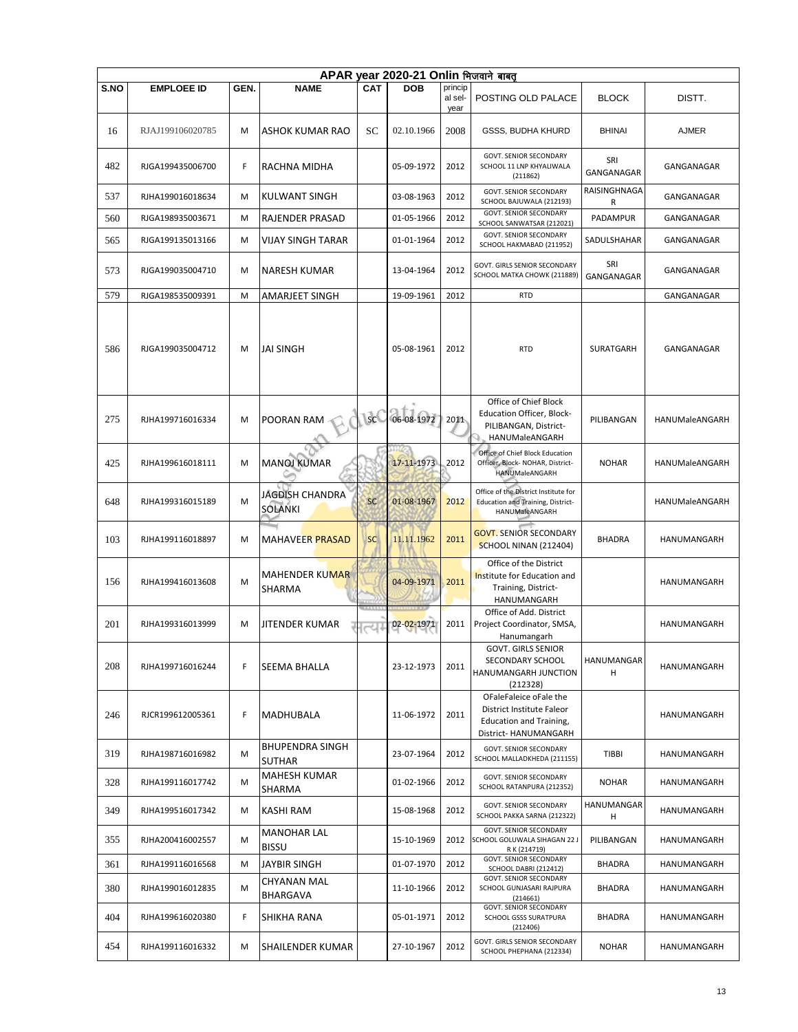| APAR year 2020-21 Onlin भिजवाने बाबत् | | | | | | | | | |
|---|---|---|---|---|---|---|---|---|---|
| S.NO | EMPLOEE ID | GEN. | NAME | CAT | DOB | principal sel-year | POSTING OLD PALACE | BLOCK | DISTT. |
| 16 | RJAJ199106020785 | M | ASHOK KUMAR RAO | SC | 02.10.1966 | 2008 | GSSS, BUDHA KHURD | BHINAI | AJMER |
| 482 | RJGA199435006700 | F | RACHNA MIDHA | | 05-09-1972 | 2012 | GOVT. SENIOR SECONDARY SCHOOL 11 LNP KHYALIWALA (211862) | SRI GANGANAGAR | GANGANAGAR |
| 537 | RJHA199016018634 | M | KULWANT SINGH | | 03-08-1963 | 2012 | GOVT. SENIOR SECONDARY SCHOOL BAJUWALA (212193) | RAISINGHNAGAR | GANGANAGAR |
| 560 | RJGA198935003671 | M | RAJENDER PRASAD | | 01-05-1966 | 2012 | GOVT. SENIOR SECONDARY SCHOOL SANWATSAR (212021) | PADAMPUR | GANGANAGAR |
| 565 | RJGA199135013166 | M | VIJAY SINGH TARAR | | 01-01-1964 | 2012 | GOVT. SENIOR SECONDARY SCHOOL HAKMABAD (211952) | SADULSHAHAR | GANGANAGAR |
| 573 | RJGA199035004710 | M | NARESH KUMAR | | 13-04-1964 | 2012 | GOVT. GIRLS SENIOR SECONDARY SCHOOL MATKA CHOWK (211889) | SRI GANGANAGAR | GANGANAGAR |
| 579 | RJGA198535009391 | M | AMARJEET SINGH | | 19-09-1961 | 2012 | RTD | | GANGANAGAR |
| 586 | RJGA199035004712 | M | JAI SINGH | | 05-08-1961 | 2012 | RTD | SURATGARH | GANGANAGAR |
| 275 | RJHA199716016334 | M | POORAN RAM | SC | 06-08-1972 | 2011 | Office of Chief Block Education Officer, Block-PILIBANGAN, District-HANUMaleANGARH | PILIBANGAN | HANUMaleANGARH |
| 425 | RJHA199616018111 | M | MANOJ KUMAR | | 17-11-1973 | 2012 | Office of Chief Block Education Officer, Block- NOHAR, District-HANUMaleANGARH | NOHAR | HANUMaleANGARH |
| 648 | RJHA199316015189 | M | JAGDISH CHANDRA SOLANKI | SC | 01-08-1967 | 2012 | Office of the District Institute for Education and Training, District-HANUMaleANGARH | | HANUMaleANGARH |
| 103 | RJHA199116018897 | M | MAHAVEER PRASAD | SC | 11.11.1962 | 2011 | GOVT. SENIOR SECONDARY SCHOOL NINAN (212404) | BHADRA | HANUMANGARH |
| 156 | RJHA199416013608 | M | MAHENDER KUMAR SHARMA | | 04-09-1971 | 2011 | Office of the District Institute for Education and Training, District-HANUMANGARH | | HANUMANGARH |
| 201 | RJHA199316013999 | M | JITENDER KUMAR | | 02-02-1971 | 2011 | Office of Add. District Project Coordinator, SMSA, Hanumangarh | | HANUMANGARH |
| 208 | RJHA199716016244 | F | SEEMA BHALLA | | 23-12-1973 | 2011 | GOVT. GIRLS SENIOR SECONDARY SCHOOL HANUMANGARH JUNCTION (212328) | HANUMANGARH | HANUMANGARH |
| 246 | RJCR199612005361 | F | MADHUBALA | | 11-06-1972 | 2011 | OFaleFaleice oFale the District Institute Faleor Education and Training, District- HANUMANGARH | | HANUMANGARH |
| 319 | RJHA198716016982 | M | BHUPENDRA SINGH SUTHAR | | 23-07-1964 | 2012 | GOVT. SENIOR SECONDARY SCHOOL MALLADKHEDA (211155) | TIBBI | HANUMANGARH |
| 328 | RJHA199116017742 | M | MAHESH KUMAR SHARMA | | 01-02-1966 | 2012 | GOVT. SENIOR SECONDARY SCHOOL RATANPURA (212352) | NOHAR | HANUMANGARH |
| 349 | RJHA199516017342 | M | KASHI RAM | | 15-08-1968 | 2012 | GOVT. SENIOR SECONDARY SCHOOL PAKKA SARNA (212322) | HANUMANGARH | HANUMANGARH |
| 355 | RJHA200416002557 | M | MANOHAR LAL BISSU | | 15-10-1969 | 2012 | GOVT. SENIOR SECONDARY SCHOOL GOLUWALA SIHAGAN 22 J R K (214719) | PILIBANGAN | HANUMANGARH |
| 361 | RJHA199116016568 | M | JAYBIR SINGH | | 01-07-1970 | 2012 | GOVT. SENIOR SECONDARY SCHOOL DABRI (212412) | BHADRA | HANUMANGARH |
| 380 | RJHA199016012835 | M | CHYANAN MAL BHARGAVA | | 11-10-1966 | 2012 | GOVT. SENIOR SECONDARY SCHOOL GUNJASARI RAJPURA (214661) | BHADRA | HANUMANGARH |
| 404 | RJHA199616020380 | F | SHIKHA RANA | | 05-01-1971 | 2012 | GOVT. SENIOR SECONDARY SCHOOL GSSS SURATPURA (212406) | BHADRA | HANUMANGARH |
| 454 | RJHA199116016332 | M | SHAILENDER KUMAR | | 27-10-1967 | 2012 | GOVT. GIRLS SENIOR SECONDARY SCHOOL PHEPHANA (212334) | NOHAR | HANUMANGARH |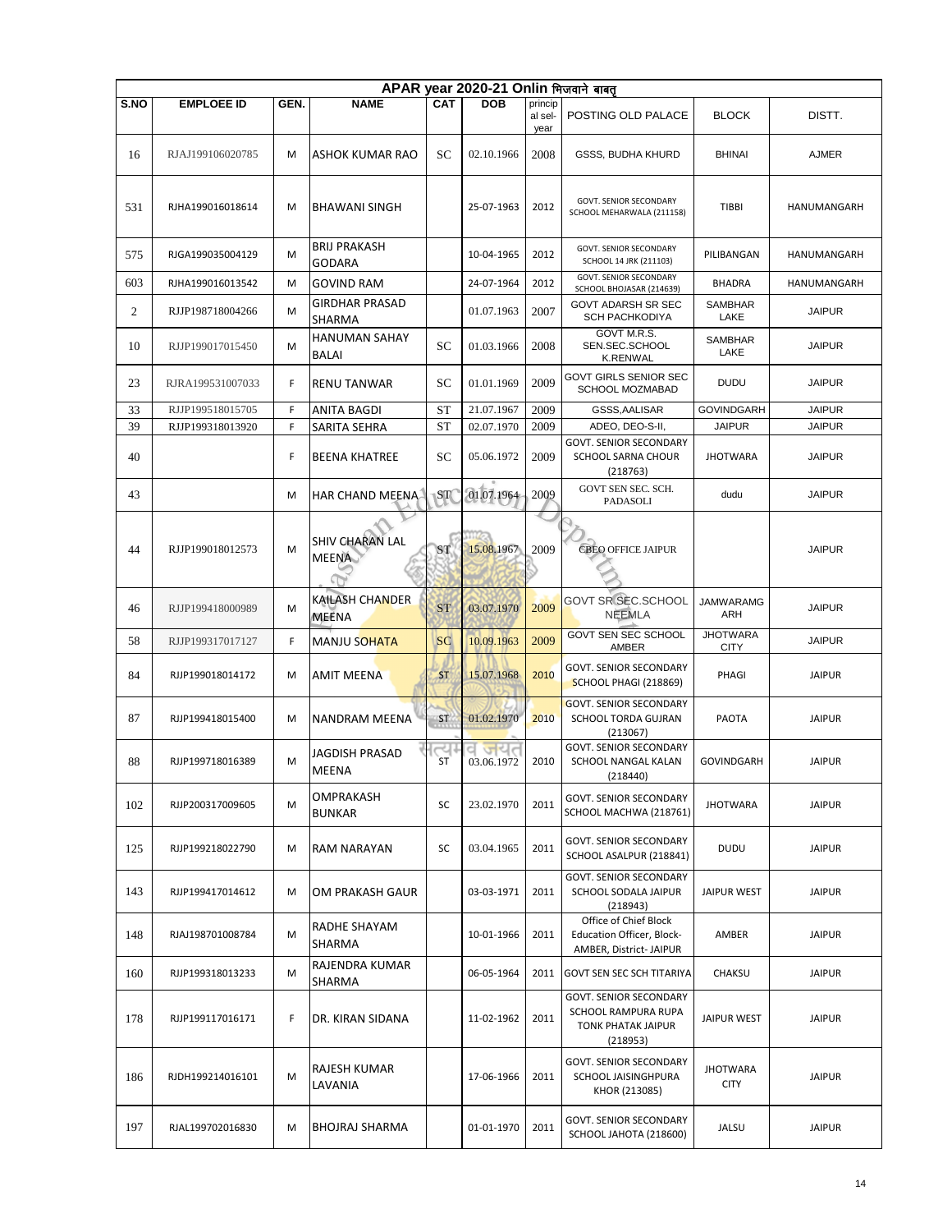| APAR year 2020-21 Onlin भिजवाने बाबत् | | | | | | | | | |
|---|---|---|---|---|---|---|---|---|---|
| S.NO | EMPLOEE ID | GEN. | NAME | CAT | DOB | principal sel-year | POSTING OLD PALACE | BLOCK | DISTT. |
| 16 | RJAJ199106020785 | M | ASHOK KUMAR RAO | SC | 02.10.1966 | 2008 | GSSS, BUDHA KHURD | BHINAI | AJMER |
| 531 | RJHA199016018614 | M | BHAWANI SINGH | | 25-07-1963 | 2012 | GOVT. SENIOR SECONDARY SCHOOL MEHARWALA (211158) | TIBBI | HANUMANGARH |
| 575 | RJGA199035004129 | M | BRIJ PRAKASH GODARA | | 10-04-1965 | 2012 | GOVT. SENIOR SECONDARY SCHOOL 14 JRK (211103) | PILIBANGAN | HANUMANGARH |
| 603 | RJHA199016013542 | M | GOVIND RAM | | 24-07-1964 | 2012 | GOVT. SENIOR SECONDARY SCHOOL BHOJASAR (214639) | BHADRA | HANUMANGARH |
| 2 | RJJP198718004266 | M | GIRDHAR PRASAD SHARMA | | 01.07.1963 | 2007 | GOVT ADARSH SR SEC SCH PACHKODIYA | SAMBHAR LAKE | JAIPUR |
| 10 | RJJP199017015450 | M | HANUMAN SAHAY BALAI | SC | 01.03.1966 | 2008 | GOVT M.R.S. SEN.SEC.SCHOOL K.RENWAL | SAMBHAR LAKE | JAIPUR |
| 23 | RJRA199531007033 | F | RENU TANWAR | SC | 01.01.1969 | 2009 | GOVT GIRLS SENIOR SEC SCHOOL MOZMABAD | DUDU | JAIPUR |
| 33 | RJJP199518015705 | F | ANITA BAGDI | ST | 21.07.1967 | 2009 | GSSS,AALISAR | GOVINDGARH | JAIPUR |
| 39 | RJJP199318013920 | F | SARITA SEHRA | ST | 02.07.1970 | 2009 | ADEO, DEO-S-II, | JAIPUR | JAIPUR |
| 40 | | F | BEENA KHATREE | SC | 05.06.1972 | 2009 | GOVT. SENIOR SECONDARY SCHOOL SARNA CHOUR (218763) | JHOTWARA | JAIPUR |
| 43 | | M | HAR CHAND MEENA | ST | 01.07.1964 | 2009 | GOVT SEN SEC. SCH. PADASOLI | dudu | JAIPUR |
| 44 | RJJP199018012573 | M | SHIV CHARAN LAL MEENA | ST | 15.08.1967 | 2009 | CBEO OFFICE JAIPUR | | JAIPUR |
| 46 | RJJP199418000989 | M | KAILASH CHANDER MEENA | ST | 03.07.1970 | 2009 | GOVT SR SEC.SCHOOL NEEMLA | JAMWARAMGARH | JAIPUR |
| 58 | RJJP199317017127 | F | MANJU SOHATA | SC | 10.09.1963 | 2009 | GOVT SEN SEC SCHOOL AMBER | JHOTWARA CITY | JAIPUR |
| 84 | RJJP199018014172 | M | AMIT MEENA | ST | 15.07.1968 | 2010 | GOVT. SENIOR SECONDARY SCHOOL PHAGI (218869) | PHAGI | JAIPUR |
| 87 | RJJP199418015400 | M | NANDRAM MEENA | ST | 01.02.1970 | 2010 | GOVT. SENIOR SECONDARY SCHOOL TORDA GUJRAN (213067) | PAOTA | JAIPUR |
| 88 | RJJP199718016389 | M | JAGDISH PRASAD MEENA | ST | 03.06.1972 | 2010 | GOVT. SENIOR SECONDARY SCHOOL NANGAL KALAN (218440) | GOVINDGARH | JAIPUR |
| 102 | RJJP200317009605 | M | OMPRAKASH BUNKAR | SC | 23.02.1970 | 2011 | GOVT. SENIOR SECONDARY SCHOOL MACHWA (218761) | JHOTWARA | JAIPUR |
| 125 | RJJP199218022790 | M | RAM NARAYAN | SC | 03.04.1965 | 2011 | GOVT. SENIOR SECONDARY SCHOOL ASALPUR (218841) | DUDU | JAIPUR |
| 143 | RJJP199417014612 | M | OM PRAKASH GAUR | | 03-03-1971 | 2011 | GOVT. SENIOR SECONDARY SCHOOL SODALA JAIPUR (218943) | JAIPUR WEST | JAIPUR |
| 148 | RJAJ198701008784 | M | RADHE SHAYAM SHARMA | | 10-01-1966 | 2011 | Office of Chief Block Education Officer, Block-AMBER, District- JAIPUR | AMBER | JAIPUR |
| 160 | RJJP199318013233 | M | RAJENDRA KUMAR SHARMA | | 06-05-1964 | 2011 | GOVT SEN SEC SCH TITARIYA | CHAKSU | JAIPUR |
| 178 | RJJP199117016171 | F | DR. KIRAN SIDANA | | 11-02-1962 | 2011 | GOVT. SENIOR SECONDARY SCHOOL RAMPURA RUPA TONK PHATAK JAIPUR (218953) | JAIPUR WEST | JAIPUR |
| 186 | RJDH199214016101 | M | RAJESH KUMAR LAVANIA | | 17-06-1966 | 2011 | GOVT. SENIOR SECONDARY SCHOOL JAISINGHPURA KHOR (213085) | JHOTWARA CITY | JAIPUR |
| 197 | RJAL199702016830 | M | BHOJRAJ SHARMA | | 01-01-1970 | 2011 | GOVT. SENIOR SECONDARY SCHOOL JAHOTA (218600) | JALSU | JAIPUR |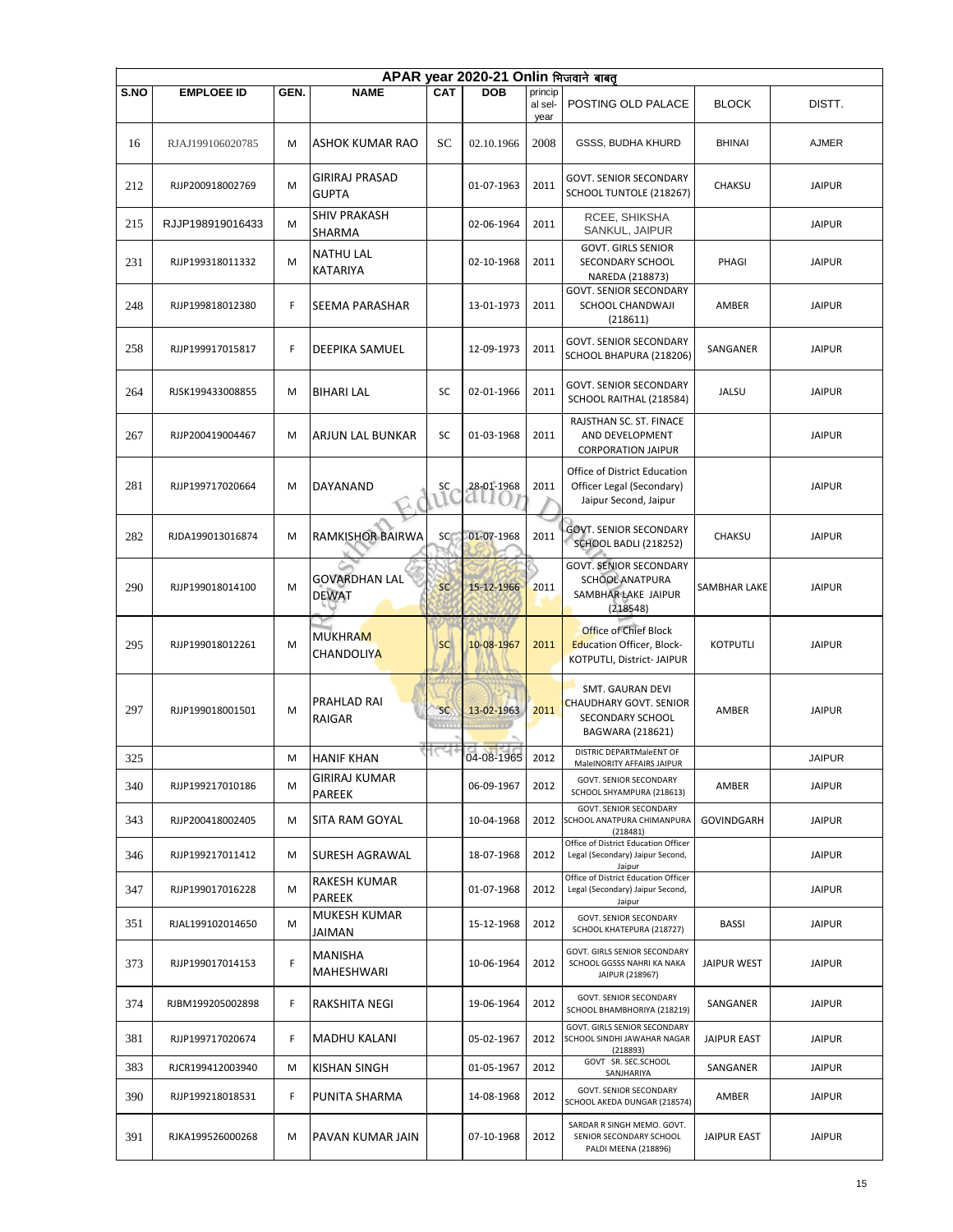| APAR year 2020-21 Onlin भिजवाने बाबत् | | | | | | | | | |
|---|---|---|---|---|---|---|---|---|---|
| S.NO | EMPLOEE ID | GEN. | NAME | CAT | DOB | principal sel-year | POSTING OLD PALACE | BLOCK | DISTT. |
| 16 | RJAJ199106020785 | M | ASHOK KUMAR RAO | SC | 02.10.1966 | 2008 | GSSS, BUDHA KHURD | BHINAI | AJMER |
| 212 | RJJP200918002769 | M | GIRIRAJ PRASAD GUPTA | | 01-07-1963 | 2011 | GOVT. SENIOR SECONDARY SCHOOL TUNTOLE (218267) | CHAKSU | JAIPUR |
| 215 | RJJP198919016433 | M | SHIV PRAKASH SHARMA | | 02-06-1964 | 2011 | RCEE, SHIKSHA SANKUL, JAIPUR | | JAIPUR |
| 231 | RJJP199318011332 | M | NATHU LAL KATARIYA | | 02-10-1968 | 2011 | GOVT. GIRLS SENIOR SECONDARY SCHOOL NAREDA (218873) | PHAGI | JAIPUR |
| 248 | RJJP199818012380 | F | SEEMA PARASHAR | | 13-01-1973 | 2011 | GOVT. SENIOR SECONDARY SCHOOL CHANDWAJI (218611) | AMBER | JAIPUR |
| 258 | RJJP199917015817 | F | DEEPIKA SAMUEL | | 12-09-1973 | 2011 | GOVT. SENIOR SECONDARY SCHOOL BHAPURA (218206) | SANGANER | JAIPUR |
| 264 | RJSK199433008855 | M | BIHARI LAL | SC | 02-01-1966 | 2011 | GOVT. SENIOR SECONDARY SCHOOL RAITHAL (218584) | JALSU | JAIPUR |
| 267 | RJJP200419004467 | M | ARJUN LAL BUNKAR | SC | 01-03-1968 | 2011 | RAJSTHAN SC. ST. FINACE AND DEVELOPMENT CORPORATION JAIPUR | | JAIPUR |
| 281 | RJJP199717020664 | M | DAYANAND | SC | 28-01-1968 | 2011 | Office of District Education Officer Legal (Secondary) Jaipur Second, Jaipur | | JAIPUR |
| 282 | RJDA199013016874 | M | RAMKISHOR BAIRWA | SC | 01-07-1968 | 2011 | GOVT. SENIOR SECONDARY SCHOOL BADLI (218252) | CHAKSU | JAIPUR |
| 290 | RJJP199018014100 | M | GOVARDHAN LAL DEWAT | SC | 15-12-1966 | 2011 | GOVT. SENIOR SECONDARY SCHOOL ANATPURA SAMBHAR LAKE JAIPUR (218548) | SAMBHAR LAKE | JAIPUR |
| 295 | RJJP199018012261 | M | MUKHRAM CHANDOLIYA | SC | 10-08-1967 | 2011 | Office of Chief Block Education Officer, Block-KOTPUTLI, District- JAIPUR | KOTPUTLI | JAIPUR |
| 297 | RJJP199018001501 | M | PRAHLAD RAI RAIGAR | SC | 13-02-1963 | 2011 | SMT. GAURAN DEVI CHAUDHARY GOVT. SENIOR SECONDARY SCHOOL BAGWARA (218621) | AMBER | JAIPUR |
| 325 | | M | HANIF KHAN | | 04-08-1965 | 2012 | DISTRIC DEPARTMaleENT OF MaleINORITY AFFAIRS JAIPUR | | JAIPUR |
| 340 | RJJP199217010186 | M | GIRIRAJ KUMAR PAREEK | | 06-09-1967 | 2012 | GOVT. SENIOR SECONDARY SCHOOL SHYAMPURA (218613) | AMBER | JAIPUR |
| 343 | RJJP200418002405 | M | SITA RAM GOYAL | | 10-04-1968 | 2012 | GOVT. SENIOR SECONDARY SCHOOL ANATPURA CHIMANPURA (218481) | GOVINDGARH | JAIPUR |
| 346 | RJJP199217011412 | M | SURESH AGRAWAL | | 18-07-1968 | 2012 | Office of District Education Officer Legal (Secondary) Jaipur Second, Jaipur | | JAIPUR |
| 347 | RJJP199017016228 | M | RAKESH KUMAR PAREEK | | 01-07-1968 | 2012 | Office of District Education Officer Legal (Secondary) Jaipur Second, Jaipur | | JAIPUR |
| 351 | RJAL199102014650 | M | MUKESH KUMAR JAIMAN | | 15-12-1968 | 2012 | GOVT. SENIOR SECONDARY SCHOOL KHATEPURA (218727) | BASSI | JAIPUR |
| 373 | RJJP199017014153 | F | MANISHA MAHESHWARI | | 10-06-1964 | 2012 | GOVT. GIRLS SENIOR SECONDARY SCHOOL GGSSS NAHRI KA NAKA JAIPUR (218967) | JAIPUR WEST | JAIPUR |
| 374 | RJBM199205002898 | F | RAKSHITA NEGI | | 19-06-1964 | 2012 | GOVT. SENIOR SECONDARY SCHOOL BHAMBHORIYA (218219) | SANGANER | JAIPUR |
| 381 | RJJP199717020674 | F | MADHU KALANI | | 05-02-1967 | 2012 | GOVT. GIRLS SENIOR SECONDARY SCHOOL SINDHI JAWAHAR NAGAR (218893) | JAIPUR EAST | JAIPUR |
| 383 | RJCR199412003940 | M | KISHAN SINGH | | 01-05-1967 | 2012 | GOVT SR. SEC.SCHOOL SANJHARIYA | SANGANER | JAIPUR |
| 390 | RJJP199218018531 | F | PUNITA SHARMA | | 14-08-1968 | 2012 | GOVT. SENIOR SECONDARY SCHOOL AKEDA DUNGAR (218574) | AMBER | JAIPUR |
| 391 | RJKA199526000268 | M | PAVAN KUMAR JAIN | | 07-10-1968 | 2012 | SARDAR R SINGH MEMO. GOVT. SENIOR SECONDARY SCHOOL PALDI MEENA (218896) | JAIPUR EAST | JAIPUR |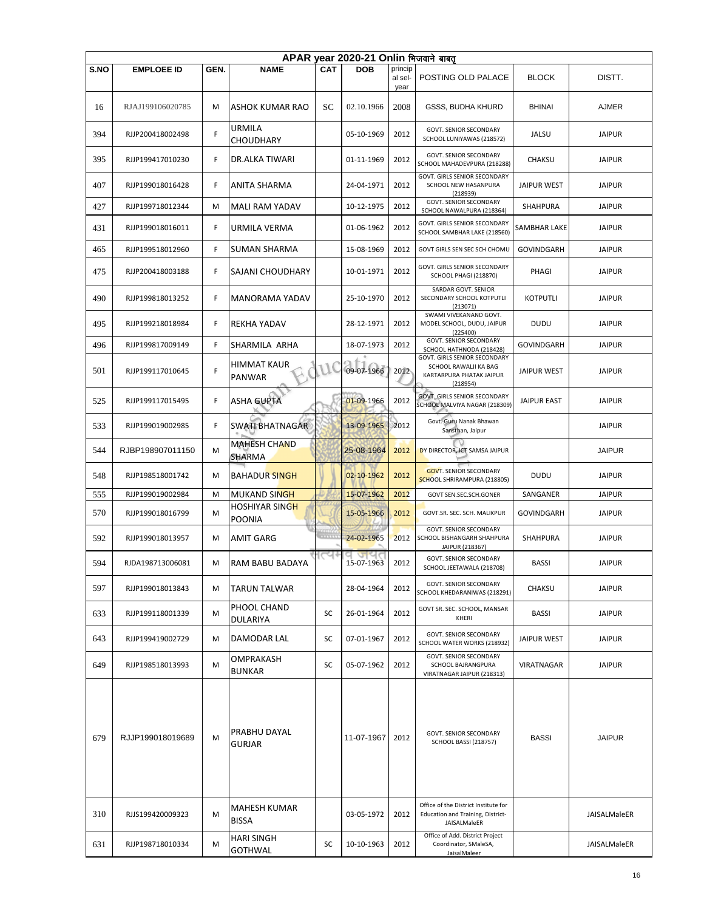| APAR year 2020-21 Onlin भिजवाने बाबत् | | | | | | | | | |
|---|---|---|---|---|---|---|---|---|---|
| S.NO | EMPLOEE ID | GEN. | NAME | CAT | DOB | princip al sel-year | POSTING OLD PALACE | BLOCK | DISTT. |
| 16 | RJAJ199106020785 | M | ASHOK KUMAR RAO | SC | 02.10.1966 | 2008 | GSSS, BUDHA KHURD | BHINAI | AJMER |
| 394 | RJJP200418002498 | F | URMILA CHOUDHARY | | 05-10-1969 | 2012 | GOVT. SENIOR SECONDARY SCHOOL LUNIYAWAS (218572) | JALSU | JAIPUR |
| 395 | RJJP199417010230 | F | DR.ALKA TIWARI | | 01-11-1969 | 2012 | GOVT. SENIOR SECONDARY SCHOOL MAHADEVPURA (218288) | CHAKSU | JAIPUR |
| 407 | RJJP199018016428 | F | ANITA SHARMA | | 24-04-1971 | 2012 | GOVT. GIRLS SENIOR SECONDARY SCHOOL NEW HASANPURA (218939) | JAIPUR WEST | JAIPUR |
| 427 | RJJP199718012344 | M | MALI RAM YADAV | | 10-12-1975 | 2012 | GOVT. SENIOR SECONDARY SCHOOL NAWALPURA (218364) | SHAHPURA | JAIPUR |
| 431 | RJJP199018016011 | F | URMILA VERMA | | 01-06-1962 | 2012 | GOVT. GIRLS SENIOR SECONDARY SCHOOL SAMBHAR LAKE (218560) | SAMBHAR LAKE | JAIPUR |
| 465 | RJJP199518012960 | F | SUMAN SHARMA | | 15-08-1969 | 2012 | GOVT GIRLS SEN SEC SCH CHOMU | GOVINDGARH | JAIPUR |
| 475 | RJJP200418003188 | F | SAJANI CHOUDHARY | | 10-01-1971 | 2012 | GOVT. GIRLS SENIOR SECONDARY SCHOOL PHAGI (218870) | PHAGI | JAIPUR |
| 490 | RJJP199818013252 | F | MANORAMA YADAV | | 25-10-1970 | 2012 | SARDAR GOVT. SENIOR SECONDARY SCHOOL KOTPUTLI (213071) | KOTPUTLI | JAIPUR |
| 495 | RJJP199218018984 | F | REKHA YADAV | | 28-12-1971 | 2012 | SWAMI VIVEKANAND GOVT. MODEL SCHOOL, DUDU, JAIPUR (225400) | DUDU | JAIPUR |
| 496 | RJJP199817009149 | F | SHARMILA ARHA | | 18-07-1973 | 2012 | GOVT. SENIOR SECONDARY SCHOOL HATHNODA (218428) | GOVINDGARH | JAIPUR |
| 501 | RJJP199117010645 | F | HIMMAT KAUR PANWAR | | 09-07-1966 | 2012 | GOVT. GIRLS SENIOR SECONDARY SCHOOL RAWALJI KA BAG KARTARPURA PHATAK JAIPUR (218954) | JAIPUR WEST | JAIPUR |
| 525 | RJJP199117015495 | F | ASHA GUPTA | | 01-09-1966 | 2012 | GOVT. GIRLS SENIOR SECONDARY SCHOOL MALVIYA NAGAR (218309) | JAIPUR EAST | JAIPUR |
| 533 | RJJP199019002985 | F | SWATI BHATNAGAR | | 13-09-1965 | 2012 | Govt. Guru Nanak Bhawan Sansthan, Jaipur | | JAIPUR |
| 544 | RJBP198907011150 | M | MAHESH CHAND SHARMA | | 25-08-1964 | 2012 | DY DIRECTOR, ICT SAMSA JAIPUR | | JAIPUR |
| 548 | RJJP198518001742 | M | BAHADUR SINGH | | 02-10-1962 | 2012 | GOVT. SENIOR SECONDARY SCHOOL SHRIRAMPURA (218805) | DUDU | JAIPUR |
| 555 | RJJP199019002984 | M | MUKAND SINGH | | 15-07-1962 | 2012 | GOVT SEN.SEC.SCH.GONER | SANGANER | JAIPUR |
| 570 | RJJP199018016799 | M | HOSHIYAR SINGH POONIA | | 15-05-1966 | 2012 | GOVT.SR. SEC. SCH. MALIKPUR | GOVINDGARH | JAIPUR |
| 592 | RJJP199018013957 | M | AMIT GARG | | 24-02-1965 | 2012 | GOVT. SENIOR SECONDARY SCHOOL BISHANGARH SHAHPURA JAIPUR (218367) | SHAHPURA | JAIPUR |
| 594 | RJDA198713006081 | M | RAM BABU BADAYA | | 15-07-1963 | 2012 | GOVT. SENIOR SECONDARY SCHOOL JEETAWALA (218708) | BASSI | JAIPUR |
| 597 | RJJP199018013843 | M | TARUN TALWAR | | 28-04-1964 | 2012 | GOVT. SENIOR SECONDARY SCHOOL KHEDARANIWAS (218291) | CHAKSU | JAIPUR |
| 633 | RJJP199118001339 | M | PHOOL CHAND DULARIYA | SC | 26-01-1964 | 2012 | GOVT SR. SEC. SCHOOL, MANSAR KHERI | BASSI | JAIPUR |
| 643 | RJJP199419002729 | M | DAMODAR LAL | SC | 07-01-1967 | 2012 | GOVT. SENIOR SECONDARY SCHOOL WATER WORKS (218932) | JAIPUR WEST | JAIPUR |
| 649 | RJJP198518013993 | M | OMPRAKASH BUNKAR | SC | 05-07-1962 | 2012 | GOVT. SENIOR SECONDARY SCHOOL BAJRANGPURA VIRATNAGAR JAIPUR (218313) | VIRATNAGAR | JAIPUR |
| 679 | RJJP199018019689 | M | PRABHU DAYAL GURJAR | | 11-07-1967 | 2012 | GOVT. SENIOR SECONDARY SCHOOL BASSI (218757) | BASSI | JAIPUR |
| 310 | RJJS199420009323 | M | MAHESH KUMAR BISSA | | 03-05-1972 | 2012 | Office of the District Institute for Education and Training, District-JAISALMaleER | | JAISALMaleER |
| 631 | RJJP198718010334 | M | HARI SINGH GOTHWAL | SC | 10-10-1963 | 2012 | Office of Add. District Project Coordinator, SMaleSA, JaisalMaleer | | JAISALMaleER |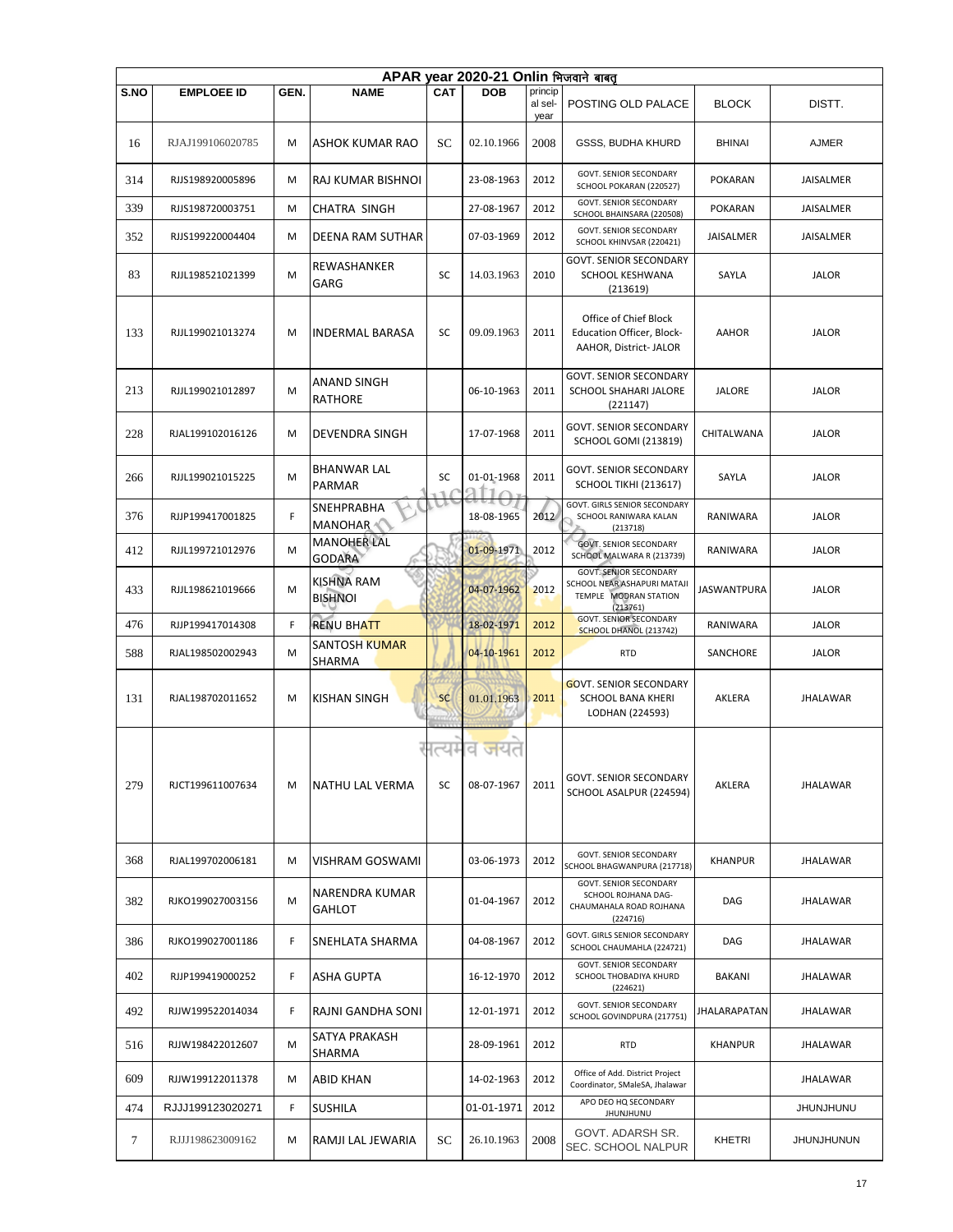| APAR year 2020-21 Onlin भिजवाने बाबत् | | | | | | | | | |
|---|---|---|---|---|---|---|---|---|---|
| S.NO | EMPLOEE ID | GEN. | NAME | CAT | DOB | principal sel-year | POSTING OLD PALACE | BLOCK | DISTT. |
| 16 | RJAJ199106020785 | M | ASHOK KUMAR RAO | SC | 02.10.1966 | 2008 | GSSS, BUDHA KHURD | BHINAI | AJMER |
| 314 | RJJS198920005896 | M | RAJ KUMAR BISHNOI | | 23-08-1963 | 2012 | GOVT. SENIOR SECONDARY SCHOOL POKARAN (220527) | POKARAN | JAISALMER |
| 339 | RJJS198720003751 | M | CHATRA SINGH | | 27-08-1967 | 2012 | GOVT. SENIOR SECONDARY SCHOOL BHAINSARA (220508) | POKARAN | JAISALMER |
| 352 | RJJS199220004404 | M | DEENA RAM SUTHAR | | 07-03-1969 | 2012 | GOVT. SENIOR SECONDARY SCHOOL KHINVSAR (220421) | JAISALMER | JAISALMER |
| 83 | RJJL198521021399 | M | REWASHANKER GARG | SC | 14.03.1963 | 2010 | GOVT. SENIOR SECONDARY SCHOOL KESHWANA (213619) | SAYLA | JALOR |
| 133 | RJJL199021013274 | M | INDERMAL BARASA | SC | 09.09.1963 | 2011 | Office of Chief Block Education Officer, Block-AAHOR, District- JALOR | AAHOR | JALOR |
| 213 | RJJL199021012897 | M | ANAND SINGH RATHORE | | 06-10-1963 | 2011 | GOVT. SENIOR SECONDARY SCHOOL SHAHARI JALORE (221147) | JALORE | JALOR |
| 228 | RJAL199102016126 | M | DEVENDRA SINGH | | 17-07-1968 | 2011 | GOVT. SENIOR SECONDARY SCHOOL GOMI (213819) | CHITALWANA | JALOR |
| 266 | RJJL199021015225 | M | BHANWAR LAL PARMAR | SC | 01-01-1968 | 2011 | GOVT. SENIOR SECONDARY SCHOOL TIKHI (213617) | SAYLA | JALOR |
| 376 | RJJP199417001825 | F | SNEHPRABHA MANOHAR | | 18-08-1965 | 2012 | GOVT. GIRLS SENIOR SECONDARY SCHOOL RANIWARA KALAN (213718) | RANIWARA | JALOR |
| 412 | RJJL199721012976 | M | MANOHER LAL GODARA | | 01-09-1971 | 2012 | GOVT. SENIOR SECONDARY SCHOOL MALWARA R (213739) | RANIWARA | JALOR |
| 433 | RJJL198621019666 | M | KISHNA RAM BISHNOI | | 04-07-1962 | 2012 | GOVT. SENIOR SECONDARY SCHOOL NEAR ASHAPURI MATAJI TEMPLE MODRAN STATION (213761) | JASWANTPURA | JALOR |
| 476 | RJJP199417014308 | F | RENU BHATT | | 18-02-1971 | 2012 | GOVT. SENIOR SECONDARY SCHOOL DHANOL (213742) | RANIWARA | JALOR |
| 588 | RJAL198502002943 | M | SANTOSH KUMAR SHARMA | | 04-10-1961 | 2012 | RTD | SANCHORE | JALOR |
| 131 | RJAL198702011652 | M | KISHAN SINGH | SC | 01.01.1963 | 2011 | GOVT. SENIOR SECONDARY SCHOOL BANA KHERI LODHAN (224593) | AKLERA | JHALAWAR |
| 279 | RJCT199611007634 | M | NATHU LAL VERMA | SC | 08-07-1967 | 2011 | GOVT. SENIOR SECONDARY SCHOOL ASALPUR (224594) | AKLERA | JHALAWAR |
| 368 | RJAL199702006181 | M | VISHRAM GOSWAMI | | 03-06-1973 | 2012 | GOVT. SENIOR SECONDARY SCHOOL BHAGWANPURA (217718) | KHANPUR | JHALAWAR |
| 382 | RJKO199027003156 | M | NARENDRA KUMAR GAHLOT | | 01-04-1967 | 2012 | GOVT. SENIOR SECONDARY SCHOOL ROJHANA DAG-CHAUMAHALA ROAD ROJHANA (224716) | DAG | JHALAWAR |
| 386 | RJKO199027001186 | F | SNEHLATA SHARMA | | 04-08-1967 | 2012 | GOVT. GIRLS SENIOR SECONDARY SCHOOL CHAUMAHLA (224721) | DAG | JHALAWAR |
| 402 | RJJP199419000252 | F | ASHA GUPTA | | 16-12-1970 | 2012 | GOVT. SENIOR SECONDARY SCHOOL THOBADIYA KHURD (224621) | BAKANI | JHALAWAR |
| 492 | RJJW199522014034 | F | RAJNI GANDHA SONI | | 12-01-1971 | 2012 | GOVT. SENIOR SECONDARY SCHOOL GOVINDPURA (217751) | JHALARAPATAN | JHALAWAR |
| 516 | RJJW198422012607 | M | SATYA PRAKASH SHARMA | | 28-09-1961 | 2012 | RTD | KHANPUR | JHALAWAR |
| 609 | RJJW199122011378 | M | ABID KHAN | | 14-02-1963 | 2012 | Office of Add. District Project Coordinator, SMaleSA, Jhalawar | | JHALAWAR |
| 474 | RJJJ199123020271 | F | SUSHILA | | 01-01-1971 | 2012 | APO DEO HQ SECONDARY JHUNJHUNU | | JHUNJHUNU |
| 7 | RJJJ198623009162 | M | RAMJI LAL JEWARIA | SC | 26.10.1963 | 2008 | GOVT. ADARSH SR. SEC. SCHOOL NALPUR | KHETRI | JHUNJHUNUN |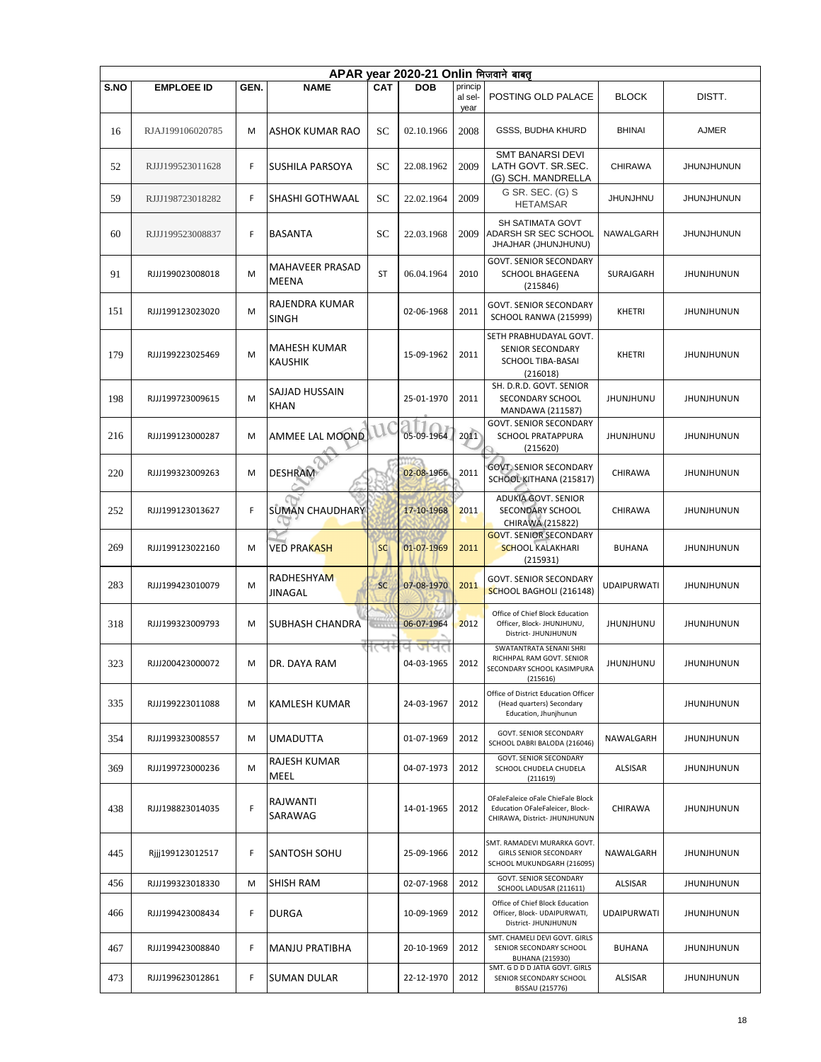| APAR year 2020-21 Onlin भिजवाने बाबत् | | | | | | | | | |
|---|---|---|---|---|---|---|---|---|---|
| S.NO | EMPLOEE ID | GEN. | NAME | CAT | DOB | principal sel-year | POSTING OLD PALACE | BLOCK | DISTT. |
| 16 | RJAJ199106020785 | M | ASHOK KUMAR RAO | SC | 02.10.1966 | 2008 | GSSS, BUDHA KHURD | BHINAI | AJMER |
| 52 | RJJJ199523011628 | F | SUSHILA PARSOYA | SC | 22.08.1962 | 2009 | SMT BANARSI DEVI LATH GOVT. SR.SEC. (G) SCH. MANDRELLA | CHIRAWA | JHUNJHUNUN |
| 59 | RJJJ198723018282 | F | SHASHI GOTHWAAL | SC | 22.02.1964 | 2009 | G SR. SEC. (G) S HETAMSAR | JHUNJHNU | JHUNJHUNUN |
| 60 | RJJJ199523008837 | F | BASANTA | SC | 22.03.1968 | 2009 | SH SATIMATA GOVT ADARSH SR SEC SCHOOL JHAJHAR (JHUNJHUNU) | NAWALGARH | JHUNJHUNUN |
| 91 | RJJJ199023008018 | M | MAHAVEER PRASAD MEENA | ST | 06.04.1964 | 2010 | GOVT. SENIOR SECONDARY SCHOOL BHAGEENA (215846) | SURAJGARH | JHUNJHUNUN |
| 151 | RJJJ199123023020 | M | RAJENDRA KUMAR SINGH | | 02-06-1968 | 2011 | GOVT. SENIOR SECONDARY SCHOOL RANWA (215999) | KHETRI | JHUNJHUNUN |
| 179 | RJJJ199223025469 | M | MAHESH KUMAR KAUSHIK | | 15-09-1962 | 2011 | SETH PRABHUDAYAL GOVT. SENIOR SECONDARY SCHOOL TIBA-BASAI (216018) | KHETRI | JHUNJHUNUN |
| 198 | RJJJ199723009615 | M | SAJJAD HUSSAIN KHAN | | 25-01-1970 | 2011 | SH. D.R.D. GOVT. SENIOR SECONDARY SCHOOL MANDAWA (211587) | JHUNJHUNU | JHUNJHUNUN |
| 216 | RJJJ199123000287 | M | AMMEE LAL MOOND | | 05-09-1964 | 2011 | GOVT. SENIOR SECONDARY SCHOOL PRATAPPURA (215620) | JHUNJHUNU | JHUNJHUNUN |
| 220 | RJJJ199323009263 | M | DESHRAM | | 02-08-1966 | 2011 | GOVT. SENIOR SECONDARY SCHOOL KITHANA (215817) | CHIRAWA | JHUNJHUNUN |
| 252 | RJJJ199123013627 | F | SUMAN CHAUDHARY | | 17-10-1968 | 2011 | ADUKIA GOVT. SENIOR SECONDARY SCHOOL CHIRAWA (215822) | CHIRAWA | JHUNJHUNUN |
| 269 | RJJJ199123022160 | M | VED PRAKASH | SC | 01-07-1969 | 2011 | GOVT. SENIOR SECONDARY SCHOOL KALAKHARI (215931) | BUHANA | JHUNJHUNUN |
| 283 | RJJJ199423010079 | M | RADHESHYAM JINAGAL | SC | 07-08-1970 | 2011 | GOVT. SENIOR SECONDARY SCHOOL BAGHOLI (216148) | UDAIPURWATI | JHUNJHUNUN |
| 318 | RJJJ199323009793 | M | SUBHASH CHANDRA | | 06-07-1964 | 2012 | Office of Chief Block Education Officer, Block- JHUNJHUNU, District- JHUNJHUNUN | JHUNJHUNU | JHUNJHUNUN |
| 323 | RJJJ200423000072 | M | DR. DAYA RAM | | 04-03-1965 | 2012 | SWATANTRATA SENANI SHRI RICHHPAL RAM GOVT. SENIOR SECONDARY SCHOOL KASIMPURA (215616) | JHUNJHUNU | JHUNJHUNUN |
| 335 | RJJJ199223011088 | M | KAMLESH KUMAR | | 24-03-1967 | 2012 | Office of District Education Officer (Head quarters) Secondary Education, Jhunjhunun | | JHUNJHUNUN |
| 354 | RJJJ199323008557 | M | UMADUTTA | | 01-07-1969 | 2012 | GOVT. SENIOR SECONDARY SCHOOL DABRI BALODA (216046) | NAWALGARH | JHUNJHUNUN |
| 369 | RJJJ199723000236 | M | RAJESH KUMAR MEEL | | 04-07-1973 | 2012 | GOVT. SENIOR SECONDARY SCHOOL CHUDELA CHUDELA (211619) | ALSISAR | JHUNJHUNUN |
| 438 | RJJJ198823014035 | F | RAJWANTI SARAWAG | | 14-01-1965 | 2012 | OFaleFaleice oFale ChieFale Block Education OFaleFaleicer, Block- CHIRAWA, District- JHUNJHUNUN | CHIRAWA | JHUNJHUNUN |
| 445 | Rjjj199123012517 | F | SANTOSH SOHU | | 25-09-1966 | 2012 | SMT. RAMADEVI MURARKA GOVT. GIRLS SENIOR SECONDARY SCHOOL MUKUNDGARH (216095) | NAWALGARH | JHUNJHUNUN |
| 456 | RJJJ199323018330 | M | SHISH RAM | | 02-07-1968 | 2012 | GOVT. SENIOR SECONDARY SCHOOL LADUSAR (211611) | ALSISAR | JHUNJHUNUN |
| 466 | RJJJ199423008434 | F | DURGA | | 10-09-1969 | 2012 | Office of Chief Block Education Officer, Block- UDAIPURWATI, District- JHUNJHUNUN | UDAIPURWATI | JHUNJHUNUN |
| 467 | RJJJ199423008840 | F | MANJU PRATIBHA | | 20-10-1969 | 2012 | SMT. CHAMELI DEVI GOVT. GIRLS SENIOR SECONDARY SCHOOL BUHANA (215930) | BUHANA | JHUNJHUNUN |
| 473 | RJJJ199623012861 | F | SUMAN DULAR | | 22-12-1970 | 2012 | SMT. G D D D JATIA GOVT. GIRLS SENIOR SECONDARY SCHOOL BISSAU (215776) | ALSISAR | JHUNJHUNUN |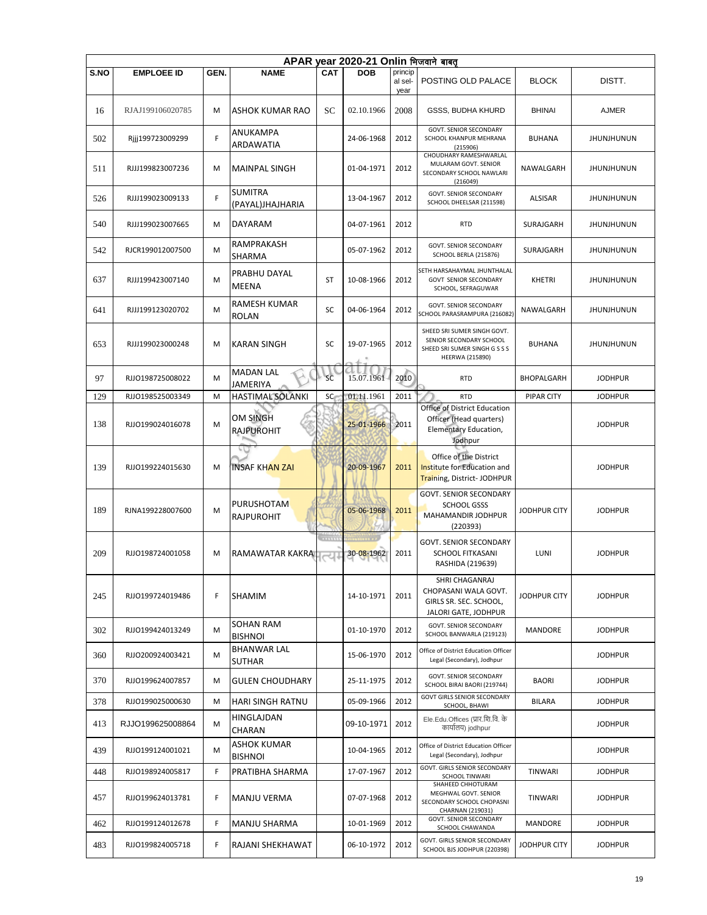| APAR year 2020-21 Onlin भिजवाने बाबत् | | | | | | | | | |
|---|---|---|---|---|---|---|---|---|---|
| S.NO | EMPLOEE ID | GEN. | NAME | CAT | DOB | principal sel-year | POSTING OLD PALACE | BLOCK | DISTT. |
| 16 | RJAJ199106020785 | M | ASHOK KUMAR RAO | SC | 02.10.1966 | 2008 | GSSS, BUDHA KHURD | BHINAI | AJMER |
| 502 | Rjjj199723009299 | F | ANUKAMPA ARDAWATIA | | 24-06-1968 | 2012 | GOVT. SENIOR SECONDARY SCHOOL KHANPUR MEHRANA (215906) | BUHANA | JHUNJHUNUN |
| 511 | RJJJ199823007236 | M | MAINPAL SINGH | | 01-04-1971 | 2012 | CHOUDHARY RAMESHWARLAL MULARAM GOVT. SENIOR SECONDARY SCHOOL NAWLARI (216049) | NAWALGARH | JHUNJHUNUN |
| 526 | RJJJ199023009133 | F | SUMITRA (PAYAL)JHAJHARIA | | 13-04-1967 | 2012 | GOVT. SENIOR SECONDARY SCHOOL DHEELSAR (211598) | ALSISAR | JHUNJHUNUN |
| 540 | RJJJ199023007665 | M | DAYARAM | | 04-07-1961 | 2012 | RTD | SURAJGARH | JHUNJHUNUN |
| 542 | RJCR199012007500 | M | RAMPRAKASH SHARMA | | 05-07-1962 | 2012 | GOVT. SENIOR SECONDARY SCHOOL BERLA (215876) | SURAJGARH | JHUNJHUNUN |
| 637 | RJJJ199423007140 | M | PRABHU DAYAL MEENA | ST | 10-08-1966 | 2012 | SETH HARSAHAYMAL JHUNTHALAL GOVT SENIOR SECONDARY SCHOOL, SEFRAGUWAR | KHETRI | JHUNJHUNUN |
| 641 | RJJJ199123020702 | M | RAMESH KUMAR ROLAN | SC | 04-06-1964 | 2012 | GOVT. SENIOR SECONDARY SCHOOL PARASRAMPURA (216082) | NAWALGARH | JHUNJHUNUN |
| 653 | RJJJ199023000248 | M | KARAN SINGH | SC | 19-07-1965 | 2012 | SHEED SRI SUMER SINGH GOVT. SENIOR SECONDARY SCHOOL SHEED SRI SUMER SINGH G S S S HEERWA (215890) | BUHANA | JHUNJHUNUN |
| 97 | RJJO198725008022 | M | MADAN LAL JAMERIYA | SC | 15.07.1961 | 2010 | RTD | BHOPALGARH | JODHPUR |
| 129 | RJJO198525003349 | M | HASTIMAL SOLANKI | SC | 01.11.1961 | 2011 | RTD | PIPAR CITY | JODHPUR |
| 138 | RJJO199024016078 | M | OM SINGH RAJPUROHIT | | 25-01-1966 | 2011 | Office of District Education Officer (Head quarters) Elementary Education, Jodhpur | | JODHPUR |
| 139 | RJJO199224015630 | M | INSAF KHAN ZAI | | 20-09-1967 | 2011 | Office of the District Institute for Education and Training, District- JODHPUR | | JODHPUR |
| 189 | RJNA199228007600 | M | PURUSHOTAM RAJPUROHIT | | 05-06-1968 | 2011 | GOVT. SENIOR SECONDARY SCHOOL GSSS MAHAMANDIR JODHPUR (220393) | JODHPUR CITY | JODHPUR |
| 209 | RJJO198724001058 | M | RAMAWATAR KAKRA | | 30-08-1962 | 2011 | GOVT. SENIOR SECONDARY SCHOOL FITKASANI RASHIDA (219639) | LUNI | JODHPUR |
| 245 | RJJO199724019486 | F | SHAMIM | | 14-10-1971 | 2011 | SHRI CHAGANRAJ CHOPASANI WALA GOVT. GIRLS SR. SEC. SCHOOL, JALORI GATE, JODHPUR | JODHPUR CITY | JODHPUR |
| 302 | RJJO199424013249 | M | SOHAN RAM BISHNOI | | 01-10-1970 | 2012 | GOVT. SENIOR SECONDARY SCHOOL BANWARLA (219123) | MANDORE | JODHPUR |
| 360 | RJJO200924003421 | M | BHANWAR LAL SUTHAR | | 15-06-1970 | 2012 | Office of District Education Officer Legal (Secondary), Jodhpur | | JODHPUR |
| 370 | RJJO199624007857 | M | GULEN CHOUDHARY | | 25-11-1975 | 2012 | GOVT. SENIOR SECONDARY SCHOOL BIRAI BAORI (219744) | BAORI | JODHPUR |
| 378 | RJJO199025000630 | M | HARI SINGH RATNU | | 05-09-1966 | 2012 | GOVT GIRLS SENIOR SECONDARY SCHOOL, BHAWI | BILARA | JODHPUR |
| 413 | RJJO199625008864 | M | HINGLAJDAN CHARAN | | 09-10-1971 | 2012 | Ele.Edu.Offices (प्रार.शि.वि. के कार्यालय) jodhpur | | JODHPUR |
| 439 | RJJO199124001021 | M | ASHOK KUMAR BISHNOI | | 10-04-1965 | 2012 | Office of District Education Officer Legal (Secondary), Jodhpur | | JODHPUR |
| 448 | RJJO198924005817 | F | PRATIBHA SHARMA | | 17-07-1967 | 2012 | GOVT. GIRLS SENIOR SECONDARY SCHOOL TINWARI | TINWARI | JODHPUR |
| 457 | RJJO199624013781 | F | MANJU VERMA | | 07-07-1968 | 2012 | SHAHEED CHHOTURAM MEGHWAL GOVT. SENIOR SECONDARY SCHOOL CHOPASNI CHARNAN (219031) | TINWARI | JODHPUR |
| 462 | RJJO199124012678 | F | MANJU SHARMA | | 10-01-1969 | 2012 | GOVT. SENIOR SECONDARY SCHOOL CHAWANDA | MANDORE | JODHPUR |
| 483 | RJJO199824005718 | F | RAJANI SHEKHAWAT | | 06-10-1972 | 2012 | GOVT. GIRLS SENIOR SECONDARY SCHOOL BJS JODHPUR (220398) | JODHPUR CITY | JODHPUR |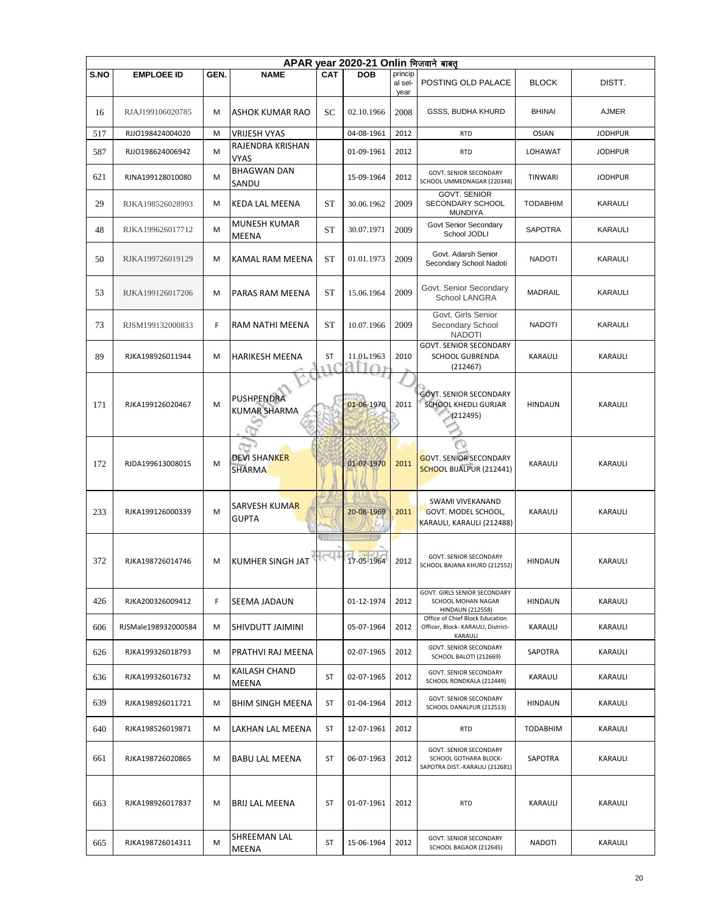| APAR year 2020-21 Onlin भिजवाने बाबत् | | | | | | | | | |
|---|---|---|---|---|---|---|---|---|---|
| S.NO | EMPLOEE ID | GEN. | NAME | CAT | DOB | princip al sel-year | POSTING OLD PALACE | BLOCK | DISTT. |
| 16 | RJAJ199106020785 | M | ASHOK KUMAR RAO | SC | 02.10.1966 | 2008 | GSSS, BUDHA KHURD | BHINAI | AJMER |
| 517 | RJJO198424004020 | M | VRIJESH VYAS | | 04-08-1961 | 2012 | RTD | OSIAN | JODHPUR |
| 587 | RJJO198624006942 | M | RAJENDRA KRISHAN VYAS | | 01-09-1961 | 2012 | RTD | LOHAWAT | JODHPUR |
| 621 | RJNA199128010080 | M | BHAGWAN DAN SANDU | | 15-09-1964 | 2012 | GOVT. SENIOR SECONDARY SCHOOL UMMEDNAGAR (220348) | TINWARI | JODHPUR |
| 29 | RJKA198526028993 | M | KEDA LAL MEENA | ST | 30.06.1962 | 2009 | GOVT. SENIOR SECONDARY SCHOOL MUNDIYA | TODABHIM | KARAULI |
| 48 | RJKA199626017712 | M | MUNESH KUMAR MEENA | ST | 30.07.1971 | 2009 | Govt Senior Secondary School JODLI | SAPOTRA | KARAULI |
| 50 | RJKA199726019129 | M | KAMAL RAM MEENA | ST | 01.01.1973 | 2009 | Govt. Adarsh Senior Secondary School Nadoti | NADOTI | KARAULI |
| 53 | RJKA199126017206 | M | PARAS RAM MEENA | ST | 15.06.1964 | 2009 | Govt. Senior Secondary School LANGRA | MADRAIL | KARAULI |
| 73 | RJSM199132000833 | F | RAM NATHI MEENA | ST | 10.07.1966 | 2009 | Govt. Girls Senior Secondary School NADOTI | NADOTI | KARAULI |
| 89 | RJKA198926011944 | M | HARIKESH MEENA | ST | 11.01.1963 | 2010 | GOVT. SENIOR SECONDARY SCHOOL GUBRENDA (212467) | KARAULI | KARAULI |
| 171 | RJKA199126020467 | M | PUSHPENDRA KUMAR SHARMA | | 01-06-1970 | 2011 | GOVT. SENIOR SECONDARY SCHOOL KHEDLI GURJAR (212495) | HINDAUN | KARAULI |
| 172 | RJDA199613008015 | M | DEVI SHANKER SHARMA | | 01-07-1970 | 2011 | GOVT. SENIOR SECONDARY SCHOOL BIJALPUR (212441) | KARAULI | KARAULI |
| 233 | RJKA199126000339 | M | SARVESH KUMAR GUPTA | | 20-08-1969 | 2011 | SWAMI VIVEKANAND GOVT. MODEL SCHOOL, KARAULI, KARAULI (212488) | KARAULI | KARAULI |
| 372 | RJKA198726014746 | M | KUMHER SINGH JAT | | 17-05-1964 | 2012 | GOVT. SENIOR SECONDARY SCHOOL BAJANA KHURD (212552) | HINDAUN | KARAULI |
| 426 | RJKA200326009412 | F | SEEMA JADAUN | | 01-12-1974 | 2012 | GOVT. GIRLS SENIOR SECONDARY SCHOOL MOHAN NAGAR HINDAUN (212558) | HINDAUN | KARAULI |
| 606 | RJSMale198932000584 | M | SHIVDUTT JAIMINI | | 05-07-1964 | 2012 | Office of Chief Block Education Officer, Block- KARAULI, District-KARAULI | KARAULI | KARAULI |
| 626 | RJKA199326018793 | M | PRATHVI RAJ MEENA | | 02-07-1965 | 2012 | GOVT. SENIOR SECONDARY SCHOOL BALOTI (212669) | SAPOTRA | KARAULI |
| 636 | RJKA199326016732 | M | KAILASH CHAND MEENA | ST | 02-07-1965 | 2012 | GOVT. SENIOR SECONDARY SCHOOL RONDKALA (212449) | KARAULI | KARAULI |
| 639 | RJKA198926011721 | M | BHIM SINGH MEENA | ST | 01-04-1964 | 2012 | GOVT. SENIOR SECONDARY SCHOOL DANALPUR (212513) | HINDAUN | KARAULI |
| 640 | RJKA198526019871 | M | LAKHAN LAL MEENA | ST | 12-07-1961 | 2012 | RTD | TODABHIM | KARAULI |
| 661 | RJKA198726020865 | M | BABU LAL MEENA | ST | 06-07-1963 | 2012 | GOVT. SENIOR SECONDARY SCHOOL GOTHARA BLOCK-SAPOTRA DIST.-KARAULI (212681) | SAPOTRA | KARAULI |
| 663 | RJKA198926017837 | M | BRIJ LAL MEENA | ST | 01-07-1961 | 2012 | RTD | KARAULI | KARAULI |
| 665 | RJKA198726014311 | M | SHREEMAN LAL MEENA | ST | 15-06-1964 | 2012 | GOVT. SENIOR SECONDARY SCHOOL BAGAOR (212645) | NADOTI | KARAULI |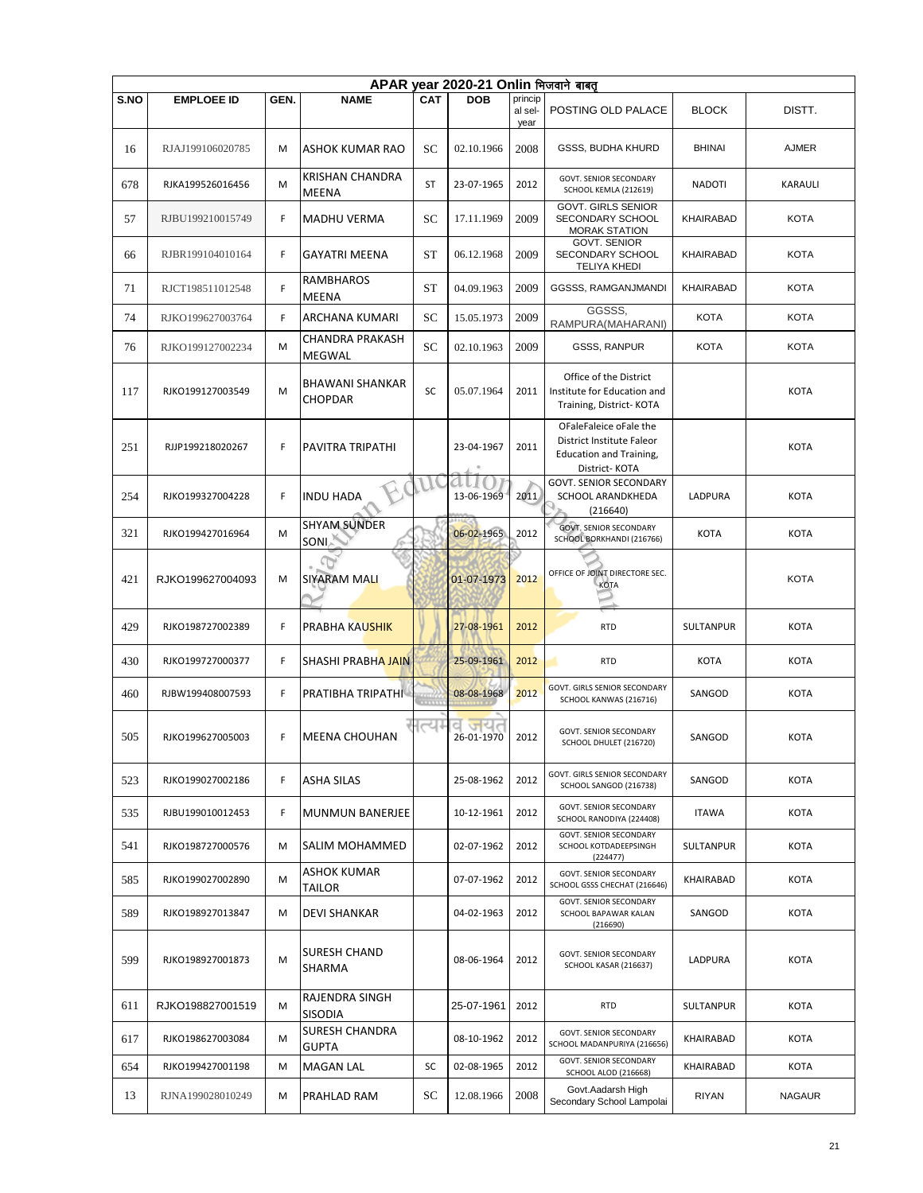| APAR year 2020-21 Onlin भिजवाने बाबत् | | | | | | | | | |
|---|---|---|---|---|---|---|---|---|---|
| S.NO | EMPLOEE ID | GEN. | NAME | CAT | DOB | principal sel-year | POSTING OLD PALACE | BLOCK | DISTT. |
| 16 | RJAJ199106020785 | M | ASHOK KUMAR RAO | SC | 02.10.1966 | 2008 | GSSS, BUDHA KHURD | BHINAI | AJMER |
| 678 | RJKA199526016456 | M | KRISHAN CHANDRA MEENA | ST | 23-07-1965 | 2012 | GOVT. SENIOR SECONDARY SCHOOL KEMLA (212619) | NADOTI | KARAULI |
| 57 | RJBU199210015749 | F | MADHU VERMA | SC | 17.11.1969 | 2009 | GOVT. GIRLS SENIOR SECONDARY SCHOOL MORAK STATION | KHAIRABAD | KOTA |
| 66 | RJBR199104010164 | F | GAYATRI MEENA | ST | 06.12.1968 | 2009 | GOVT. SENIOR SECONDARY SCHOOL TELIYA KHEDI | KHAIRABAD | KOTA |
| 71 | RJCT198511012548 | F | RAMBHAROS MEENA | ST | 04.09.1963 | 2009 | GGSSS, RAMGANJMANDI | KHAIRABAD | KOTA |
| 74 | RJKO199627003764 | F | ARCHANA KUMARI | SC | 15.05.1973 | 2009 | GGSSS, RAMPURA(MAHARANI) | KOTA | KOTA |
| 76 | RJKO199127002234 | M | CHANDRA PRAKASH MEGWAL | SC | 02.10.1963 | 2009 | GSSS, RANPUR | KOTA | KOTA |
| 117 | RJKO199127003549 | M | BHAWANI SHANKAR CHOPDAR | SC | 05.07.1964 | 2011 | Office of the District Institute for Education and Training, District- KOTA | | KOTA |
| 251 | RJJP199218020267 | F | PAVITRA TRIPATHI | | 23-04-1967 | 2011 | OFaleFaleice oFale the District Institute Faleor Education and Training, District- KOTA | | KOTA |
| 254 | RJKO199327004228 | F | INDU HADA | | 13-06-1969 | 2011 | GOVT. SENIOR SECONDARY SCHOOL ARANDKHEDA (216640) | LADPURA | KOTA |
| 321 | RJKO199427016964 | M | SHYAM SUNDER SONI | | 06-02-1965 | 2012 | GOVT. SENIOR SECONDARY SCHOOL BORKHANDI (216766) | KOTA | KOTA |
| 421 | RJKO199627004093 | M | SIYARAM MALI | | 01-07-1973 | 2012 | OFFICE OF JOINT DIRECTORE SEC. KOTA | | KOTA |
| 429 | RJKO198727002389 | F | PRABHA KAUSHIK | | 27-08-1961 | 2012 | RTD | SULTANPUR | KOTA |
| 430 | RJKO199727000377 | F | SHASHI PRABHA JAIN | | 25-09-1961 | 2012 | RTD | KOTA | KOTA |
| 460 | RJBW199408007593 | F | PRATIBHA TRIPATHI | | 08-08-1968 | 2012 | GOVT. GIRLS SENIOR SECONDARY SCHOOL KANWAS (216716) | SANGOD | KOTA |
| 505 | RJKO199627005003 | F | MEENA CHOUHAN | | 26-01-1970 | 2012 | GOVT. SENIOR SECONDARY SCHOOL DHULET (216720) | SANGOD | KOTA |
| 523 | RJKO199027002186 | F | ASHA SILAS | | 25-08-1962 | 2012 | GOVT. GIRLS SENIOR SECONDARY SCHOOL SANGOD (216738) | SANGOD | KOTA |
| 535 | RJBU199010012453 | F | MUNMUN BANERJEE | | 10-12-1961 | 2012 | GOVT. SENIOR SECONDARY SCHOOL RANODIYA (224408) | ITAWA | KOTA |
| 541 | RJKO198727000576 | M | SALIM MOHAMMED | | 02-07-1962 | 2012 | GOVT. SENIOR SECONDARY SCHOOL KOTDADEEPSINGH (224477) | SULTANPUR | KOTA |
| 585 | RJKO199027002890 | M | ASHOK KUMAR TAILOR | | 07-07-1962 | 2012 | GOVT. SENIOR SECONDARY SCHOOL GSSS CHECHAT (216646) | KHAIRABAD | KOTA |
| 589 | RJKO198927013847 | M | DEVI SHANKAR | | 04-02-1963 | 2012 | GOVT. SENIOR SECONDARY SCHOOL BAPAWAR KALAN (216690) | SANGOD | KOTA |
| 599 | RJKO198927001873 | M | SURESH CHAND SHARMA | | 08-06-1964 | 2012 | GOVT. SENIOR SECONDARY SCHOOL KASAR (216637) | LADPURA | KOTA |
| 611 | RJKO198827001519 | M | RAJENDRA SINGH SISODIA | | 25-07-1961 | 2012 | RTD | SULTANPUR | KOTA |
| 617 | RJKO198627003084 | M | SURESH CHANDRA GUPTA | | 08-10-1962 | 2012 | GOVT. SENIOR SECONDARY SCHOOL MADANPURIYA (216656) | KHAIRABAD | KOTA |
| 654 | RJKO199427001198 | M | MAGAN LAL | SC | 02-08-1965 | 2012 | GOVT. SENIOR SECONDARY SCHOOL ALOD (216668) | KHAIRABAD | KOTA |
| 13 | RJNA199028010249 | M | PRAHLAD RAM | SC | 12.08.1966 | 2008 | Govt.Aadarsh High Secondary School Lampolai | RIYAN | NAGAUR |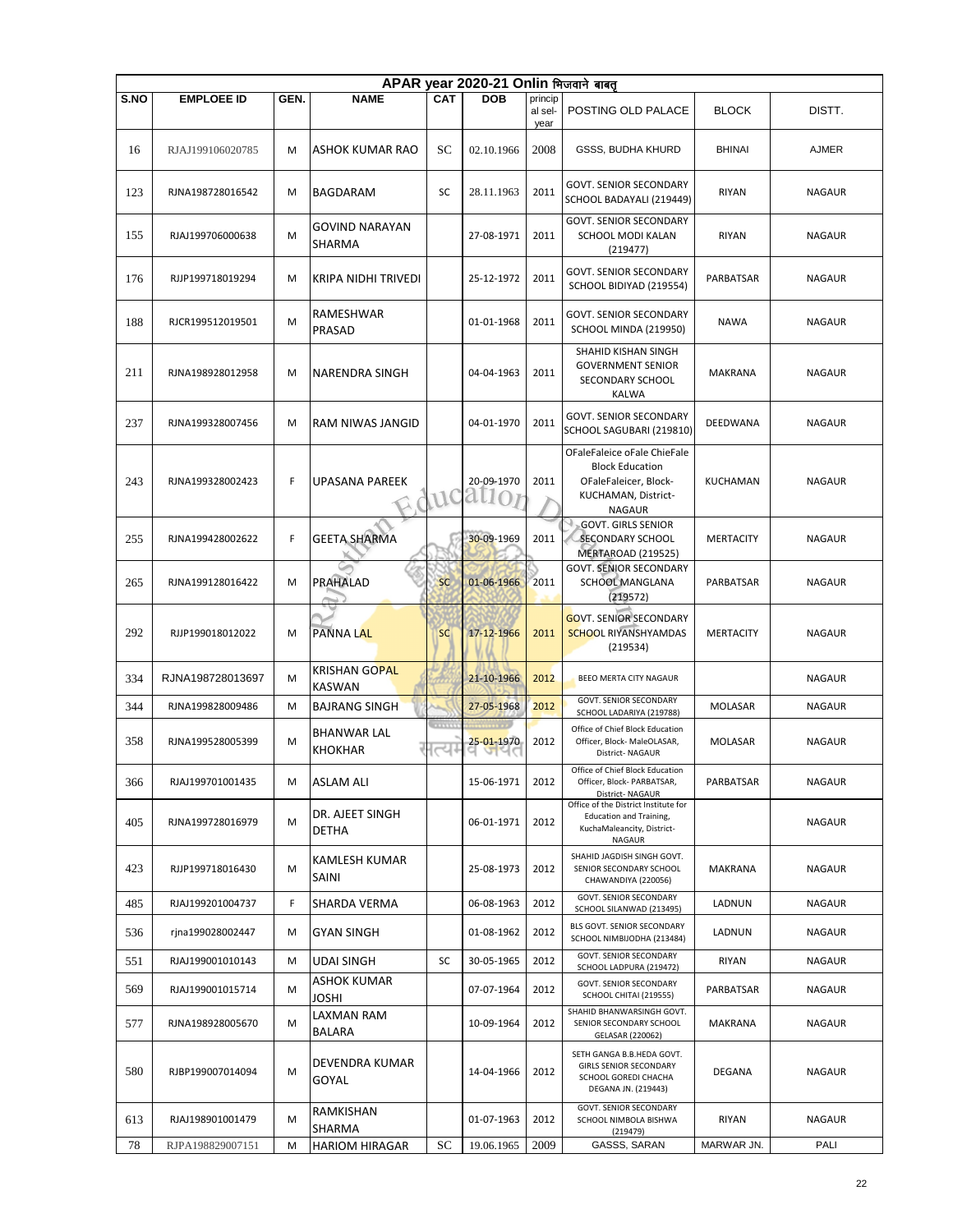| APAR year 2020-21 Onlin भिजवाने बाबत् | | | | | | | | | |
|---|---|---|---|---|---|---|---|---|---|
| S.NO | EMPLOEE ID | GEN. | NAME | CAT | DOB | principal sel-year | POSTING OLD PALACE | BLOCK | DISTT. |
| 16 | RJAJ199106020785 | M | ASHOK KUMAR RAO | SC | 02.10.1966 | 2008 | GSSS, BUDHA KHURD | BHINAI | AJMER |
| 123 | RJNA198728016542 | M | BAGDARAM | SC | 28.11.1963 | 2011 | GOVT. SENIOR SECONDARY SCHOOL BADAYALI (219449) | RIYAN | NAGAUR |
| 155 | RJAJ199706000638 | M | GOVIND NARAYAN SHARMA | | 27-08-1971 | 2011 | GOVT. SENIOR SECONDARY SCHOOL MODI KALAN (219477) | RIYAN | NAGAUR |
| 176 | RJJP199718019294 | M | KRIPA NIDHI TRIVEDI | | 25-12-1972 | 2011 | GOVT. SENIOR SECONDARY SCHOOL BIDIYAD (219554) | PARBATSAR | NAGAUR |
| 188 | RJCR199512019501 | M | RAMESHWAR PRASAD | | 01-01-1968 | 2011 | GOVT. SENIOR SECONDARY SCHOOL MINDA (219950) | NAWA | NAGAUR |
| 211 | RJNA198928012958 | M | NARENDRA SINGH | | 04-04-1963 | 2011 | SHAHID KISHAN SINGH GOVERNMENT SENIOR SECONDARY SCHOOL KALWA | MAKRANA | NAGAUR |
| 237 | RJNA199328007456 | M | RAM NIWAS JANGID | | 04-01-1970 | 2011 | GOVT. SENIOR SECONDARY SCHOOL SAGUBARI (219810) | DEEDWANA | NAGAUR |
| 243 | RJNA199328002423 | F | UPASANA PAREEK | | 20-09-1970 | 2011 | OFaleFaleice oFale ChieFale Block Education OFaleFaleicer, Block-KUCHAMAN, District-NAGAUR | KUCHAMAN | NAGAUR |
| 255 | RJNA199428002622 | F | GEETA SHARMA | | 30-09-1969 | 2011 | GOVT. GIRLS SENIOR SECONDARY SCHOOL MERTAROAD (219525) | MERTACITY | NAGAUR |
| 265 | RJNA199128016422 | M | PRAHALAD | SC | 01-06-1966 | 2011 | GOVT. SENIOR SECONDARY SCHOOL MANGLANA (219572) | PARBATSAR | NAGAUR |
| 292 | RJJP199018012022 | M | PANNA LAL | SC | 17-12-1966 | 2011 | GOVT. SENIOR SECONDARY SCHOOL RIYANSHYAMDAS (219534) | MERTACITY | NAGAUR |
| 334 | RJNA198728013697 | M | KRISHAN GOPAL KASWAN | | 21-10-1966 | 2012 | BEEO MERTA CITY NAGAUR | | NAGAUR |
| 344 | RJNA199828009486 | M | BAJRANG SINGH | | 27-05-1968 | 2012 | GOVT. SENIOR SECONDARY SCHOOL LADARIYA (219788) | MOLASAR | NAGAUR |
| 358 | RJNA199528005399 | M | BHANWAR LAL KHOKHAR | | 25-01-1970 | 2012 | Office of Chief Block Education Officer, Block- MaleOLASAR, District- NAGAUR | MOLASAR | NAGAUR |
| 366 | RJAJ199701001435 | M | ASLAM ALI | | 15-06-1971 | 2012 | Office of Chief Block Education Officer, Block- PARBATSAR, District- NAGAUR | PARBATSAR | NAGAUR |
| 405 | RJNA199728016979 | M | DR. AJEET SINGH DETHA | | 06-01-1971 | 2012 | Office of the District Institute for Education and Training, KuchaMaleancity, District-NAGAUR | | NAGAUR |
| 423 | RJJP199718016430 | M | KAMLESH KUMAR SAINI | | 25-08-1973 | 2012 | SHAHID JAGDISH SINGH GOVT. SENIOR SECONDARY SCHOOL CHAWANDIYA (220056) | MAKRANA | NAGAUR |
| 485 | RJAJ199201004737 | F | SHARDA VERMA | | 06-08-1963 | 2012 | GOVT. SENIOR SECONDARY SCHOOL SILANWAD (213495) | LADNUN | NAGAUR |
| 536 | rjna199028002447 | M | GYAN SINGH | | 01-08-1962 | 2012 | BLS GOVT. SENIOR SECONDARY SCHOOL NIMBIJODHA (213484) | LADNUN | NAGAUR |
| 551 | RJAJ199001010143 | M | UDAI SINGH | SC | 30-05-1965 | 2012 | GOVT. SENIOR SECONDARY SCHOOL LADPURA (219472) | RIYAN | NAGAUR |
| 569 | RJAJ199001015714 | M | ASHOK KUMAR JOSHI | | 07-07-1964 | 2012 | GOVT. SENIOR SECONDARY SCHOOL CHITAI (219555) | PARBATSAR | NAGAUR |
| 577 | RJNA198928005670 | M | LAXMAN RAM BALARA | | 10-09-1964 | 2012 | SHAHID BHANWARSINGH GOVT. SENIOR SECONDARY SCHOOL GELASAR (220062) | MAKRANA | NAGAUR |
| 580 | RJBP199007014094 | M | DEVENDRA KUMAR GOYAL | | 14-04-1966 | 2012 | SETH GANGA B.B.HEDA GOVT. GIRLS SENIOR SECONDARY SCHOOL GOREDI CHACHA DEGANA JN. (219443) | DEGANA | NAGAUR |
| 613 | RJAJ198901001479 | M | RAMKISHAN SHARMA | | 01-07-1963 | 2012 | GOVT. SENIOR SECONDARY SCHOOL NIMBOLA BISHWA (219479) | RIYAN | NAGAUR |
| 78 | RJPA198829007151 | M | HARIOM HIRAGAR | SC | 19.06.1965 | 2009 | GASSS, SARAN | MARWAR JN. | PALI |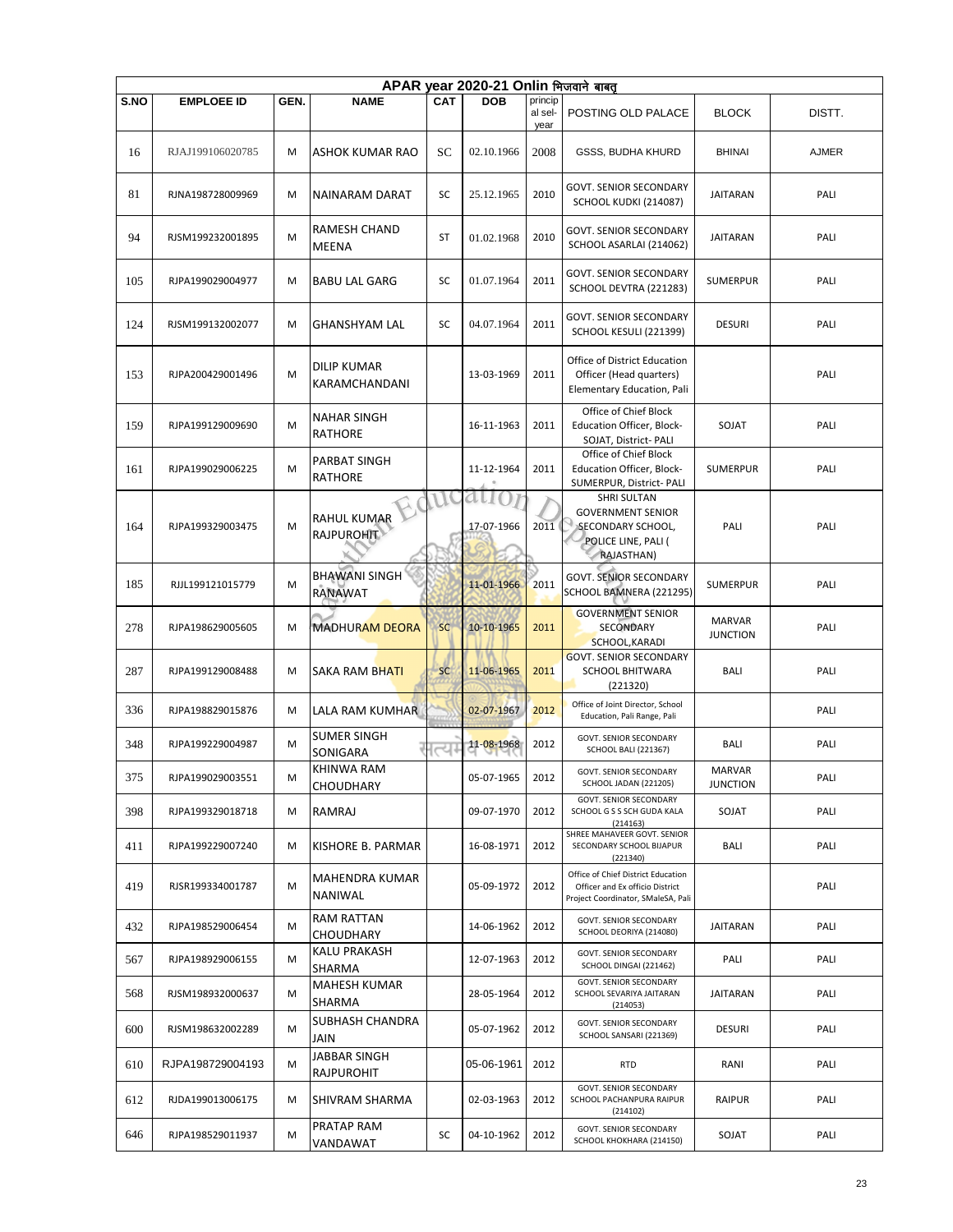| APAR year 2020-21 Onlin भिजवाने बाबत् | | | | | | | | | |
|---|---|---|---|---|---|---|---|---|---|
| S.NO | EMPLOEE ID | GEN. | NAME | CAT | DOB | principal sel-year | POSTING OLD PALACE | BLOCK | DISTT. |
| 16 | RJAJ199106020785 | M | ASHOK KUMAR RAO | SC | 02.10.1966 | 2008 | GSSS, BUDHA KHURD | BHINAI | AJMER |
| 81 | RJNA198728009969 | M | NAINARAM DARAT | SC | 25.12.1965 | 2010 | GOVT. SENIOR SECONDARY SCHOOL KUDKI (214087) | JAITARAN | PALI |
| 94 | RJSM199232001895 | M | RAMESH CHAND MEENA | ST | 01.02.1968 | 2010 | GOVT. SENIOR SECONDARY SCHOOL ASARLAI (214062) | JAITARAN | PALI |
| 105 | RJPA199029004977 | M | BABU LAL GARG | SC | 01.07.1964 | 2011 | GOVT. SENIOR SECONDARY SCHOOL DEVTRA (221283) | SUMERPUR | PALI |
| 124 | RJSM199132002077 | M | GHANSHYAM LAL | SC | 04.07.1964 | 2011 | GOVT. SENIOR SECONDARY SCHOOL KESULI (221399) | DESURI | PALI |
| 153 | RJPA200429001496 | M | DILIP KUMAR KARAMCHANDANI | | 13-03-1969 | 2011 | Office of District Education Officer (Head quarters) Elementary Education, Pali | | PALI |
| 159 | RJPA199129009690 | M | NAHAR SINGH RATHORE | | 16-11-1963 | 2011 | Office of Chief Block Education Officer, Block-SOJAT, District- PALI | SOJAT | PALI |
| 161 | RJPA199029006225 | M | PARBAT SINGH RATHORE | | 11-12-1964 | 2011 | Office of Chief Block Education Officer, Block-SUMERPUR, District- PALI | SUMERPUR | PALI |
| 164 | RJPA199329003475 | M | RAHUL KUMAR RAJPUROHIT | | 17-07-1966 | 2011 | SHRI SULTAN GOVERNMENT SENIOR SECONDARY SCHOOL, POLICE LINE, PALI ( RAJASTHAN) | PALI | PALI |
| 185 | RJJL199121015779 | M | BHAWANI SINGH RANAWAT | | 11-01-1966 | 2011 | GOVT. SENIOR SECONDARY SCHOOL BAMNERA (221295) | SUMERPUR | PALI |
| 278 | RJPA198629005605 | M | MADHURAM DEORA | SC | 10-10-1965 | 2011 | GOVERNMENT SENIOR SECONDARY SCHOOL,KARADI | MARVAR JUNCTION | PALI |
| 287 | RJPA199129008488 | M | SAKA RAM BHATI | SC | 11-06-1965 | 2011 | GOVT. SENIOR SECONDARY SCHOOL BHITWARA (221320) | BALI | PALI |
| 336 | RJPA198829015876 | M | LALA RAM KUMHAR | | 02-07-1967 | 2012 | Office of Joint Director, School Education, Pali Range, Pali | | PALI |
| 348 | RJPA199229004987 | M | SUMER SINGH SONIGARA | | 11-08-1968 | 2012 | GOVT. SENIOR SECONDARY SCHOOL BALI (221367) | BALI | PALI |
| 375 | RJPA199029003551 | M | KHINWA RAM CHOUDHARY | | 05-07-1965 | 2012 | GOVT. SENIOR SECONDARY SCHOOL JADAN (221205) | MARVAR JUNCTION | PALI |
| 398 | RJPA199329018718 | M | RAMRAJ | | 09-07-1970 | 2012 | GOVT. SENIOR SECONDARY SCHOOL G S S SCH GUDA KALA (214163) | SOJAT | PALI |
| 411 | RJPA199229007240 | M | KISHORE B. PARMAR | | 16-08-1971 | 2012 | SHREE MAHAVEER GOVT. SENIOR SECONDARY SCHOOL BIJAPUR (221340) | BALI | PALI |
| 419 | RJSR199334001787 | M | MAHENDRA KUMAR NANIWAL | | 05-09-1972 | 2012 | Office of Chief District Education Officer and Ex officio District Project Coordinator, SMaleSA, Pali | | PALI |
| 432 | RJPA198529006454 | M | RAM RATTAN CHOUDHARY | | 14-06-1962 | 2012 | GOVT. SENIOR SECONDARY SCHOOL DEORIYA (214080) | JAITARAN | PALI |
| 567 | RJPA198929006155 | M | KALU PRAKASH SHARMA | | 12-07-1963 | 2012 | GOVT. SENIOR SECONDARY SCHOOL DINGAI (221462) | PALI | PALI |
| 568 | RJSM198932000637 | M | MAHESH KUMAR SHARMA | | 28-05-1964 | 2012 | GOVT. SENIOR SECONDARY SCHOOL SEVARIYA JAITARAN (214053) | JAITARAN | PALI |
| 600 | RJSM198632002289 | M | SUBHASH CHANDRA JAIN | | 05-07-1962 | 2012 | GOVT. SENIOR SECONDARY SCHOOL SANSARI (221369) | DESURI | PALI |
| 610 | RJPA198729004193 | M | JABBAR SINGH RAJPUROHIT | | 05-06-1961 | 2012 | RTD | RANI | PALI |
| 612 | RJDA199013006175 | M | SHIVRAM SHARMA | | 02-03-1963 | 2012 | GOVT. SENIOR SECONDARY SCHOOL PACHANPURA RAIPUR (214102) | RAIPUR | PALI |
| 646 | RJPA198529011937 | M | PRATAP RAM VANDAWAT | SC | 04-10-1962 | 2012 | GOVT. SENIOR SECONDARY SCHOOL KHOKHARA (214150) | SOJAT | PALI |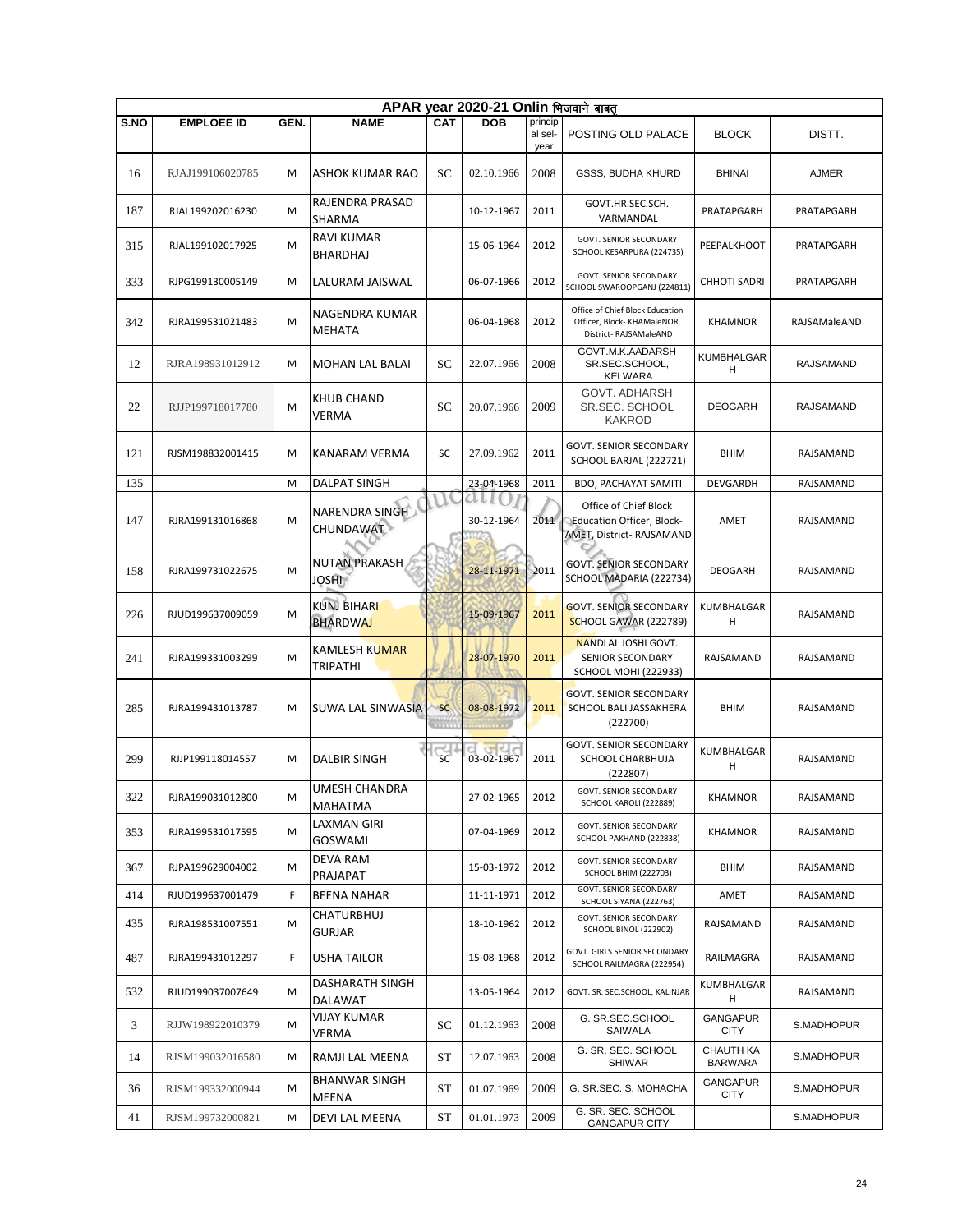| APAR year 2020-21 Onlin भिजवाने बाबत् | | | | | | | | | |
|---|---|---|---|---|---|---|---|---|---|
| S.NO | EMPLOEE ID | GEN. | NAME | CAT | DOB | principal sel-year | POSTING OLD PALACE | BLOCK | DISTT. |
| 16 | RJAJ199106020785 | M | ASHOK KUMAR RAO | SC | 02.10.1966 | 2008 | GSSS, BUDHA KHURD | BHINAI | AJMER |
| 187 | RJAL199202016230 | M | RAJENDRA PRASAD SHARMA | | 10-12-1967 | 2011 | GOVT.HR.SEC.SCH. VARMANDAL | PRATAPGARH | PRATAPGARH |
| 315 | RJAL199102017925 | M | RAVI KUMAR BHARDHAJ | | 15-06-1964 | 2012 | GOVT. SENIOR SECONDARY SCHOOL KESARPURA (224735) | PEEPALKHOOT | PRATAPGARH |
| 333 | RJPG199130005149 | M | LALURAM JAISWAL | | 06-07-1966 | 2012 | GOVT. SENIOR SECONDARY SCHOOL SWAROOPGANJ (224811) | CHHOTI SADRI | PRATAPGARH |
| 342 | RJRA199531021483 | M | NAGENDRA KUMAR MEHATA | | 06-04-1968 | 2012 | Office of Chief Block Education Officer, Block- KHAMaleNOR, District- RAJSAMaleAND | KHAMNOR | RAJSAMaleAND |
| 12 | RJRA198931012912 | M | MOHAN LAL BALAI | SC | 22.07.1966 | 2008 | GOVT.M.K.AADARSH SR.SEC.SCHOOL, KELWARA | KUMBHALGARH | RAJSAMAND |
| 22 | RJJP199718017780 | M | KHUB CHAND VERMA | SC | 20.07.1966 | 2009 | GOVT. ADHARSH SR.SEC. SCHOOL KAKROD | DEOGARH | RAJSAMAND |
| 121 | RJSM198832001415 | M | KANARAM VERMA | SC | 27.09.1962 | 2011 | GOVT. SENIOR SECONDARY SCHOOL BARJAL (222721) | BHIM | RAJSAMAND |
| 135 | | M | DALPAT SINGH | | 23-04-1968 | 2011 | BDO, PACHAYAT SAMITI | DEVGARDH | RAJSAMAND |
| 147 | RJRA199131016868 | M | NARENDRA SINGH CHUNDAWAT | | 30-12-1964 | 2011 | Office of Chief Block Education Officer, Block- AMET, District- RAJSAMAND | AMET | RAJSAMAND |
| 158 | RJRA199731022675 | M | NUTAN PRAKASH JOSHI | | 28-11-1971 | 2011 | GOVT. SENIOR SECONDARY SCHOOL MADARIA (222734) | DEOGARH | RAJSAMAND |
| 226 | RJUD199637009059 | M | KUNJ BIHARI BHARDWAJ | | 15-09-1967 | 2011 | GOVT. SENIOR SECONDARY SCHOOL GAWAR (222789) | KUMBHALGARH | RAJSAMAND |
| 241 | RJRA199331003299 | M | KAMLESH KUMAR TRIPATHI | | 28-07-1970 | 2011 | NANDLAL JOSHI GOVT. SENIOR SECONDARY SCHOOL MOHI (222933) | RAJSAMAND | RAJSAMAND |
| 285 | RJRA199431013787 | M | SUWA LAL SINWASIA | SC | 08-08-1972 | 2011 | GOVT. SENIOR SECONDARY SCHOOL BALI JASSAKHERA (222700) | BHIM | RAJSAMAND |
| 299 | RJJP199118014557 | M | DALBIR SINGH | SC | 03-02-1967 | 2011 | GOVT. SENIOR SECONDARY SCHOOL CHARBHUJA (222807) | KUMBHALGARH | RAJSAMAND |
| 322 | RJRA199031012800 | M | UMESH CHANDRA MAHATMA | | 27-02-1965 | 2012 | GOVT. SENIOR SECONDARY SCHOOL KAROLI (222889) | KHAMNOR | RAJSAMAND |
| 353 | RJRA199531017595 | M | LAXMAN GIRI GOSWAMI | | 07-04-1969 | 2012 | GOVT. SENIOR SECONDARY SCHOOL PAKHAND (222838) | KHAMNOR | RAJSAMAND |
| 367 | RJPA199629004002 | M | DEVA RAM PRAJAPAT | | 15-03-1972 | 2012 | GOVT. SENIOR SECONDARY SCHOOL BHIM (222703) | BHIM | RAJSAMAND |
| 414 | RJUD199637001479 | F | BEENA NAHAR | | 11-11-1971 | 2012 | GOVT. SENIOR SECONDARY SCHOOL SIYANA (222763) | AMET | RAJSAMAND |
| 435 | RJRA198531007551 | M | CHATURBHUJ GURJAR | | 18-10-1962 | 2012 | GOVT. SENIOR SECONDARY SCHOOL BINOL (222902) | RAJSAMAND | RAJSAMAND |
| 487 | RJRA199431012297 | F | USHA TAILOR | | 15-08-1968 | 2012 | GOVT. GIRLS SENIOR SECONDARY SCHOOL RAILMAGRA (222954) | RAILMAGRA | RAJSAMAND |
| 532 | RJUD199037007649 | M | DASHARATH SINGH DALAWAT | | 13-05-1964 | 2012 | GOVT. SR. SEC.SCHOOL, KALINJAR | KUMBHALGARH | RAJSAMAND |
| 3 | RJJW198922010379 | M | VIJAY KUMAR VERMA | SC | 01.12.1963 | 2008 | G. SR.SEC.SCHOOL SAIWALA | GANGAPUR CITY | S.MADHOPUR |
| 14 | RJSM199032016580 | M | RAMJI LAL MEENA | ST | 12.07.1963 | 2008 | G. SR. SEC. SCHOOL SHIWAR | CHAUTH KA BARWARA | S.MADHOPUR |
| 36 | RJSM199332000944 | M | BHANWAR SINGH MEENA | ST | 01.07.1969 | 2009 | G. SR.SEC. S. MOHACHA | GANGAPUR CITY | S.MADHOPUR |
| 41 | RJSM199732000821 | M | DEVI LAL MEENA | ST | 01.01.1973 | 2009 | G. SR. SEC. SCHOOL GANGAPUR CITY | | S.MADHOPUR |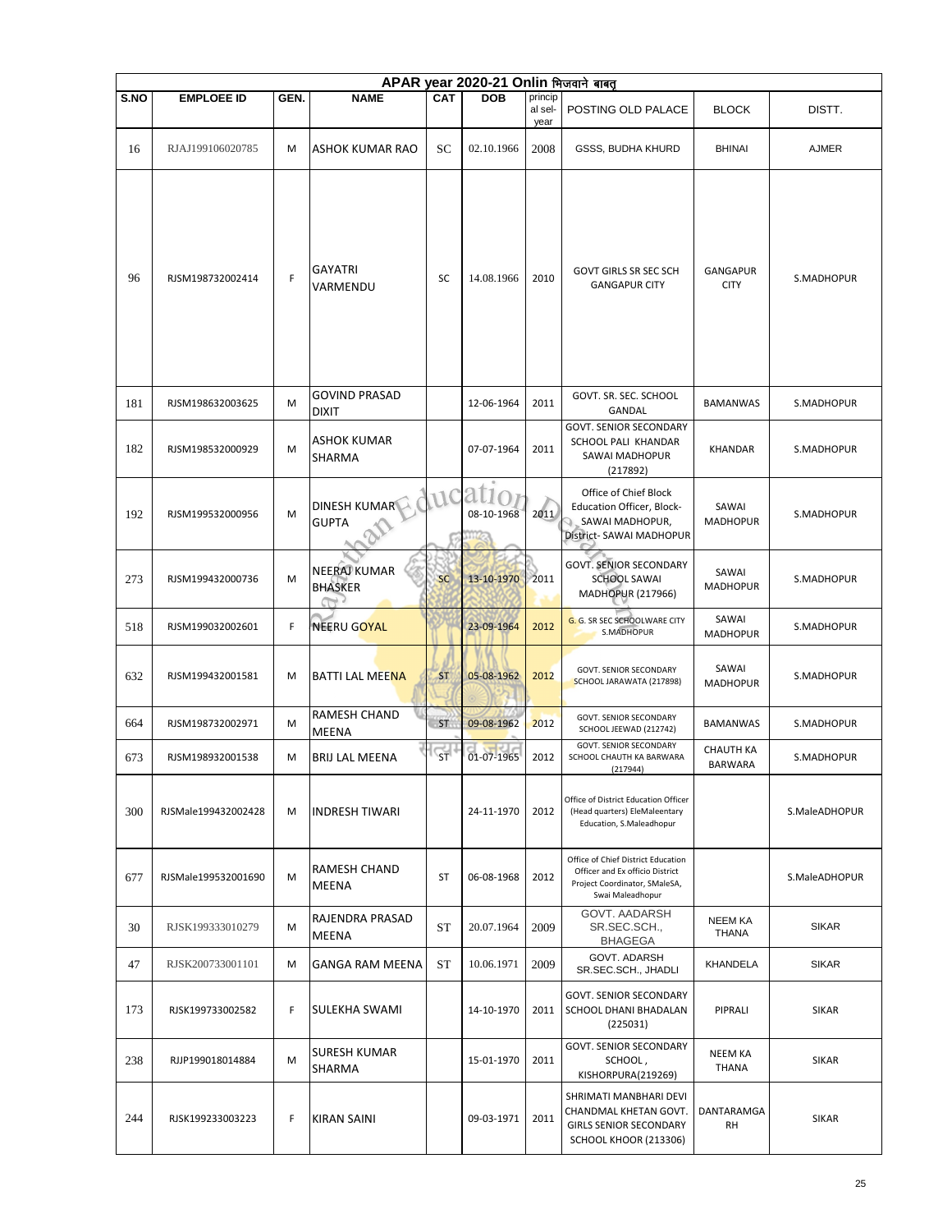| APAR year 2020-21 Onlin भिजवाने बाबत | | | | | | | | | |
|---|---|---|---|---|---|---|---|---|---|
| S.NO | EMPLOEE ID | GEN. | NAME | CAT | DOB | principal sel-year | POSTING OLD PALACE | BLOCK | DISTT. |
| 16 | RJAJ199106020785 | M | ASHOK KUMAR RAO | SC | 02.10.1966 | 2008 | GSSS, BUDHA KHURD | BHINAI | AJMER |
| 96 | RJSM198732002414 | F | GAYATRI VARMENDU | SC | 14.08.1966 | 2010 | GOVT GIRLS SR SEC SCH GANGAPUR CITY | GANGAPUR CITY | S.MADHOPUR |
| 181 | RJSM198632003625 | M | GOVIND PRASAD DIXIT | | 12-06-1964 | 2011 | GOVT. SR. SEC. SCHOOL GANDAL | BAMANWAS | S.MADHOPUR |
| 182 | RJSM198532000929 | M | ASHOK KUMAR SHARMA | | 07-07-1964 | 2011 | GOVT. SENIOR SECONDARY SCHOOL PALI KHANDAR SAWAI MADHOPUR (217892) | KHANDAR | S.MADHOPUR |
| 192 | RJSM199532000956 | M | DINESH KUMAR GUPTA | | 08-10-1968 | 2011 | Office of Chief Block Education Officer, Block-SAWAI MADHOPUR, District- SAWAI MADHOPUR | SAWAI MADHOPUR | S.MADHOPUR |
| 273 | RJSM199432000736 | M | NEERAJ KUMAR BHASKER | SC | 13-10-1970 | 2011 | GOVT. SENIOR SECONDARY SCHOOL SAWAI MADHOPUR (217966) | SAWAI MADHOPUR | S.MADHOPUR |
| 518 | RJSM199032002601 | F | NEERU GOYAL | | 23-09-1964 | 2012 | G. G. SR SEC SCHOOLWARE CITY S.MADHOPUR | SAWAI MADHOPUR | S.MADHOPUR |
| 632 | RJSM199432001581 | M | BATTI LAL MEENA | ST | 05-08-1962 | 2012 | GOVT. SENIOR SECONDARY SCHOOL JARAWATA (217898) | SAWAI MADHOPUR | S.MADHOPUR |
| 664 | RJSM198732002971 | M | RAMESH CHAND MEENA | ST | 09-08-1962 | 2012 | GOVT. SENIOR SECONDARY SCHOOL JEEWAD (212742) | BAMANWAS | S.MADHOPUR |
| 673 | RJSM198932001538 | M | BRIJ LAL MEENA | ST | 01-07-1965 | 2012 | GOVT. SENIOR SECONDARY SCHOOL CHAUTH KA BARWARA (217944) | CHAUTH KA BARWARA | S.MADHOPUR |
| 300 | RJSMale199432002428 | M | INDRESH TIWARI | | 24-11-1970 | 2012 | Office of District Education Officer (Head quarters) EleMaleentary Education, S.Maleadhopur | | S.MaleADHOPUR |
| 677 | RJSMale199532001690 | M | RAMESH CHAND MEENA | ST | 06-08-1968 | 2012 | Office of Chief District Education Officer and Ex officio District Project Coordinator, SMaleSA, Swai Maleadhopur | | S.MaleADHOPUR |
| 30 | RJSK199333010279 | M | RAJENDRA PRASAD MEENA | ST | 20.07.1964 | 2009 | GOVT. AADARSH SR.SEC.SCH., BHAGEGA | NEEM KA THANA | SIKAR |
| 47 | RJSK200733001101 | M | GANGA RAM MEENA | ST | 10.06.1971 | 2009 | GOVT. ADARSH SR.SEC.SCH., JHADLI | KHANDELA | SIKAR |
| 173 | RJSK199733002582 | F | SULEKHA SWAMI | | 14-10-1970 | 2011 | GOVT. SENIOR SECONDARY SCHOOL DHANI BHADALAN (225031) | PIPRALI | SIKAR |
| 238 | RJJP199018014884 | M | SURESH KUMAR SHARMA | | 15-01-1970 | 2011 | GOVT. SENIOR SECONDARY SCHOOL , KISHORPURA(219269) | NEEM KA THANA | SIKAR |
| 244 | RJSK199233003223 | F | KIRAN SAINI | | 09-03-1971 | 2011 | SHRIMATI MANBHARI DEVI CHANDMAL KHETAN GOVT. GIRLS SENIOR SECONDARY SCHOOL KHOOR (213306) | DANTARAMGARH | SIKAR |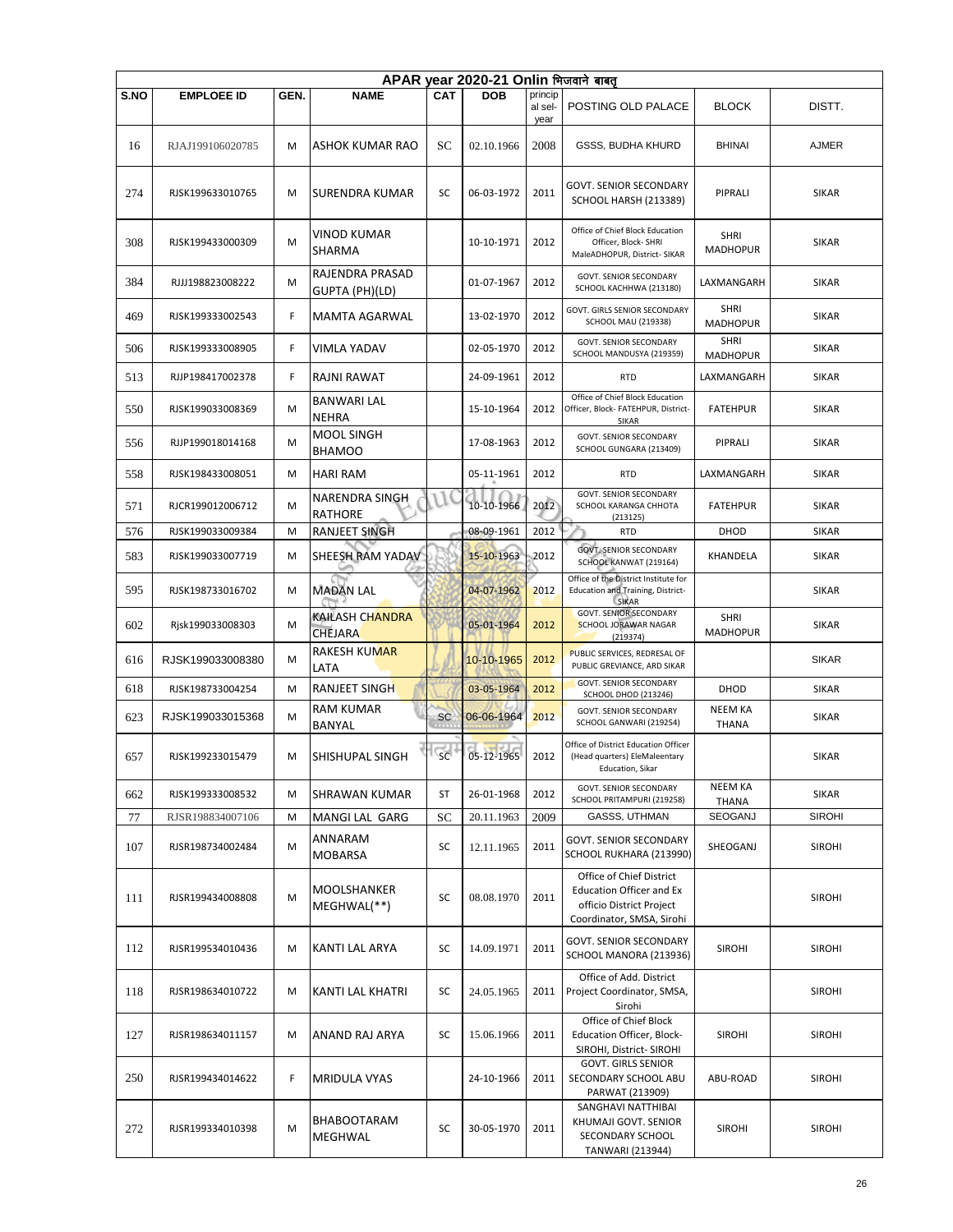| APAR year 2020-21 Onlin भिजवाने बाबत् | | | | | | | | | |
|---|---|---|---|---|---|---|---|---|---|
| S.NO | EMPLOEE ID | GEN. | NAME | CAT | DOB | principal sel-year | POSTING OLD PALACE | BLOCK | DISTT. |
| 16 | RJAJ199106020785 | M | ASHOK KUMAR RAO | SC | 02.10.1966 | 2008 | GSSS, BUDHA KHURD | BHINAI | AJMER |
| 274 | RJSK199633010765 | M | SURENDRA KUMAR | SC | 06-03-1972 | 2011 | GOVT. SENIOR SECONDARY SCHOOL HARSH (213389) | PIPRALI | SIKAR |
| 308 | RJSK199433000309 | M | VINOD KUMAR SHARMA | | 10-10-1971 | 2012 | Office of Chief Block Education Officer, Block- SHRI MaleADHOPUR, District- SIKAR | SHRI MADHOPUR | SIKAR |
| 384 | RJJJ198823008222 | M | RAJENDRA PRASAD GUPTA (PH)(LD) | | 01-07-1967 | 2012 | GOVT. SENIOR SECONDARY SCHOOL KACHHWA (213180) | LAXMANGARH | SIKAR |
| 469 | RJSK199333002543 | F | MAMTA AGARWAL | | 13-02-1970 | 2012 | GOVT. GIRLS SENIOR SECONDARY SCHOOL MAU (219338) | SHRI MADHOPUR | SIKAR |
| 506 | RJSK199333008905 | F | VIMLA YADAV | | 02-05-1970 | 2012 | GOVT. SENIOR SECONDARY SCHOOL MANDUSYA (219359) | SHRI MADHOPUR | SIKAR |
| 513 | RJJP198417002378 | F | RAJNI RAWAT | | 24-09-1961 | 2012 | RTD | LAXMANGARH | SIKAR |
| 550 | RJSK199033008369 | M | BANWARI LAL NEHRA | | 15-10-1964 | 2012 | Office of Chief Block Education Officer, Block- FATEHPUR, District- SIKAR | FATEHPUR | SIKAR |
| 556 | RJJP199018014168 | M | MOOL SINGH BHAMOO | | 17-08-1963 | 2012 | GOVT. SENIOR SECONDARY SCHOOL GUNGARA (213409) | PIPRALI | SIKAR |
| 558 | RJSK198433008051 | M | HARI RAM | | 05-11-1961 | 2012 | RTD | LAXMANGARH | SIKAR |
| 571 | RJCR199012006712 | M | NARENDRA SINGH RATHORE | | 10-10-1966 | 2012 | GOVT. SENIOR SECONDARY SCHOOL KARANGA CHHOTA (213125) | FATEHPUR | SIKAR |
| 576 | RJSK199033009384 | M | RANJEET SINGH | | 08-09-1961 | 2012 | RTD | DHOD | SIKAR |
| 583 | RJSK199033007719 | M | SHEESH RAM YADAV | | 15-10-1963 | 2012 | GOVT. SENIOR SECONDARY SCHOOL KANWAT (219164) | KHANDELA | SIKAR |
| 595 | RJSK198733016702 | M | MADAN LAL | | 04-07-1962 | 2012 | Office of the District Institute for Education and Training, District- SIKAR | | SIKAR |
| 602 | Rjsk199033008303 | M | KAILASH CHANDRA CHEJARA | | 05-01-1964 | 2012 | GOVT. SENIOR SECONDARY SCHOOL JORAWAR NAGAR (219374) | SHRI MADHOPUR | SIKAR |
| 616 | RJSK199033008380 | M | RAKESH KUMAR LATA | | 10-10-1965 | 2012 | PUBLIC SERVICES, REDRESAL OF PUBLIC GREVIANCE, ARD SIKAR | | SIKAR |
| 618 | RJSK198733004254 | M | RANJEET SINGH | | 03-05-1964 | 2012 | GOVT. SENIOR SECONDARY SCHOOL DHOD (213246) | DHOD | SIKAR |
| 623 | RJSK199033015368 | M | RAM KUMAR BANYAL | SC | 06-06-1964 | 2012 | GOVT. SENIOR SECONDARY SCHOOL GANWARI (219254) | NEEM KA THANA | SIKAR |
| 657 | RJSK199233015479 | M | SHISHUPAL SINGH | SC | 05-12-1965 | 2012 | Office of District Education Officer (Head quarters) EleMaleentary Education, Sikar | | SIKAR |
| 662 | RJSK199333008532 | M | SHRAWAN KUMAR | ST | 26-01-1968 | 2012 | GOVT. SENIOR SECONDARY SCHOOL PRITAMPURI (219258) | NEEM KA THANA | SIKAR |
| 77 | RJSR198834007106 | M | MANGI LAL GARG | SC | 20.11.1963 | 2009 | GASSS, UTHMAN | SEOGANJ | SIROHI |
| 107 | RJSR198734002484 | M | ANNARAM MOBARSA | SC | 12.11.1965 | 2011 | GOVT. SENIOR SECONDARY SCHOOL RUKHARA (213990) | SHEOGANJ | SIROHI |
| 111 | RJSR199434008808 | M | MOOLSHANKER MEGHWAL(**) | SC | 08.08.1970 | 2011 | Office of Chief District Education Officer and Ex officio District Project Coordinator, SMSA, Sirohi | | SIROHI |
| 112 | RJSR199534010436 | M | KANTI LAL ARYA | SC | 14.09.1971 | 2011 | GOVT. SENIOR SECONDARY SCHOOL MANORA (213936) | SIROHI | SIROHI |
| 118 | RJSR198634010722 | M | KANTI LAL KHATRI | SC | 24.05.1965 | 2011 | Office of Add. District Project Coordinator, SMSA, Sirohi | | SIROHI |
| 127 | RJSR198634011157 | M | ANAND RAJ ARYA | SC | 15.06.1966 | 2011 | Office of Chief Block Education Officer, Block- SIROHI, District- SIROHI | SIROHI | SIROHI |
| 250 | RJSR199434014622 | F | MRIDULA VYAS | | 24-10-1966 | 2011 | GOVT. GIRLS SENIOR SECONDARY SCHOOL ABU PARWAT (213909) | ABU-ROAD | SIROHI |
| 272 | RJSR199334010398 | M | BHABOOTARAM MEGHWAL | SC | 30-05-1970 | 2011 | SANGHAVI NATTHIBAI KHUMAJI GOVT. SENIOR SECONDARY SCHOOL TANWARI (213944) | SIROHI | SIROHI |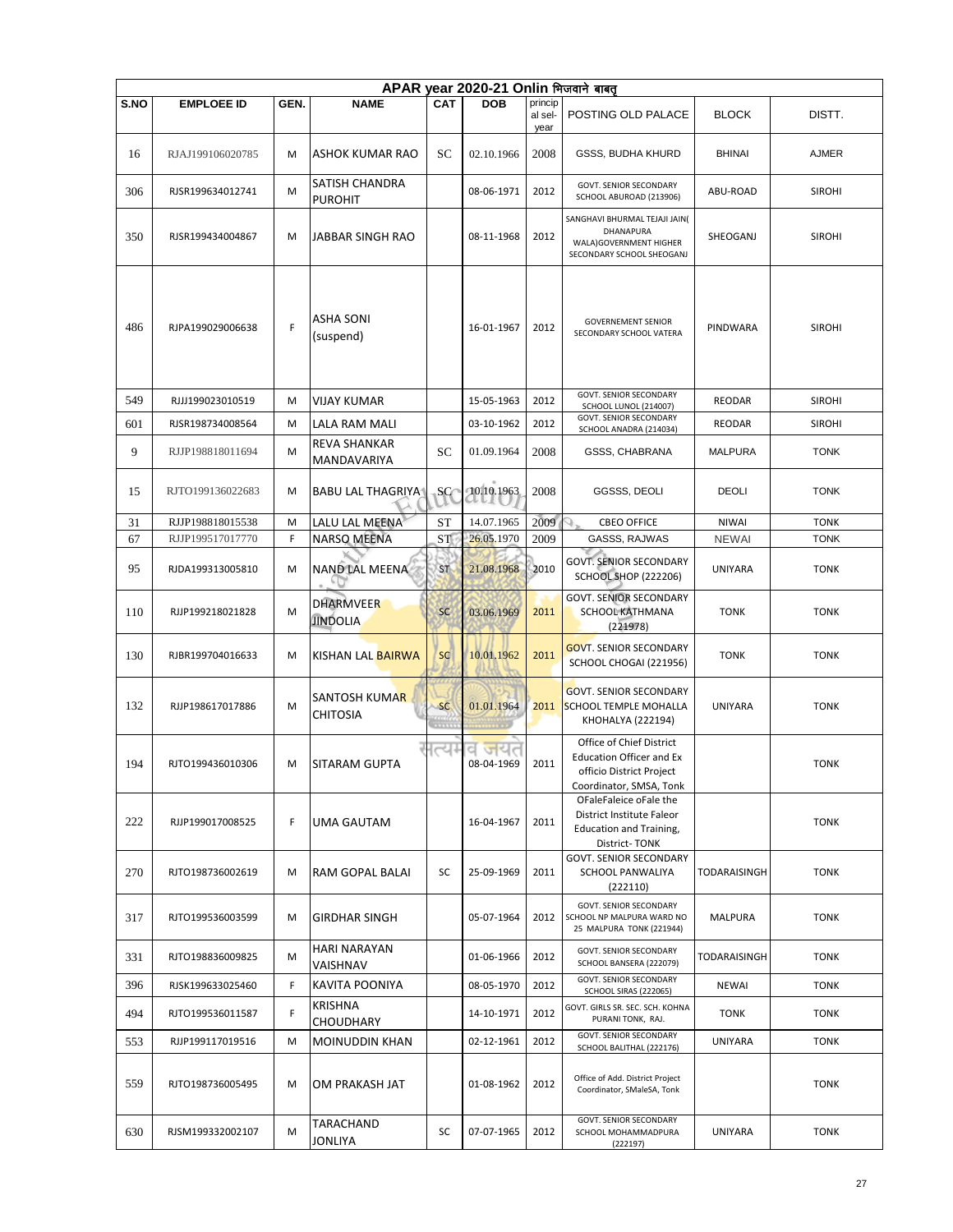| APAR year 2020-21 Onlin भिजवाने बाबत् | | | | | | | | | |
|---|---|---|---|---|---|---|---|---|---|
| S.NO | EMPLOEE ID | GEN. | NAME | CAT | DOB | princip al sel-year | POSTING OLD PALACE | BLOCK | DISTT. |
| 16 | RJAJ199106020785 | M | ASHOK KUMAR RAO | SC | 02.10.1966 | 2008 | GSSS, BUDHA KHURD | BHINAI | AJMER |
| 306 | RJSR199634012741 | M | SATISH CHANDRA PUROHIT | | 08-06-1971 | 2012 | GOVT. SENIOR SECONDARY SCHOOL ABUROAD (213906) | ABU-ROAD | SIROHI |
| 350 | RJSR199434004867 | M | JABBAR SINGH RAO | | 08-11-1968 | 2012 | SANGHAVI BHURMAL TEJAJI JAIN( DHANAPURA WALA)GOVERNMENT HIGHER SECONDARY SCHOOL SHEOGANJ | SHEOGANJ | SIROHI |
| 486 | RJPA199029006638 | F | ASHA SONI (suspend) | | 16-01-1967 | 2012 | GOVERNEMENT SENIOR SECONDARY SCHOOL VATERA | PINDWARA | SIROHI |
| 549 | RJJJ199023010519 | M | VIJAY KUMAR | | 15-05-1963 | 2012 | GOVT. SENIOR SECONDARY SCHOOL LUNOL (214007) | REODAR | SIROHI |
| 601 | RJSR198734008564 | M | LALA RAM MALI | | 03-10-1962 | 2012 | GOVT. SENIOR SECONDARY SCHOOL ANADRA (214034) | REODAR | SIROHI |
| 9 | RJJP198818011694 | M | REVA SHANKAR MANDAVARIYA | SC | 01.09.1964 | 2008 | GSSS, CHABRANA | MALPURA | TONK |
| 15 | RJTO199136022683 | M | BABU LAL THAGRIYA | SC | 10.10.1963 | 2008 | GGSSS, DEOLI | DEOLI | TONK |
| 31 | RJJP198818015538 | M | LALU LAL MEENA | ST | 14.07.1965 | 2009 | CBEO OFFICE | NIWAI | TONK |
| 67 | RJJP199517017770 | F | NARSO MEENA | ST | 26.05.1970 | 2009 | GASSS, RAJWAS | NEWAI | TONK |
| 95 | RJDA199313005810 | M | NAND LAL MEENA | ST | 21.08.1968 | 2010 | GOVT. SENIOR SECONDARY SCHOOL SHOP (222206) | UNIYARA | TONK |
| 110 | RJJP199218021828 | M | DHARMVEER JINDOLIA | SC | 03.06.1969 | 2011 | GOVT. SENIOR SECONDARY SCHOOL KATHMANA (221978) | TONK | TONK |
| 130 | RJBR199704016633 | M | KISHAN LAL BAIRWA | SC | 10.01.1962 | 2011 | GOVT. SENIOR SECONDARY SCHOOL CHOGAI (221956) | TONK | TONK |
| 132 | RJJP198617017886 | M | SANTOSH KUMAR CHITOSIA | SC | 01.01.1964 | 2011 | GOVT. SENIOR SECONDARY SCHOOL TEMPLE MOHALLA KHOHALYA (222194) | UNIYARA | TONK |
| 194 | RJTO199436010306 | M | SITARAM GUPTA | | 08-04-1969 | 2011 | Office of Chief District Education Officer and Ex officio District Project Coordinator, SMSA, Tonk | | TONK |
| 222 | RJJP199017008525 | F | UMA GAUTAM | | 16-04-1967 | 2011 | OFaleFaleice oFale the District Institute Faleor Education and Training, District- TONK | | TONK |
| 270 | RJTO198736002619 | M | RAM GOPAL BALAI | SC | 25-09-1969 | 2011 | GOVT. SENIOR SECONDARY SCHOOL PANWALIYA (222110) | TODARAISINGH | TONK |
| 317 | RJTO199536003599 | M | GIRDHAR SINGH | | 05-07-1964 | 2012 | GOVT. SENIOR SECONDARY SCHOOL NP MALPURA WARD NO 25 MALPURA TONK (221944) | MALPURA | TONK |
| 331 | RJTO198836009825 | M | HARI NARAYAN VAISHNAV | | 01-06-1966 | 2012 | GOVT. SENIOR SECONDARY SCHOOL BANSERA (222079) | TODARAISINGH | TONK |
| 396 | RJSK199633025460 | F | KAVITA POONIYA | | 08-05-1970 | 2012 | GOVT. SENIOR SECONDARY SCHOOL SIRAS (222065) | NEWAI | TONK |
| 494 | RJTO199536011587 | F | KRISHNA CHOUDHARY | | 14-10-1971 | 2012 | GOVT. GIRLS SR. SEC. SCH. KOHNA PURANI TONK, RAJ. | TONK | TONK |
| 553 | RJJP199117019516 | M | MOINUDDIN KHAN | | 02-12-1961 | 2012 | GOVT. SENIOR SECONDARY SCHOOL BALITHAL (222176) | UNIYARA | TONK |
| 559 | RJTO198736005495 | M | OM PRAKASH JAT | | 01-08-1962 | 2012 | Office of Add. District Project Coordinator, SMaleSA, Tonk | | TONK |
| 630 | RJSM199332002107 | M | TARACHAND JONLIYA | SC | 07-07-1965 | 2012 | GOVT. SENIOR SECONDARY SCHOOL MOHAMMADPURA (222197) | UNIYARA | TONK |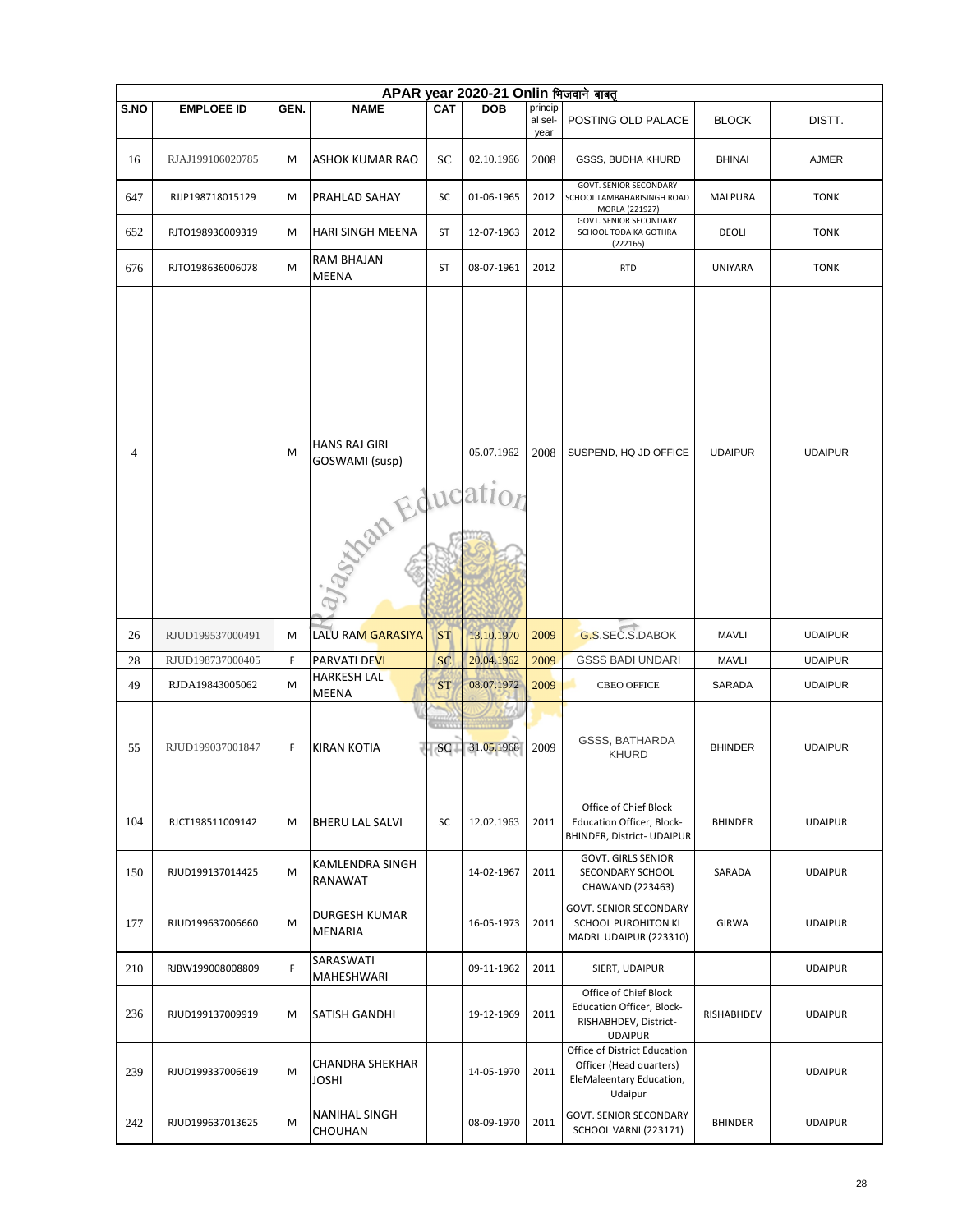| APAR year 2020-21 Onlin भिजवाने बाबत् | | | | | | | | | |
|---|---|---|---|---|---|---|---|---|---|
| S.NO | EMPLOEE ID | GEN. | NAME | CAT | DOB | principal sel-year | POSTING OLD PALACE | BLOCK | DISTT. |
| 16 | RJAJ199106020785 | M | ASHOK KUMAR RAO | SC | 02.10.1966 | 2008 | GSSS, BUDHA KHURD | BHINAI | AJMER |
| 647 | RJJP198718015129 | M | PRAHLAD SAHAY | SC | 01-06-1965 | 2012 | GOVT. SENIOR SECONDARY SCHOOL LAMBAHARISINGH ROAD MORLA (221927) | MALPURA | TONK |
| 652 | RJTO198936009319 | M | HARI SINGH MEENA | ST | 12-07-1963 | 2012 | GOVT. SENIOR SECONDARY SCHOOL TODA KA GOTHRA (222165) | DEOLI | TONK |
| 676 | RJTO198636006078 | M | RAM BHAJAN MEENA | ST | 08-07-1961 | 2012 | RTD | UNIYARA | TONK |
| 4 | | M | HANS RAJ GIRI GOSWAMI (susp) | | 05.07.1962 | 2008 | SUSPEND, HQ JD OFFICE | UDAIPUR | UDAIPUR |
| 26 | RJUD199537000491 | M | LALU RAM GARASIYA | ST | 13.10.1970 | 2009 | G.S.SEC.S.DABOK | MAVLI | UDAIPUR |
| 28 | RJUD198737000405 | F | PARVATI DEVI | SC | 20.04.1962 | 2009 | GSSS BADI UNDARI | MAVLI | UDAIPUR |
| 49 | RJDA19843005062 | M | HARKESH LAL MEENA | ST | 08.07.1972 | 2009 | CBEO OFFICE | SARADA | UDAIPUR |
| 55 | RJUD199037001847 | F | KIRAN KOTIA | SC | 31.05.1968 | 2009 | GSSS, BATHARDA KHURD | BHINDER | UDAIPUR |
| 104 | RJCT198511009142 | M | BHERU LAL SALVI | SC | 12.02.1963 | 2011 | Office of Chief Block Education Officer, Block-BHINDER, District- UDAIPUR | BHINDER | UDAIPUR |
| 150 | RJUD199137014425 | M | KAMLENDRA SINGH RANAWAT | | 14-02-1967 | 2011 | GOVT. GIRLS SENIOR SECONDARY SCHOOL CHAWAND (223463) | SARADA | UDAIPUR |
| 177 | RJUD199637006660 | M | DURGESH KUMAR MENARIA | | 16-05-1973 | 2011 | GOVT. SENIOR SECONDARY SCHOOL PUROHITON KI MADRI UDAIPUR (223310) | GIRWA | UDAIPUR |
| 210 | RJBW199008008809 | F | SARASWATI MAHESHWARI | | 09-11-1962 | 2011 | SIERT, UDAIPUR | | UDAIPUR |
| 236 | RJUD199137009919 | M | SATISH GANDHI | | 19-12-1969 | 2011 | Office of Chief Block Education Officer, Block-RISHABHDEV, District-UDAIPUR | RISHABHDEV | UDAIPUR |
| 239 | RJUD199337006619 | M | CHANDRA SHEKHAR JOSHI | | 14-05-1970 | 2011 | Office of District Education Officer (Head quarters) EleMaleentary Education, Udaipur | | UDAIPUR |
| 242 | RJUD199637013625 | M | NANIHAL SINGH CHOUHAN | | 08-09-1970 | 2011 | GOVT. SENIOR SECONDARY SCHOOL VARNI (223171) | BHINDER | UDAIPUR |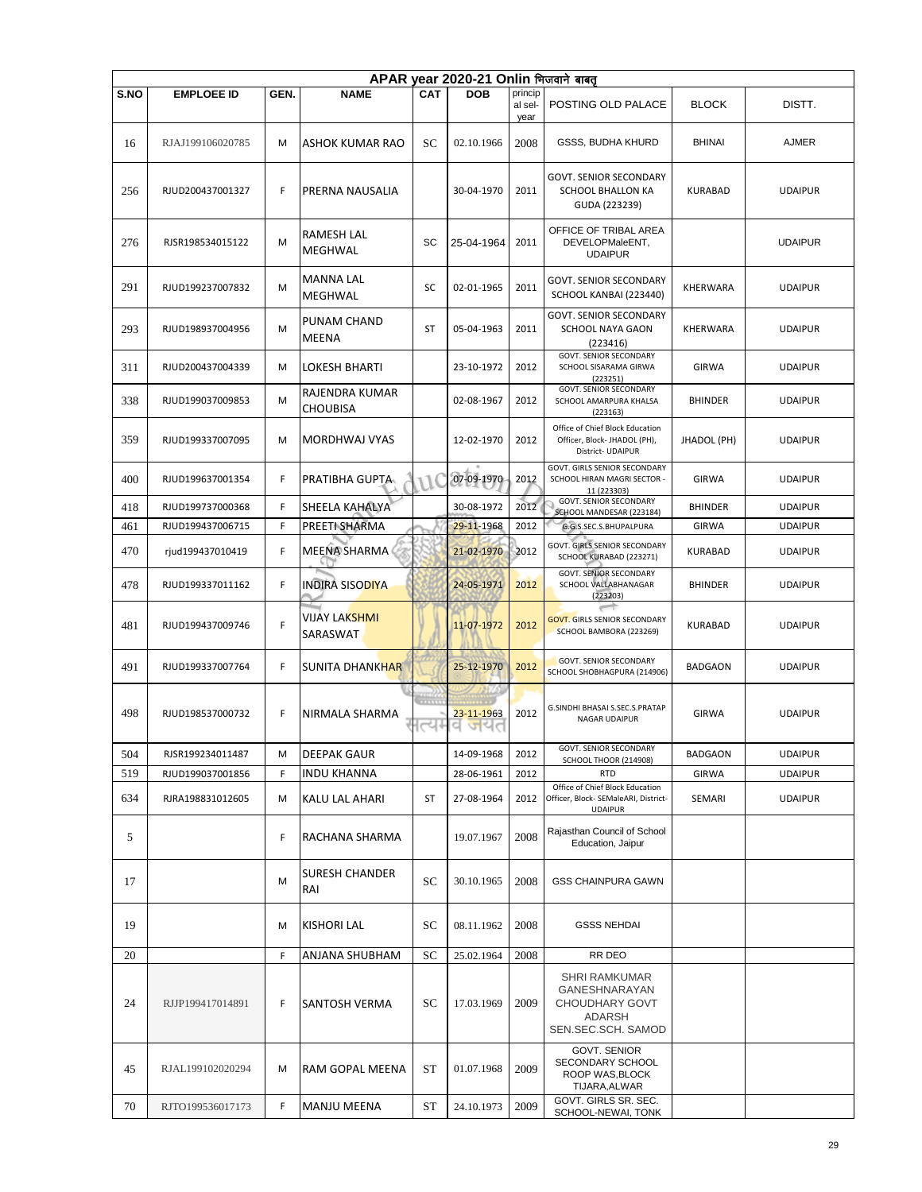| APAR year 2020-21 Onlin भिजवाने बाबत् | | | | | | | | | |
|---|---|---|---|---|---|---|---|---|---|
| S.NO | EMPLOEE ID | GEN. | NAME | CAT | DOB | principal sel-year | POSTING OLD PALACE | BLOCK | DISTT. |
| 16 | RJAJ199106020785 | M | ASHOK KUMAR RAO | SC | 02.10.1966 | 2008 | GSSS, BUDHA KHURD | BHINAI | AJMER |
| 256 | RJUD200437001327 | F | PRERNA NAUSALIA | | 30-04-1970 | 2011 | GOVT. SENIOR SECONDARY SCHOOL BHALLON KA GUDA (223239) | KURABAD | UDAIPUR |
| 276 | RJSR198534015122 | M | RAMESH LAL MEGHWAL | SC | 25-04-1964 | 2011 | OFFICE OF TRIBAL AREA DEVELOPMaleENT, UDAIPUR | | UDAIPUR |
| 291 | RJUD199237007832 | M | MANNA LAL MEGHWAL | SC | 02-01-1965 | 2011 | GOVT. SENIOR SECONDARY SCHOOL KANBAI (223440) | KHERWARA | UDAIPUR |
| 293 | RJUD198937004956 | M | PUNAM CHAND MEENA | ST | 05-04-1963 | 2011 | GOVT. SENIOR SECONDARY SCHOOL NAYA GAON (223416) | KHERWARA | UDAIPUR |
| 311 | RJUD200437004339 | M | LOKESH BHARTI | | 23-10-1972 | 2012 | GOVT. SENIOR SECONDARY SCHOOL SISARAMA GIRWA (223251) | GIRWA | UDAIPUR |
| 338 | RJUD199037009853 | M | RAJENDRA KUMAR CHOUBISA | | 02-08-1967 | 2012 | GOVT. SENIOR SECONDARY SCHOOL AMARPURA KHALSA (223163) | BHINDER | UDAIPUR |
| 359 | RJUD199337007095 | M | MORDHWAJ VYAS | | 12-02-1970 | 2012 | Office of Chief Block Education Officer, Block- JHADOL (PH), District- UDAIPUR | JHADOL (PH) | UDAIPUR |
| 400 | RJUD199637001354 | F | PRATIBHA GUPTA | | 07-09-1970 | 2012 | GOVT. GIRLS SENIOR SECONDARY SCHOOL HIRAN MAGRI SECTOR - 11 (223303) | GIRWA | UDAIPUR |
| 418 | RJUD199737000368 | F | SHEELA KAHALYA | | 30-08-1972 | 2012 | GOVT. SENIOR SECONDARY SCHOOL MANDESAR (223184) | BHINDER | UDAIPUR |
| 461 | RJUD199437006715 | F | PREETI SHARMA | | 29-11-1968 | 2012 | G.G.S.SEC.S.BHUPALPURA | GIRWA | UDAIPUR |
| 470 | rjud199437010419 | F | MEENA SHARMA | | 21-02-1970 | 2012 | GOVT. GIRLS SENIOR SECONDARY SCHOOL KURABAD (223271) | KURABAD | UDAIPUR |
| 478 | RJUD199337011162 | F | INDIRA SISODIYA | | 24-05-1971 | 2012 | GOVT. SENIOR SECONDARY SCHOOL VALLABHANAGAR (223203) | BHINDER | UDAIPUR |
| 481 | RJUD199437009746 | F | VIJAY LAKSHMI SARASWAT | | 11-07-1972 | 2012 | GOVT. GIRLS SENIOR SECONDARY SCHOOL BAMBORA (223269) | KURABAD | UDAIPUR |
| 491 | RJUD199337007764 | F | SUNITA DHANKHAR | | 25-12-1970 | 2012 | GOVT. SENIOR SECONDARY SCHOOL SHOBHAGPURA (214906) | BADGAON | UDAIPUR |
| 498 | RJUD198537000732 | F | NIRMALA SHARMA | | 23-11-1963 | 2012 | G.SINDHI BHASAI S.SEC.S.PRATAP NAGAR UDAIPUR | GIRWA | UDAIPUR |
| 504 | RJSR199234011487 | M | DEEPAK GAUR | | 14-09-1968 | 2012 | GOVT. SENIOR SECONDARY SCHOOL THOOR (214908) | BADGAON | UDAIPUR |
| 519 | RJUD199037001856 | F | INDU KHANNA | | 28-06-1961 | 2012 | RTD | GIRWA | UDAIPUR |
| 634 | RJRA198831012605 | M | KALU LAL AHARI | ST | 27-08-1964 | 2012 | Office of Chief Block Education Officer, Block- SEMaleARI, District- UDAIPUR | SEMARI | UDAIPUR |
| 5 | | F | RACHANA SHARMA | | 19.07.1967 | 2008 | Rajasthan Council of School Education, Jaipur | | |
| 17 | | M | SURESH CHANDER RAI | SC | 30.10.1965 | 2008 | GSS CHAINPURA GAWN | | |
| 19 | | M | KISHORI LAL | SC | 08.11.1962 | 2008 | GSSS NEHDAI | | |
| 20 | | F | ANJANA SHUBHAM | SC | 25.02.1964 | 2008 | RR DEO | | |
| 24 | RJJP199417014891 | F | SANTOSH VERMA | SC | 17.03.1969 | 2009 | SHRI RAMKUMAR GANESHNARAYAN CHOUDHARY GOVT ADARSH SEN.SEC.SCH. SAMOD | | |
| 45 | RJAL199102020294 | M | RAM GOPAL MEENA | ST | 01.07.1968 | 2009 | GOVT. SENIOR SECONDARY SCHOOL ROOP WAS,BLOCK TIJARA,ALWAR | | |
| 70 | RJTO199536017173 | F | MANJU MEENA | ST | 24.10.1973 | 2009 | GOVT. GIRLS SR. SEC. SCHOOL-NEWAI, TONK | | |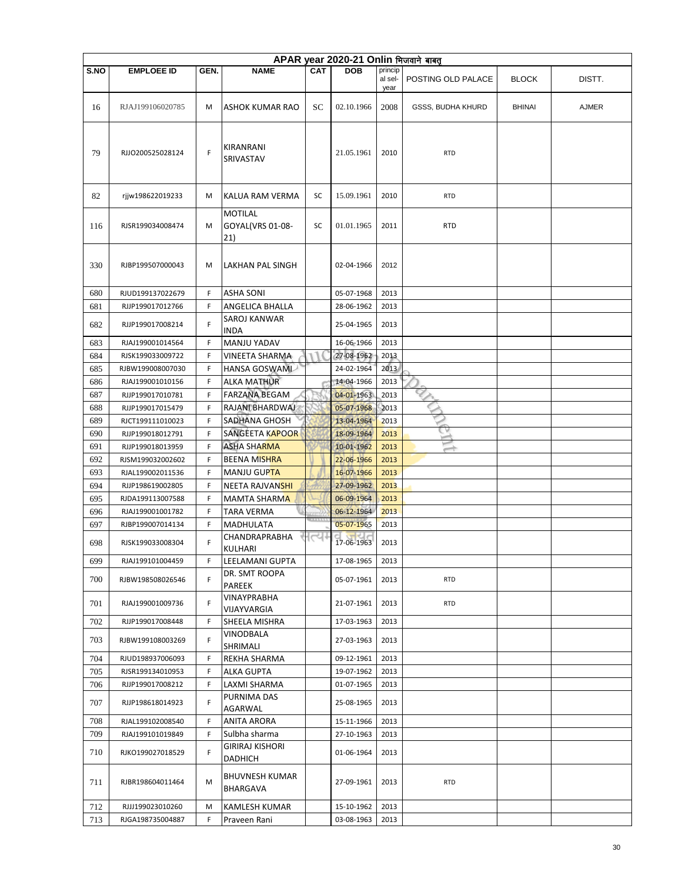| APAR year 2020-21 Onlin भिजवाने बाबत् | | | | | | | | | |
|---|---|---|---|---|---|---|---|---|---|
| S.NO | EMPLOEE ID | GEN. | NAME | CAT | DOB | principal sel-year | POSTING OLD PALACE | BLOCK | DISTT. |
| 16 | RJAJ199106020785 | M | ASHOK KUMAR RAO | SC | 02.10.1966 | 2008 | GSSS, BUDHA KHURD | BHINAI | AJMER |
| 79 | RJJO200525028124 | F | KIRANRANI SRIVASTAV | | 21.05.1961 | 2010 | RTD | | |
| 82 | rjjw198622019233 | M | KALUA RAM VERMA | SC | 15.09.1961 | 2010 | RTD | | |
| 116 | RJSR199034008474 | M | MOTILAL GOYAL(VRS 01-08-21) | SC | 01.01.1965 | 2011 | RTD | | |
| 330 | RJBP199507000043 | M | LAKHAN PAL SINGH | | 02-04-1966 | 2012 | | | |
| 680 | RJUD199137022679 | F | ASHA SONI | | 05-07-1968 | 2013 | | | |
| 681 | RJJP199017012766 | F | ANGELICA BHALLA | | 28-06-1962 | 2013 | | | |
| 682 | RJJP199017008214 | F | SAROJ KANWAR INDA | | 25-04-1965 | 2013 | | | |
| 683 | RJAJ199001014564 | F | MANJU YADAV | | 16-06-1966 | 2013 | | | |
| 684 | RJSK199033009722 | F | VINEETA SHARMA | | 27-08-1962 | 2013 | | | |
| 685 | RJBW199008007030 | F | HANSA GOSWAMI | | 24-02-1964 | 2013 | | | |
| 686 | RJAJ199001010156 | F | ALKA MATHUR | | 14-04-1966 | 2013 | | | |
| 687 | RJJP199017010781 | F | FARZANA BEGAM | | 04-01-1963 | 2013 | | | |
| 688 | RJJP199017015479 | F | RAJANI BHARDWAJ | | 05-07-1968 | 2013 | | | |
| 689 | RJCT199111010023 | F | SADHANA GHOSH | | 13-04-1964 | 2013 | | | |
| 690 | RJJP199018012791 | F | SANGEETA KAPOOR | | 18-09-1964 | 2013 | | | |
| 691 | RJJP199018013959 | F | ASHA SHARMA | | 10-01-1962 | 2013 | | | |
| 692 | RJSM199032002602 | F | BEENA MISHRA | | 22-06-1966 | 2013 | | | |
| 693 | RJAL199002011536 | F | MANJU GUPTA | | 16-07-1966 | 2013 | | | |
| 694 | RJJP198619002805 | F | NEETA RAJVANSHI | | 27-09-1962 | 2013 | | | |
| 695 | RJDA199113007588 | F | MAMTA SHARMA | | 06-09-1964 | 2013 | | | |
| 696 | RJAJ199001001782 | F | TARA VERMA | | 06-12-1964 | 2013 | | | |
| 697 | RJBP199007014134 | F | MADHULATA | | 05-07-1965 | 2013 | | | |
| 698 | RJSK199033008304 | F | CHANDRAPRABHA KULHARI | | 17-06-1963 | 2013 | | | |
| 699 | RJAJ199101004459 | F | LEELAMANI GUPTA | | 17-08-1965 | 2013 | | | |
| 700 | RJBW198508026546 | F | DR. SMT ROOPA PAREEK | | 05-07-1961 | 2013 | RTD | | |
| 701 | RJAJ199001009736 | F | VINAYPRABHA VIJAYVARGIA | | 21-07-1961 | 2013 | RTD | | |
| 702 | RJJP199017008448 | F | SHEELA MISHRA | | 17-03-1963 | 2013 | | | |
| 703 | RJBW199108003269 | F | VINODBALA SHRIMALI | | 27-03-1963 | 2013 | | | |
| 704 | RJUD198937006093 | F | REKHA SHARMA | | 09-12-1961 | 2013 | | | |
| 705 | RJSR199134010953 | F | ALKA GUPTA | | 19-07-1962 | 2013 | | | |
| 706 | RJJP199017008212 | F | LAXMI SHARMA | | 01-07-1965 | 2013 | | | |
| 707 | RJJP198618014923 | F | PURNIMA DAS AGARWAL | | 25-08-1965 | 2013 | | | |
| 708 | RJAL199102008540 | F | ANITA ARORA | | 15-11-1966 | 2013 | | | |
| 709 | RJAJ199101019849 | F | Sulbha sharma | | 27-10-1963 | 2013 | | | |
| 710 | RJKO199027018529 | F | GIRIRAJ KISHORI DADHICH | | 01-06-1964 | 2013 | | | |
| 711 | RJBR198604011464 | M | BHUVNESH KUMAR BHARGAVA | | 27-09-1961 | 2013 | RTD | | |
| 712 | RJJJ199023010260 | M | KAMLESH KUMAR | | 15-10-1962 | 2013 | | | |
| 713 | RJGA198735004887 | F | Praveen Rani | | 03-08-1963 | 2013 | | | |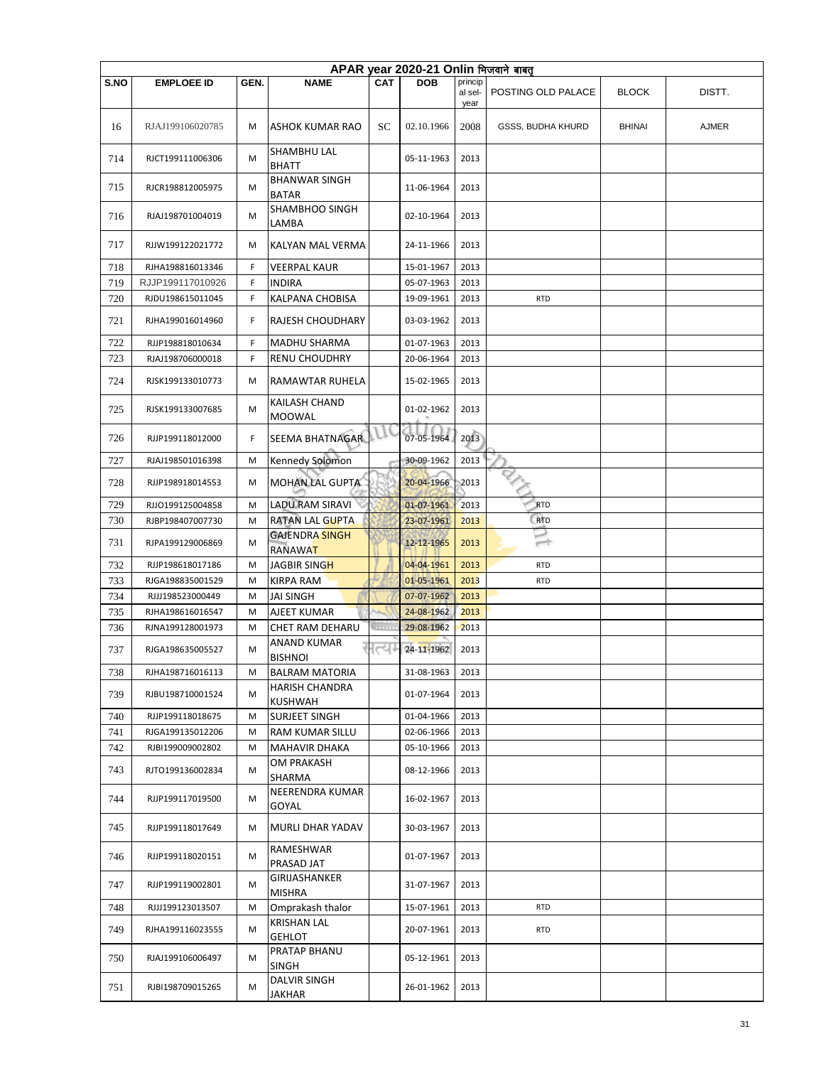| APAR year 2020-21 Onlin भिजवाने बाबत् | | | | | | | | | |
|---|---|---|---|---|---|---|---|---|---|
| S.NO | EMPLOEE ID | GEN. | NAME | CAT | DOB | principal sel-year | POSTING OLD PALACE | BLOCK | DISTT. |
| 16 | RJAJ199106020785 | M | ASHOK KUMAR RAO | SC | 02.10.1966 | 2008 | GSSS, BUDHA KHURD | BHINAI | AJMER |
| 714 | RJCT199111006306 | M | SHAMBHU LAL BHATT | | 05-11-1963 | 2013 | | | |
| 715 | RJCR198812005975 | M | BHANWAR SINGH BATAR | | 11-06-1964 | 2013 | | | |
| 716 | RJAJ198701004019 | M | SHAMBHOO SINGH LAMBA | | 02-10-1964 | 2013 | | | |
| 717 | RJJW199122021772 | M | KALYAN MAL VERMA | | 24-11-1966 | 2013 | | | |
| 718 | RJHA198816013346 | F | VEERPAL KAUR | | 15-01-1967 | 2013 | | | |
| 719 | RJJP199117010926 | F | INDIRA | | 05-07-1963 | 2013 | | | |
| 720 | RJDU198615011045 | F | KALPANA CHOBISA | | 19-09-1961 | 2013 | RTD | | |
| 721 | RJHA199016014960 | F | RAJESH CHOUDHARY | | 03-03-1962 | 2013 | | | |
| 722 | RJJP198818010634 | F | MADHU SHARMA | | 01-07-1963 | 2013 | | | |
| 723 | RJAJ198706000018 | F | RENU CHOUDHRY | | 20-06-1964 | 2013 | | | |
| 724 | RJSK199133010773 | M | RAMAWTAR RUHELA | | 15-02-1965 | 2013 | | | |
| 725 | RJSK199133007685 | M | KAILASH CHAND MOOWAL | | 01-02-1962 | 2013 | | | |
| 726 | RJJP199118012000 | F | SEEMA BHATNAGAR | | 07-05-1964 | 2013 | | | |
| 727 | RJAJ198501016398 | M | Kennedy Solomon | | 30-09-1962 | 2013 | | | |
| 728 | RJJP198918014553 | M | MOHAN LAL GUPTA | | 20-04-1966 | 2013 | | | |
| 729 | RJJO199125004858 | M | LADU RAM SIRAVI | | 01-07-1961 | 2013 | RTD | | |
| 730 | RJBP198407007730 | M | RATAN LAL GUPTA | | 23-07-1961 | 2013 | RTD | | |
| 731 | RJPA199129006869 | M | GAJENDRA SINGH RANAWAT | | 12-12-1965 | 2013 | | | |
| 732 | RJJP198618017186 | M | JAGBIR SINGH | | 04-04-1961 | 2013 | RTD | | |
| 733 | RJGA198835001529 | M | KIRPA RAM | | 01-05-1961 | 2013 | RTD | | |
| 734 | RJJJ198523000449 | M | JAI SINGH | | 07-07-1962 | 2013 | | | |
| 735 | RJHA198616016547 | M | AJEET KUMAR | | 24-08-1962 | 2013 | | | |
| 736 | RJNA199128001973 | M | CHET RAM DEHARU | | 29-08-1962 | 2013 | | | |
| 737 | RJGA198635005527 | M | ANAND KUMAR BISHNOI | | 24-11-1962 | 2013 | | | |
| 738 | RJHA198716016113 | M | BALRAM MATORIA | | 31-08-1963 | 2013 | | | |
| 739 | RJBU198710001524 | M | HARISH CHANDRA KUSHWAH | | 01-07-1964 | 2013 | | | |
| 740 | RJJP199118018675 | M | SURJEET SINGH | | 01-04-1966 | 2013 | | | |
| 741 | RJGA199135012206 | M | RAM KUMAR SILLU | | 02-06-1966 | 2013 | | | |
| 742 | RJBI199009002802 | M | MAHAVIR DHAKA | | 05-10-1966 | 2013 | | | |
| 743 | RJTO199136002834 | M | OM PRAKASH SHARMA | | 08-12-1966 | 2013 | | | |
| 744 | RJJP199117019500 | M | NEERENDRA KUMAR GOYAL | | 16-02-1967 | 2013 | | | |
| 745 | RJJP199118017649 | M | MURLI DHAR YADAV | | 30-03-1967 | 2013 | | | |
| 746 | RJJP199118020151 | M | RAMESHWAR PRASAD JAT | | 01-07-1967 | 2013 | | | |
| 747 | RJJP199119002801 | M | GIRIJASHANKER MISHRA | | 31-07-1967 | 2013 | | | |
| 748 | RJJJ199123013507 | M | Omprakash thalor | | 15-07-1961 | 2013 | RTD | | |
| 749 | RJHA199116023555 | M | KRISHAN LAL GEHLOT | | 20-07-1961 | 2013 | RTD | | |
| 750 | RJAJ199106006497 | M | PRATAP BHANU SINGH | | 05-12-1961 | 2013 | | | |
| 751 | RJBI198709015265 | M | DALVIR SINGH JAKHAR | | 26-01-1962 | 2013 | | | |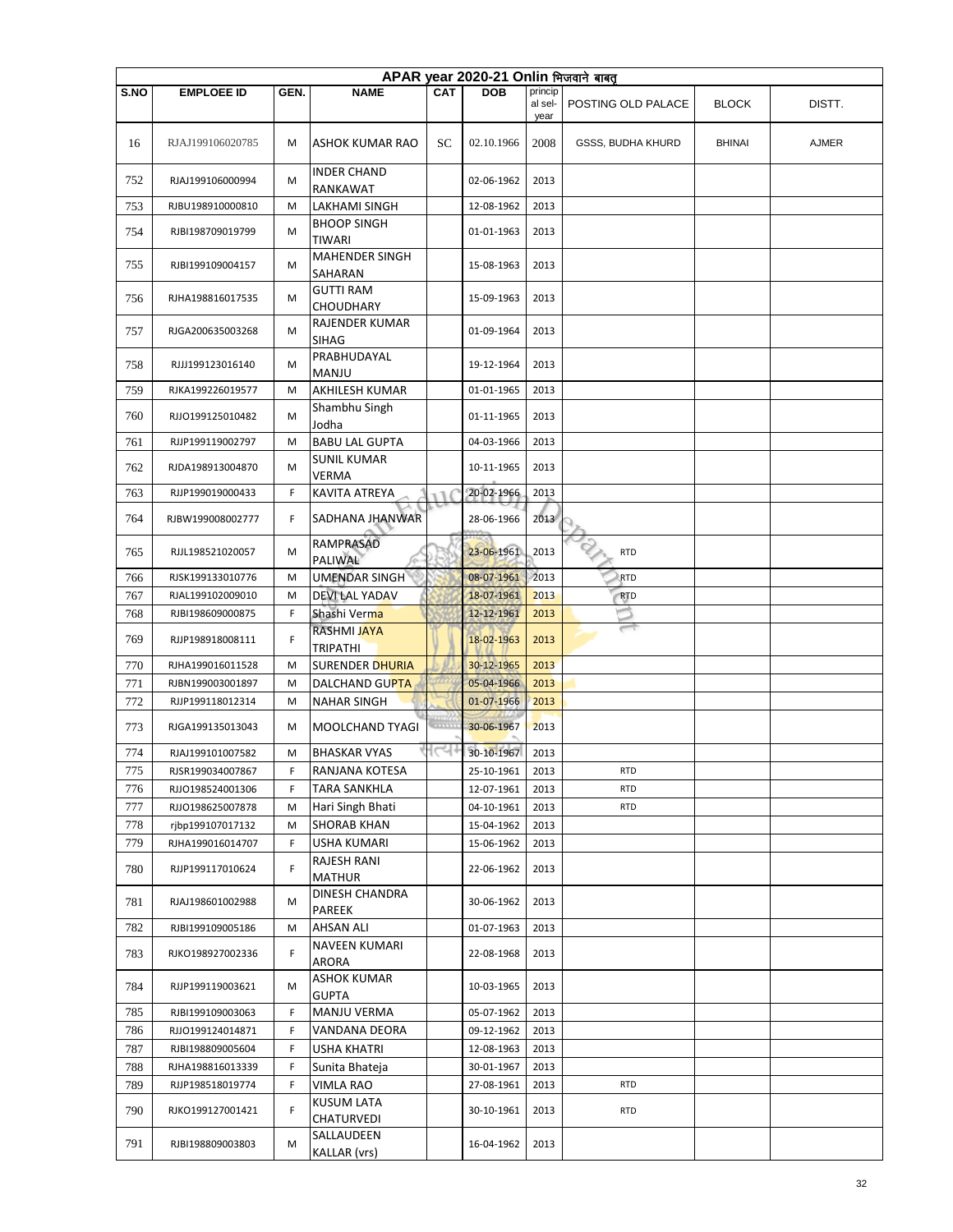| APAR year 2020-21 Onlin भिजवाने बाबत् | | | | | | | | | |
|---|---|---|---|---|---|---|---|---|---|
| S.NO | EMPLOEE ID | GEN. | NAME | CAT | DOB | principal sel-year | POSTING OLD PALACE | BLOCK | DISTT. |
| 16 | RJAJ199106020785 | M | ASHOK KUMAR RAO | SC | 02.10.1966 | 2008 | GSSS, BUDHA KHURD | BHINAI | AJMER |
| 752 | RJAJ199106000994 | M | INDER CHAND RANKAWAT | | 02-06-1962 | 2013 | | | |
| 753 | RJBU198910000810 | M | LAKHAMI SINGH | | 12-08-1962 | 2013 | | | |
| 754 | RJBI198709019799 | M | BHOOP SINGH TIWARI | | 01-01-1963 | 2013 | | | |
| 755 | RJBI199109004157 | M | MAHENDER SINGH SAHARAN | | 15-08-1963 | 2013 | | | |
| 756 | RJHA198816017535 | M | GUTTI RAM CHOUDHARY | | 15-09-1963 | 2013 | | | |
| 757 | RJGA200635003268 | M | RAJENDER KUMAR SIHAG | | 01-09-1964 | 2013 | | | |
| 758 | RJJJ199123016140 | M | PRABHUDAYAL MANJU | | 19-12-1964 | 2013 | | | |
| 759 | RJKA199226019577 | M | AKHILESH KUMAR | | 01-01-1965 | 2013 | | | |
| 760 | RJJO199125010482 | M | Shambhu Singh Jodha | | 01-11-1965 | 2013 | | | |
| 761 | RJJP199119002797 | M | BABU LAL GUPTA | | 04-03-1966 | 2013 | | | |
| 762 | RJDA198913004870 | M | SUNIL KUMAR VERMA | | 10-11-1965 | 2013 | | | |
| 763 | RJJP199019000433 | F | KAVITA ATREYA | | 20-02-1966 | 2013 | | | |
| 764 | RJBW199008002777 | F | SADHANA JHANWAR | | 28-06-1966 | 2013 | | | |
| 765 | RJJL198521020057 | M | RAMPRASAD PALIWAL | | 23-06-1961 | 2013 | RTD | | |
| 766 | RJSK199133010776 | M | UMENDAR SINGH | | 08-07-1961 | 2013 | RTD | | |
| 767 | RJAL199102009010 | M | DEVI LAL YADAV | | 18-07-1961 | 2013 | RTD | | |
| 768 | RJBI198609000875 | F | Shashi Verma | | 12-12-1961 | 2013 | | | |
| 769 | RJJP198918008111 | F | RASHMI JAYA TRIPATHI | | 18-02-1963 | 2013 | | | |
| 770 | RJHA199016011528 | M | SURENDER DHURIA | | 30-12-1965 | 2013 | | | |
| 771 | RJBN199003001897 | M | DALCHAND GUPTA | | 05-04-1966 | 2013 | | | |
| 772 | RJJP199118012314 | M | NAHAR SINGH | | 01-07-1966 | 2013 | | | |
| 773 | RJGA199135013043 | M | MOOLCHAND TYAGI | | 30-06-1967 | 2013 | | | |
| 774 | RJAJ199101007582 | M | BHASKAR VYAS | | 30-10-1967 | 2013 | | | |
| 775 | RJSR199034007867 | F | RANJANA KOTESA | | 25-10-1961 | 2013 | RTD | | |
| 776 | RJJO198524001306 | F | TARA SANKHLA | | 12-07-1961 | 2013 | RTD | | |
| 777 | RJJO198625007878 | M | Hari Singh Bhati | | 04-10-1961 | 2013 | RTD | | |
| 778 | rjbp199107017132 | M | SHORAB KHAN | | 15-04-1962 | 2013 | | | |
| 779 | RJHA199016014707 | F | USHA KUMARI | | 15-06-1962 | 2013 | | | |
| 780 | RJJP199117010624 | F | RAJESH RANI MATHUR | | 22-06-1962 | 2013 | | | |
| 781 | RJAJ198601002988 | M | DINESH CHANDRA PAREEK | | 30-06-1962 | 2013 | | | |
| 782 | RJBI199109005186 | M | AHSAN ALI | | 01-07-1963 | 2013 | | | |
| 783 | RJKO198927002336 | F | NAVEEN KUMARI ARORA | | 22-08-1968 | 2013 | | | |
| 784 | RJJP199119003621 | M | ASHOK KUMAR GUPTA | | 10-03-1965 | 2013 | | | |
| 785 | RJBI199109003063 | F | MANJU VERMA | | 05-07-1962 | 2013 | | | |
| 786 | RJJO199124014871 | F | VANDANA DEORA | | 09-12-1962 | 2013 | | | |
| 787 | RJBI198809005604 | F | USHA KHATRI | | 12-08-1963 | 2013 | | | |
| 788 | RJHA198816013339 | F | Sunita Bhateja | | 30-01-1967 | 2013 | | | |
| 789 | RJJP198518019774 | F | VIMLA RAO | | 27-08-1961 | 2013 | RTD | | |
| 790 | RJKO199127001421 | F | KUSUM LATA CHATURVEDI | | 30-10-1961 | 2013 | RTD | | |
| 791 | RJBI198809003803 | M | SALLAUDEEN KALLAR (vrs) | | 16-04-1962 | 2013 | | | |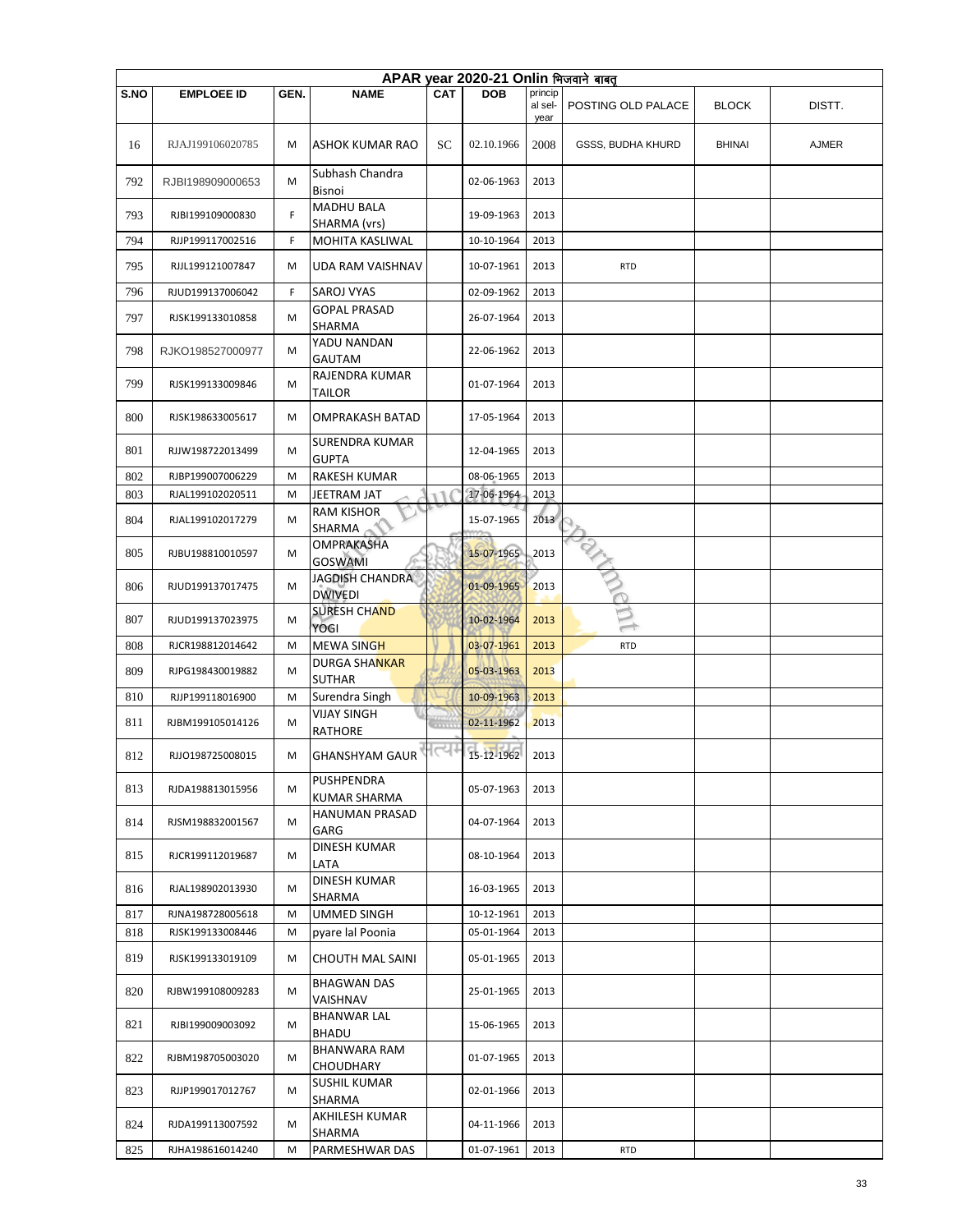| APAR year 2020-21 Onlin भिजवाने बाबत् | | | | | | | | | |
|---|---|---|---|---|---|---|---|---|---|
| S.NO | EMPLOEE ID | GEN. | NAME | CAT | DOB | princip al sel-year | POSTING OLD PALACE | BLOCK | DISTT. |
| 16 | RJAJ199106020785 | M | ASHOK KUMAR RAO | SC | 02.10.1966 | 2008 | GSSS, BUDHA KHURD | BHINAI | AJMER |
| 792 | RJBI198909000653 | M | Subhash Chandra Bisnoi | | 02-06-1963 | 2013 | | | |
| 793 | RJBI199109000830 | F | MADHU BALA SHARMA (vrs) | | 19-09-1963 | 2013 | | | |
| 794 | RJJP199117002516 | F | MOHITA KASLIWAL | | 10-10-1964 | 2013 | | | |
| 795 | RJJL199121007847 | M | UDA RAM VAISHNAV | | 10-07-1961 | 2013 | RTD | | |
| 796 | RJUD199137006042 | F | SAROJ VYAS | | 02-09-1962 | 2013 | | | |
| 797 | RJSK199133010858 | M | GOPAL PRASAD SHARMA | | 26-07-1964 | 2013 | | | |
| 798 | RJKO198527000977 | M | YADU NANDAN GAUTAM | | 22-06-1962 | 2013 | | | |
| 799 | RJSK199133009846 | M | RAJENDRA KUMAR TAILOR | | 01-07-1964 | 2013 | | | |
| 800 | RJSK198633005617 | M | OMPRAKASH BATAD | | 17-05-1964 | 2013 | | | |
| 801 | RJJW198722013499 | M | SURENDRA KUMAR GUPTA | | 12-04-1965 | 2013 | | | |
| 802 | RJBP199007006229 | M | RAKESH KUMAR | | 08-06-1965 | 2013 | | | |
| 803 | RJAL199102020511 | M | JEETRAM JAT | | 17-06-1964 | 2013 | | | |
| 804 | RJAL199102017279 | M | RAM KISHOR SHARMA | | 15-07-1965 | 2013 | | | |
| 805 | RJBU198810010597 | M | OMPRAKASHA GOSWAMI | | 15-07-1965 | 2013 | | | |
| 806 | RJUD199137017475 | M | JAGDISH CHANDRA DWIVEDI | | 01-09-1965 | 2013 | | | |
| 807 | RJUD199137023975 | M | SURESH CHAND YOGI | | 10-02-1964 | 2013 | | | |
| 808 | RJCR198812014642 | M | MEWA SINGH | | 03-07-1961 | 2013 | RTD | | |
| 809 | RJPG198430019882 | M | DURGA SHANKAR SUTHAR | | 05-03-1963 | 2013 | | | |
| 810 | RJJP199118016900 | M | Surendra Singh | | 10-09-1963 | 2013 | | | |
| 811 | RJBM199105014126 | M | VIJAY SINGH RATHORE | | 02-11-1962 | 2013 | | | |
| 812 | RJJO198725008015 | M | GHANSHYAM GAUR | | 15-12-1962 | 2013 | | | |
| 813 | RJDA198813015956 | M | PUSHPENDRA KUMAR SHARMA | | 05-07-1963 | 2013 | | | |
| 814 | RJSM198832001567 | M | HANUMAN PRASAD GARG | | 04-07-1964 | 2013 | | | |
| 815 | RJCR199112019687 | M | DINESH KUMAR LATA | | 08-10-1964 | 2013 | | | |
| 816 | RJAL198902013930 | M | DINESH KUMAR SHARMA | | 16-03-1965 | 2013 | | | |
| 817 | RJNA198728005618 | M | UMMED SINGH | | 10-12-1961 | 2013 | | | |
| 818 | RJSK199133008446 | M | pyare lal Poonia | | 05-01-1964 | 2013 | | | |
| 819 | RJSK199133019109 | M | CHOUTH MAL SAINI | | 05-01-1965 | 2013 | | | |
| 820 | RJBW199108009283 | M | BHAGWAN DAS VAISHNAV | | 25-01-1965 | 2013 | | | |
| 821 | RJBI199009003092 | M | BHANWAR LAL BHADU | | 15-06-1965 | 2013 | | | |
| 822 | RJBM198705003020 | M | BHANWARA RAM CHOUDHARY | | 01-07-1965 | 2013 | | | |
| 823 | RJJP199017012767 | M | SUSHIL KUMAR SHARMA | | 02-01-1966 | 2013 | | | |
| 824 | RJDA199113007592 | M | AKHILESH KUMAR SHARMA | | 04-11-1966 | 2013 | | | |
| 825 | RJHA198616014240 | M | PARMESHWAR DAS | | 01-07-1961 | 2013 | RTD | | |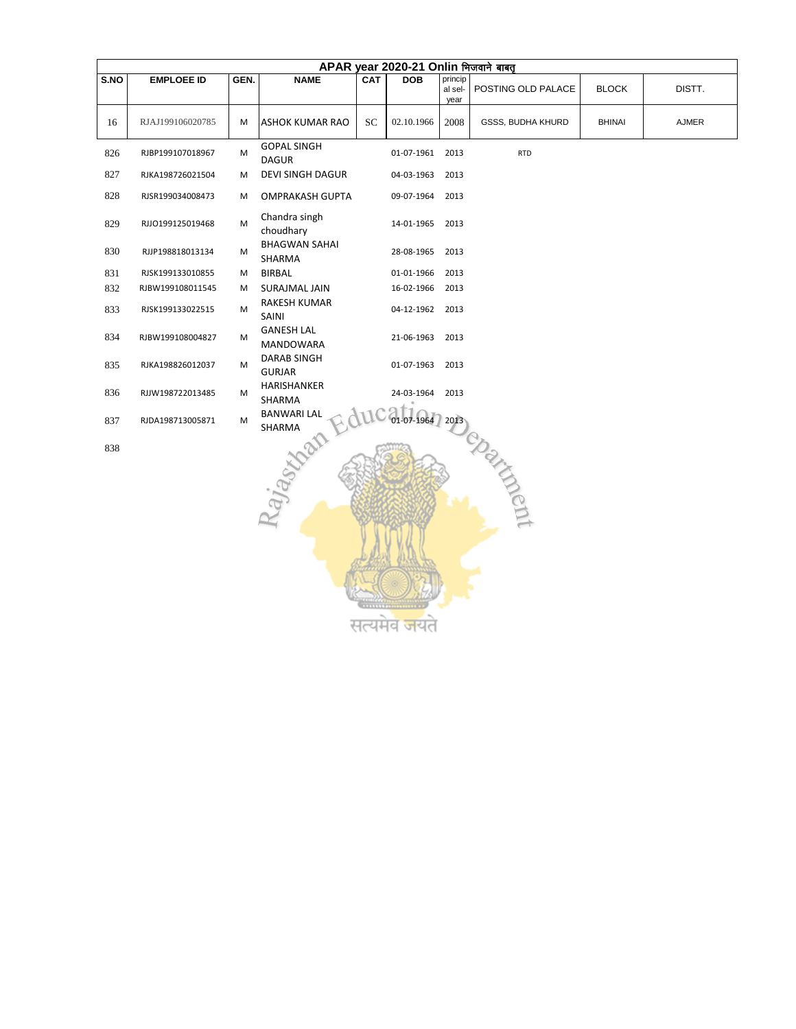| APAR year 2020-21 Onlin भिजवाने बाबत् | | | | | | | | | |
|---|---|---|---|---|---|---|---|---|---|
| S.NO | EMPLOEE ID | GEN. | NAME | CAT | DOB | princip al sel-year | POSTING OLD PALACE | BLOCK | DISTT. |
| 16 | RJAJ199106020785 | M | ASHOK KUMAR RAO | SC | 02.10.1966 | 2008 | GSSS, BUDHA KHURD | BHINAI | AJMER |
| 826 | RJBP199107018967 | M | GOPAL SINGH DAGUR | | 01-07-1961 | 2013 | RTD | | |
| 827 | RJKA198726021504 | M | DEVI SINGH DAGUR | | 04-03-1963 | 2013 | | | |
| 828 | RJSR199034008473 | M | OMPRAKASH GUPTA | | 09-07-1964 | 2013 | | | |
| 829 | RJJO199125019468 | M | Chandra singh choudhary | | 14-01-1965 | 2013 | | | |
| 830 | RJJP198818013134 | M | BHAGWAN SAHAI SHARMA | | 28-08-1965 | 2013 | | | |
| 831 | RJSK199133010855 | M | BIRBAL | | 01-01-1966 | 2013 | | | |
| 832 | RJBW199108011545 | M | SURAJMAL JAIN | | 16-02-1966 | 2013 | | | |
| 833 | RJSK199133022515 | M | RAKESH KUMAR SAINI | | 04-12-1962 | 2013 | | | |
| 834 | RJBW199108004827 | M | GANESH LAL MANDOWARA | | 21-06-1963 | 2013 | | | |
| 835 | RJKA198826012037 | M | DARAB SINGH GURJAR | | 01-07-1963 | 2013 | | | |
| 836 | RJJW198722013485 | M | HARISHANKER SHARMA | | 24-03-1964 | 2013 | | | |
| 837 | RJDA198713005871 | M | BANWARI LAL SHARMA | | 01-07-1964 | 2013 | | | |
| 838 | | | | | | | | | |